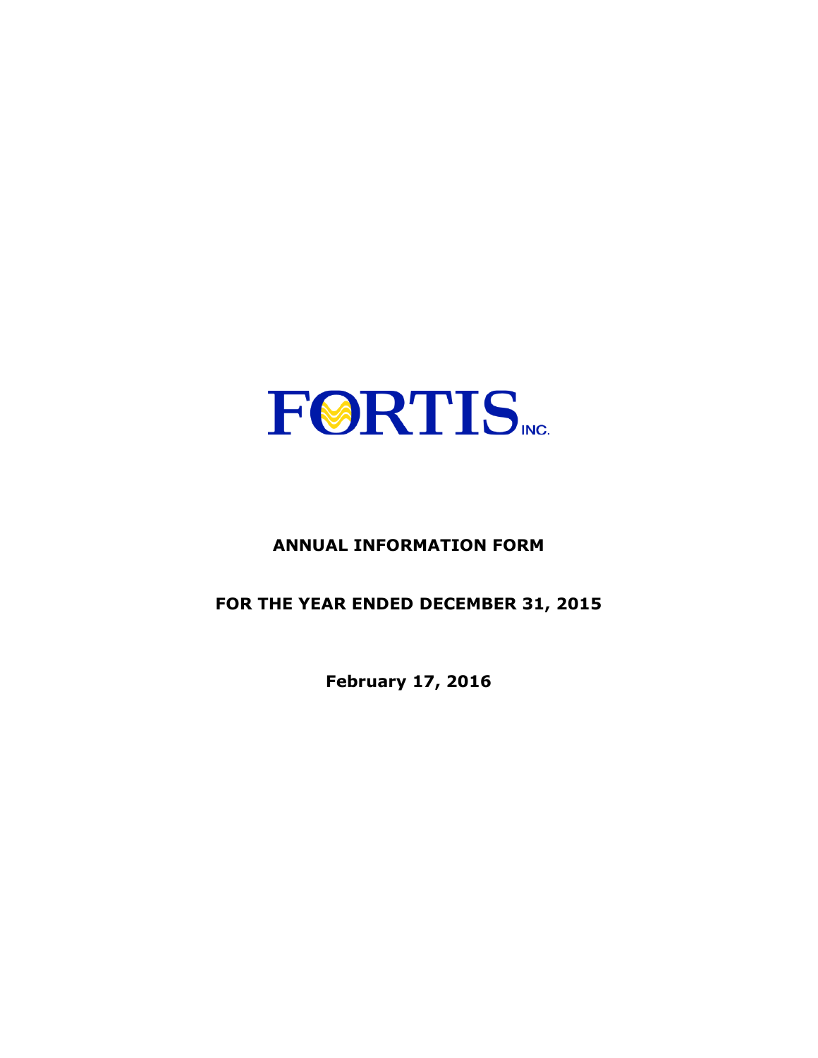FORTIS INC.

# ANNUAL INFORMATION FORM

## FOR THE YEAR ENDED DECEMBER 31, 2015

**February 17, 2016**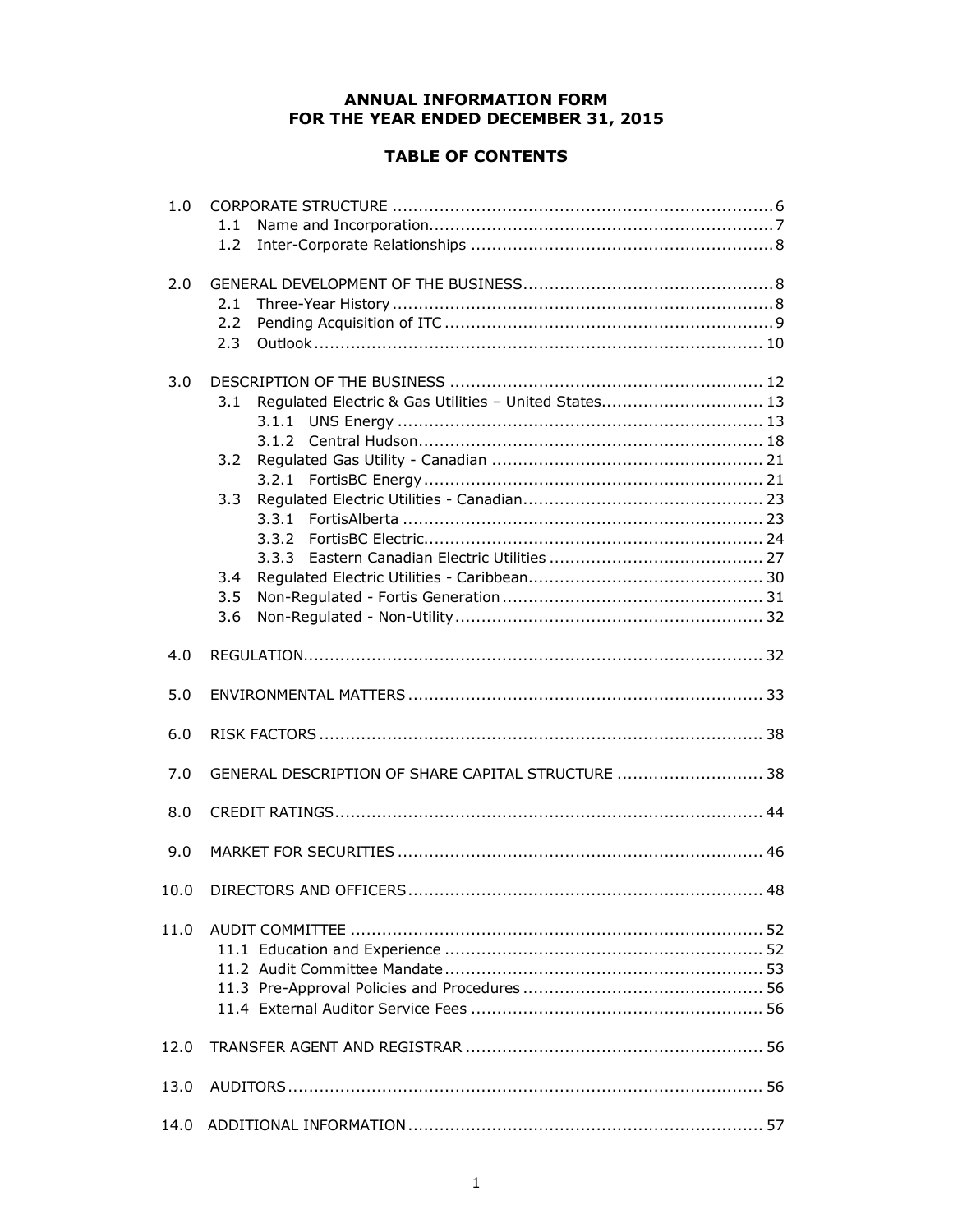# ANNUAL INFORMATION FORM
# FOR THE YEAR ENDED DECEMBER 31, 2015

## TABLE OF CONTENTS

| | | |
|---|---|---|
| 1.0 | CORPORATE STRUCTURE | 6 |
| | 1.1 Name and Incorporation | 7 |
| | 1.2 Inter-Corporate Relationships | 8 |
| 2.0 | GENERAL DEVELOPMENT OF THE BUSINESS | 8 |
| | 2.1 Three-Year History | 8 |
| | 2.2 Pending Acquisition of ITC | 9 |
| | 2.3 Outlook | 10 |
| 3.0 | DESCRIPTION OF THE BUSINESS | 12 |
| | 3.1 Regulated Electric & Gas Utilities – United States | 13 |
| | 3.1.1 UNS Energy | 13 |
| | 3.1.2 Central Hudson | 18 |
| | 3.2 Regulated Gas Utility - Canadian | 21 |
| | 3.2.1 FortisBC Energy | 21 |
| | 3.3 Regulated Electric Utilities - Canadian | 23 |
| | 3.3.1 FortisAlberta | 23 |
| | 3.3.2 FortisBC Electric | 24 |
| | 3.3.3 Eastern Canadian Electric Utilities | 27 |
| | 3.4 Regulated Electric Utilities - Caribbean | 30 |
| | 3.5 Non-Regulated - Fortis Generation | 31 |
| | 3.6 Non-Regulated - Non-Utility | 32 |
| 4.0 | REGULATION | 32 |
| 5.0 | ENVIRONMENTAL MATTERS | 33 |
| 6.0 | RISK FACTORS | 38 |
| 7.0 | GENERAL DESCRIPTION OF SHARE CAPITAL STRUCTURE | 38 |
| 8.0 | CREDIT RATINGS | 44 |
| 9.0 | MARKET FOR SECURITIES | 46 |
| 10.0 | DIRECTORS AND OFFICERS | 48 |
| 11.0 | AUDIT COMMITTEE | 52 |
| | 11.1 Education and Experience | 52 |
| | 11.2 Audit Committee Mandate | 53 |
| | 11.3 Pre-Approval Policies and Procedures | 56 |
| | 11.4 External Auditor Service Fees | 56 |
| 12.0 | TRANSFER AGENT AND REGISTRAR | 56 |
| 13.0 | AUDITORS | 56 |
| 14.0 | ADDITIONAL INFORMATION | 57 |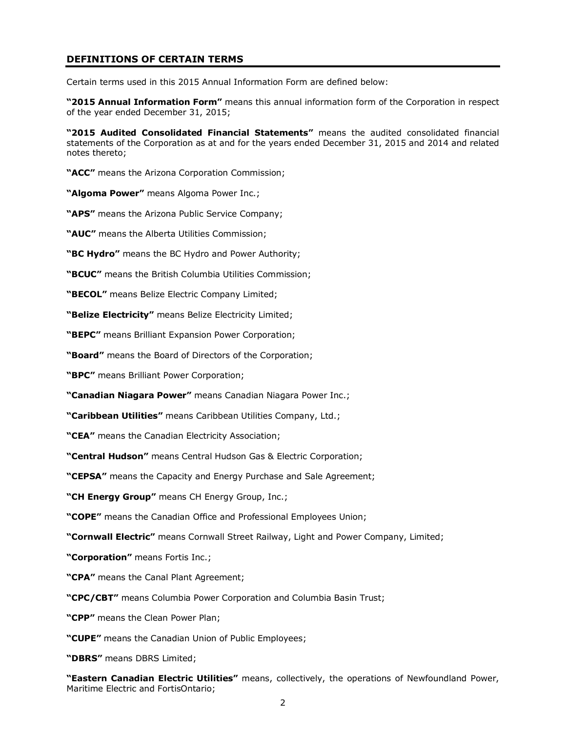## DEFINITIONS OF CERTAIN TERMS

Certain terms used in this 2015 Annual Information Form are defined below:

**"2015 Annual Information Form"** means this annual information form of the Corporation in respect of the year ended December 31, 2015;

**"2015 Audited Consolidated Financial Statements"** means the audited consolidated financial statements of the Corporation as at and for the years ended December 31, 2015 and 2014 and related notes thereto;

**"ACC"** means the Arizona Corporation Commission;

**"Algoma Power"** means Algoma Power Inc.;

**"APS"** means the Arizona Public Service Company;

**"AUC"** means the Alberta Utilities Commission;

**"BC Hydro"** means the BC Hydro and Power Authority;

**"BCUC"** means the British Columbia Utilities Commission;

**"BECOL"** means Belize Electric Company Limited;

**"Belize Electricity"** means Belize Electricity Limited;

**"BEPC"** means Brilliant Expansion Power Corporation;

**"Board"** means the Board of Directors of the Corporation;

**"BPC"** means Brilliant Power Corporation;

**"Canadian Niagara Power"** means Canadian Niagara Power Inc.;

**"Caribbean Utilities"** means Caribbean Utilities Company, Ltd.;

**"CEA"** means the Canadian Electricity Association;

**"Central Hudson"** means Central Hudson Gas & Electric Corporation;

**"CEPSA"** means the Capacity and Energy Purchase and Sale Agreement;

**"CH Energy Group"** means CH Energy Group, Inc.;

**"COPE"** means the Canadian Office and Professional Employees Union;

**"Cornwall Electric"** means Cornwall Street Railway, Light and Power Company, Limited;

**"Corporation"** means Fortis Inc.;

**"CPA"** means the Canal Plant Agreement;

**"CPC/CBT"** means Columbia Power Corporation and Columbia Basin Trust;

**"CPP"** means the Clean Power Plan;

**"CUPE"** means the Canadian Union of Public Employees;

**"DBRS"** means DBRS Limited;

**"Eastern Canadian Electric Utilities"** means, collectively, the operations of Newfoundland Power, Maritime Electric and FortisOntario;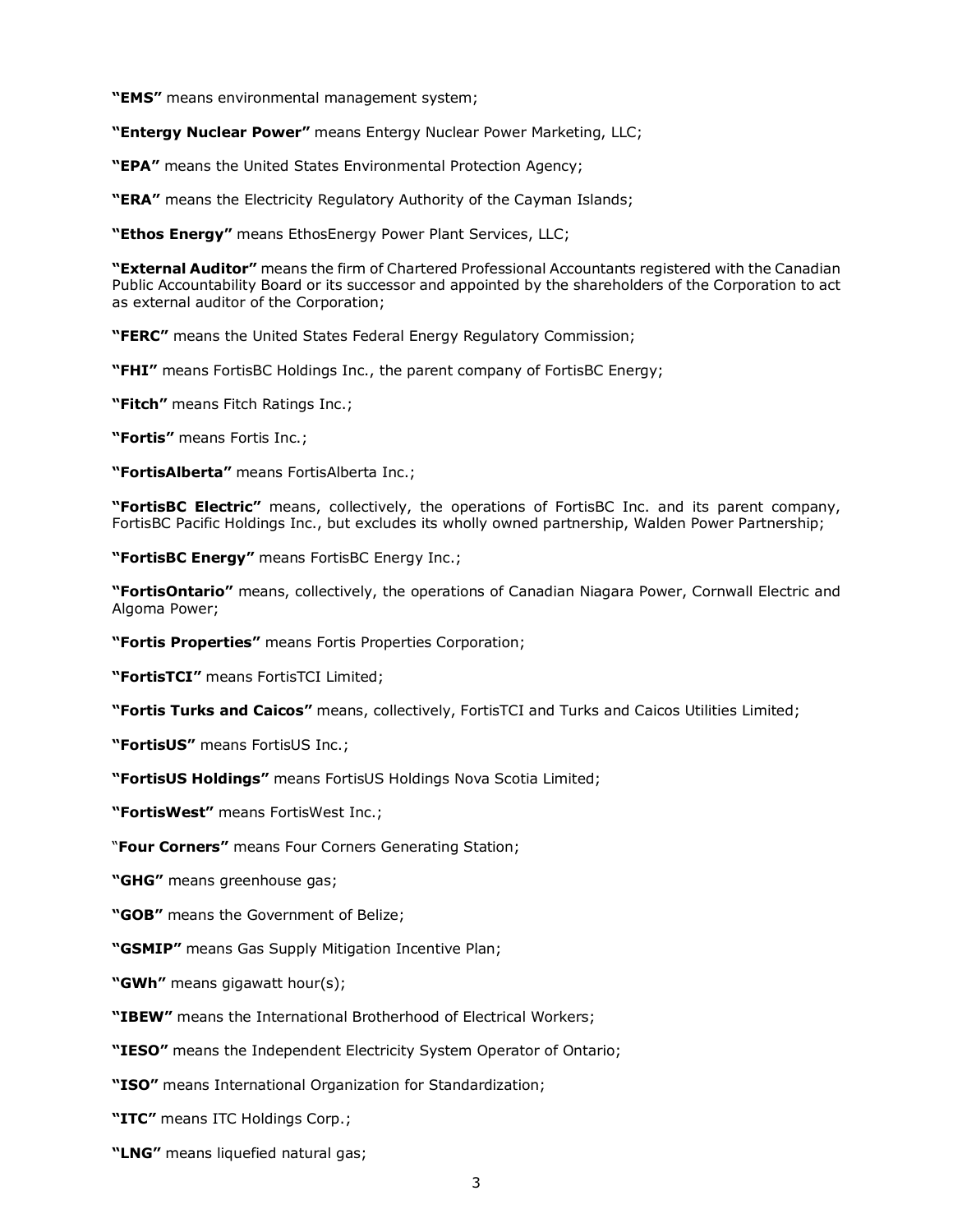**"EMS"** means environmental management system;

**"Entergy Nuclear Power"** means Entergy Nuclear Power Marketing, LLC;

**"EPA"** means the United States Environmental Protection Agency;

**"ERA"** means the Electricity Regulatory Authority of the Cayman Islands;

**"Ethos Energy"** means EthosEnergy Power Plant Services, LLC;

**"External Auditor"** means the firm of Chartered Professional Accountants registered with the Canadian Public Accountability Board or its successor and appointed by the shareholders of the Corporation to act as external auditor of the Corporation;

**"FERC"** means the United States Federal Energy Regulatory Commission;

**"FHI"** means FortisBC Holdings Inc., the parent company of FortisBC Energy;

**"Fitch"** means Fitch Ratings Inc.;

**"Fortis"** means Fortis Inc.;

**"FortisAlberta"** means FortisAlberta Inc.;

**"FortisBC Electric"** means, collectively, the operations of FortisBC Inc. and its parent company, FortisBC Pacific Holdings Inc., but excludes its wholly owned partnership, Walden Power Partnership;

**"FortisBC Energy"** means FortisBC Energy Inc.;

**"FortisOntario"** means, collectively, the operations of Canadian Niagara Power, Cornwall Electric and Algoma Power;

**"Fortis Properties"** means Fortis Properties Corporation;

**"FortisTCI"** means FortisTCI Limited;

**"Fortis Turks and Caicos"** means, collectively, FortisTCI and Turks and Caicos Utilities Limited;

**"FortisUS"** means FortisUS Inc.;

**"FortisUS Holdings"** means FortisUS Holdings Nova Scotia Limited;

**"FortisWest"** means FortisWest Inc.;

"**Four Corners"** means Four Corners Generating Station;

**"GHG"** means greenhouse gas;

**"GOB"** means the Government of Belize;

**"GSMIP"** means Gas Supply Mitigation Incentive Plan;

**"GWh"** means gigawatt hour(s);

**"IBEW"** means the International Brotherhood of Electrical Workers;

**"IESO"** means the Independent Electricity System Operator of Ontario;

**"ISO"** means International Organization for Standardization;

**"ITC"** means ITC Holdings Corp.;

**"LNG"** means liquefied natural gas;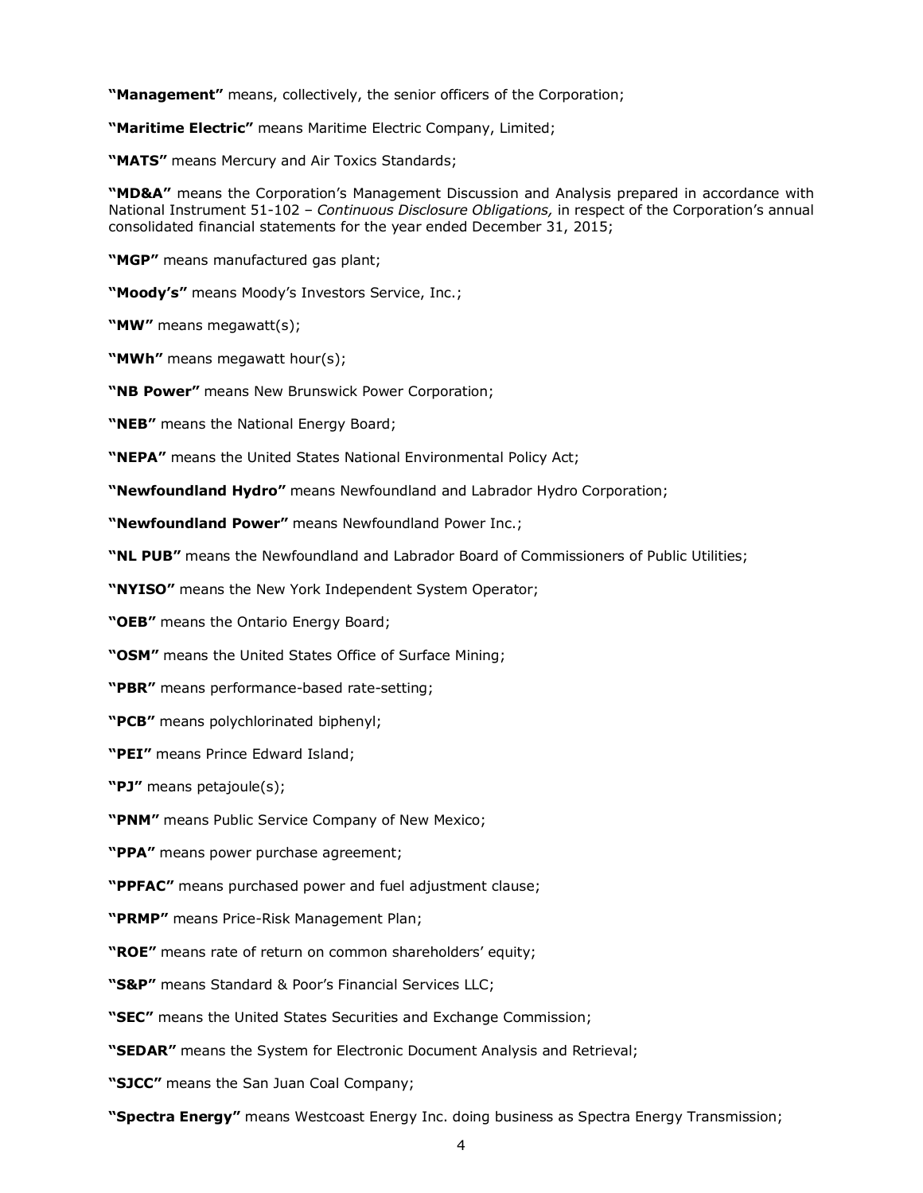**"Management"** means, collectively, the senior officers of the Corporation;

**"Maritime Electric"** means Maritime Electric Company, Limited;

**"MATS"** means Mercury and Air Toxics Standards;

**"MD&A"** means the Corporation's Management Discussion and Analysis prepared in accordance with National Instrument 51-102 – *Continuous Disclosure Obligations,* in respect of the Corporation's annual consolidated financial statements for the year ended December 31, 2015;

**"MGP"** means manufactured gas plant;

**"Moody's"** means Moody's Investors Service, Inc.;

**"MW"** means megawatt(s);

**"MWh"** means megawatt hour(s);

**"NB Power"** means New Brunswick Power Corporation;

**"NEB"** means the National Energy Board;

**"NEPA"** means the United States National Environmental Policy Act;

**"Newfoundland Hydro"** means Newfoundland and Labrador Hydro Corporation;

**"Newfoundland Power"** means Newfoundland Power Inc.;

**"NL PUB"** means the Newfoundland and Labrador Board of Commissioners of Public Utilities;

**"NYISO"** means the New York Independent System Operator;

**"OEB"** means the Ontario Energy Board;

**"OSM"** means the United States Office of Surface Mining;

**"PBR"** means performance-based rate-setting;

**"PCB"** means polychlorinated biphenyl;

**"PEI"** means Prince Edward Island;

**"PJ"** means petajoule(s);

**"PNM"** means Public Service Company of New Mexico;

**"PPA"** means power purchase agreement;

**"PPFAC"** means purchased power and fuel adjustment clause;

**"PRMP"** means Price-Risk Management Plan;

**"ROE"** means rate of return on common shareholders' equity;

**"S&P"** means Standard & Poor's Financial Services LLC;

**"SEC"** means the United States Securities and Exchange Commission;

**"SEDAR"** means the System for Electronic Document Analysis and Retrieval;

**"SJCC"** means the San Juan Coal Company;

**"Spectra Energy"** means Westcoast Energy Inc. doing business as Spectra Energy Transmission;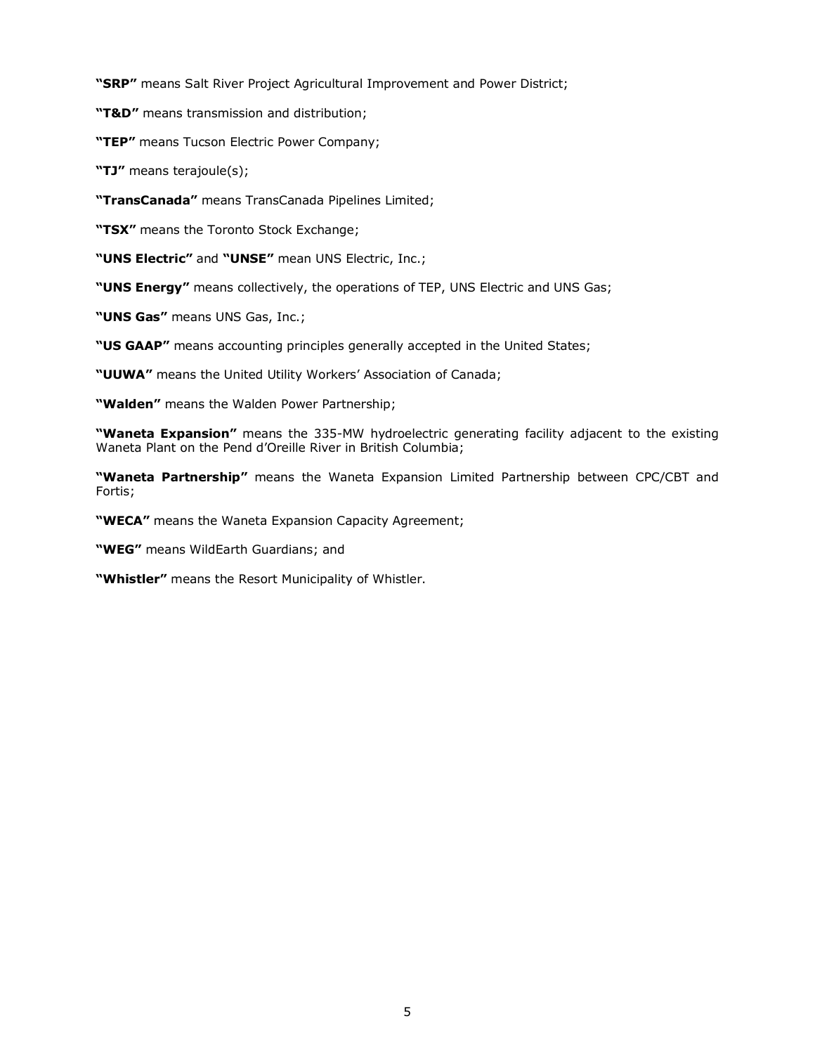**"SRP"** means Salt River Project Agricultural Improvement and Power District;

**"T&D"** means transmission and distribution;

**"TEP"** means Tucson Electric Power Company;

**"TJ"** means terajoule(s);

**"TransCanada"** means TransCanada Pipelines Limited;

**"TSX"** means the Toronto Stock Exchange;

**"UNS Electric"** and **"UNSE"** mean UNS Electric, Inc.;

**"UNS Energy"** means collectively, the operations of TEP, UNS Electric and UNS Gas;

**"UNS Gas"** means UNS Gas, Inc.;

**"US GAAP"** means accounting principles generally accepted in the United States;

**"UUWA"** means the United Utility Workers' Association of Canada;

**"Walden"** means the Walden Power Partnership;

**"Waneta Expansion"** means the 335-MW hydroelectric generating facility adjacent to the existing Waneta Plant on the Pend d'Oreille River in British Columbia;

**"Waneta Partnership"** means the Waneta Expansion Limited Partnership between CPC/CBT and Fortis;

**"WECA"** means the Waneta Expansion Capacity Agreement;

**"WEG"** means WildEarth Guardians; and

**"Whistler"** means the Resort Municipality of Whistler.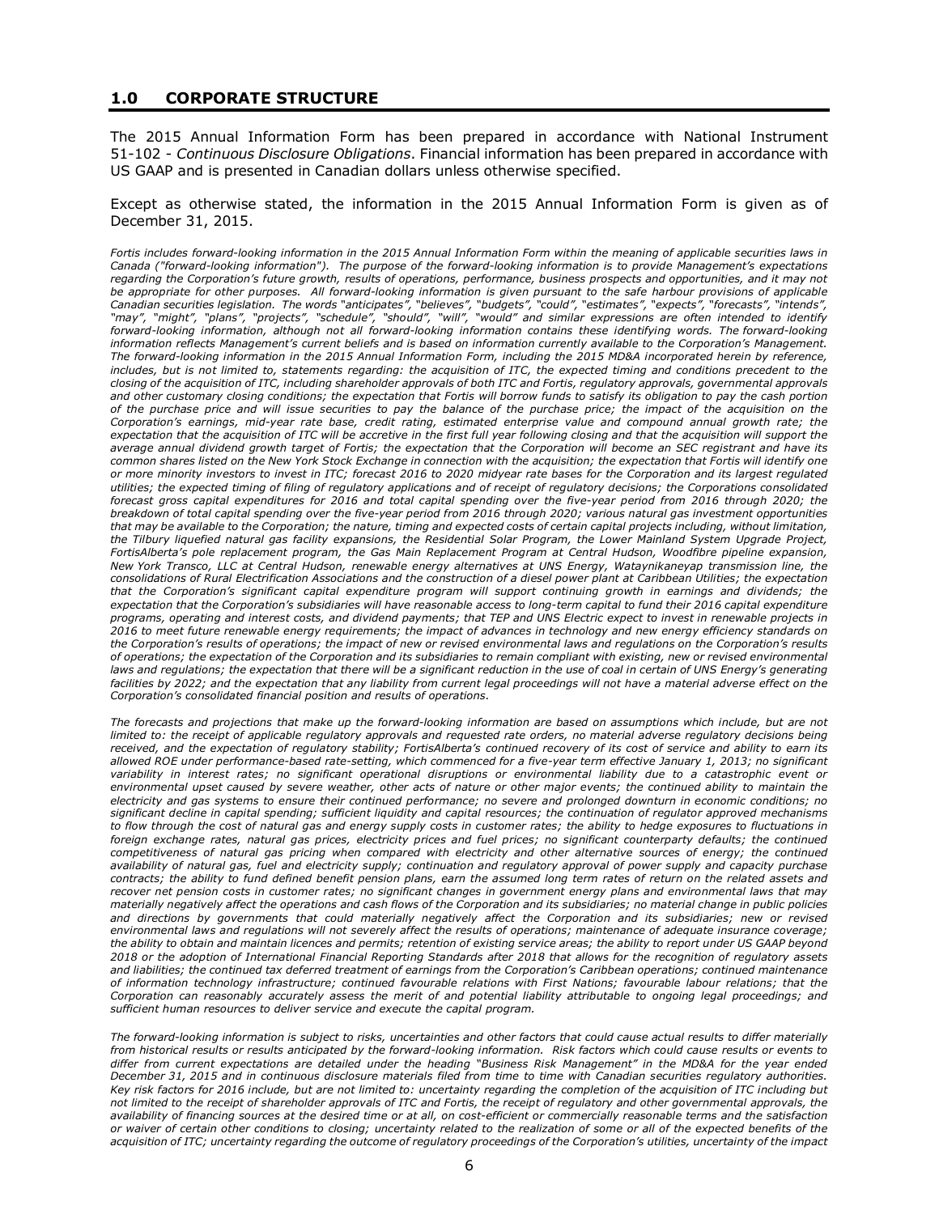# 1.0 CORPORATE STRUCTURE

The 2015 Annual Information Form has been prepared in accordance with National Instrument 51-102 - *Continuous Disclosure Obligations*. Financial information has been prepared in accordance with US GAAP and is presented in Canadian dollars unless otherwise specified.

Except as otherwise stated, the information in the 2015 Annual Information Form is given as of December 31, 2015.

*Fortis includes forward-looking information in the 2015 Annual Information Form within the meaning of applicable securities laws in Canada ("forward-looking information"). The purpose of the forward-looking information is to provide Management's expectations regarding the Corporation's future growth, results of operations, performance, business prospects and opportunities, and it may not be appropriate for other purposes. All forward-looking information is given pursuant to the safe harbour provisions of applicable Canadian securities legislation. The words "anticipates", "believes", "budgets", "could", "estimates", "expects", "forecasts", "intends", "may", "might", "plans", "projects", "schedule", "should", "will", "would" and similar expressions are often intended to identify forward-looking information, although not all forward-looking information contains these identifying words. The forward-looking information reflects Management's current beliefs and is based on information currently available to the Corporation's Management. The forward-looking information in the 2015 Annual Information Form, including the 2015 MD&A incorporated herein by reference, includes, but is not limited to, statements regarding: the acquisition of ITC, the expected timing and conditions precedent to the closing of the acquisition of ITC, including shareholder approvals of both ITC and Fortis, regulatory approvals, governmental approvals and other customary closing conditions; the expectation that Fortis will borrow funds to satisfy its obligation to pay the cash portion of the purchase price and will issue securities to pay the balance of the purchase price; the impact of the acquisition on the Corporation's earnings, mid-year rate base, credit rating, estimated enterprise value and compound annual growth rate; the expectation that the acquisition of ITC will be accretive in the first full year following closing and that the acquisition will support the average annual dividend growth target of Fortis; the expectation that the Corporation will become an SEC registrant and have its common shares listed on the New York Stock Exchange in connection with the acquisition; the expectation that Fortis will identify one or more minority investors to invest in ITC; forecast 2016 to 2020 midyear rate bases for the Corporation and its largest regulated utilities; the expected timing of filing of regulatory applications and of receipt of regulatory decisions; the Corporations consolidated forecast gross capital expenditures for 2016 and total capital spending over the five-year period from 2016 through 2020; the breakdown of total capital spending over the five-year period from 2016 through 2020; various natural gas investment opportunities that may be available to the Corporation; the nature, timing and expected costs of certain capital projects including, without limitation, the Tilbury liquefied natural gas facility expansions, the Residential Solar Program, the Lower Mainland System Upgrade Project, FortisAlberta's pole replacement program, the Gas Main Replacement Program at Central Hudson, Woodfibre pipeline expansion, New York Transco, LLC at Central Hudson, renewable energy alternatives at UNS Energy, Wataynikaneyap transmission line, the consolidations of Rural Electrification Associations and the construction of a diesel power plant at Caribbean Utilities; the expectation that the Corporation's significant capital expenditure program will support continuing growth in earnings and dividends; the expectation that the Corporation's subsidiaries will have reasonable access to long-term capital to fund their 2016 capital expenditure programs, operating and interest costs, and dividend payments; that TEP and UNS Electric expect to invest in renewable projects in 2016 to meet future renewable energy requirements; the impact of advances in technology and new energy efficiency standards on the Corporation's results of operations; the impact of new or revised environmental laws and regulations on the Corporation's results of operations; the expectation of the Corporation and its subsidiaries to remain compliant with existing, new or revised environmental laws and regulations; the expectation that there will be a significant reduction in the use of coal in certain of UNS Energy's generating facilities by 2022; and the expectation that any liability from current legal proceedings will not have a material adverse effect on the Corporation's consolidated financial position and results of operations.*

*The forecasts and projections that make up the forward-looking information are based on assumptions which include, but are not limited to: the receipt of applicable regulatory approvals and requested rate orders, no material adverse regulatory decisions being received, and the expectation of regulatory stability; FortisAlberta's continued recovery of its cost of service and ability to earn its allowed ROE under performance-based rate-setting, which commenced for a five-year term effective January 1, 2013; no significant variability in interest rates; no significant operational disruptions or environmental liability due to a catastrophic event or environmental upset caused by severe weather, other acts of nature or other major events; the continued ability to maintain the electricity and gas systems to ensure their continued performance; no severe and prolonged downturn in economic conditions; no significant decline in capital spending; sufficient liquidity and capital resources; the continuation of regulator approved mechanisms to flow through the cost of natural gas and energy supply costs in customer rates; the ability to hedge exposures to fluctuations in foreign exchange rates, natural gas prices, electricity prices and fuel prices; no significant counterparty defaults; the continued competitiveness of natural gas pricing when compared with electricity and other alternative sources of energy; the continued availability of natural gas, fuel and electricity supply; continuation and regulatory approval of power supply and capacity purchase contracts; the ability to fund defined benefit pension plans, earn the assumed long term rates of return on the related assets and recover net pension costs in customer rates; no significant changes in government energy plans and environmental laws that may materially negatively affect the operations and cash flows of the Corporation and its subsidiaries; no material change in public policies and directions by governments that could materially negatively affect the Corporation and its subsidiaries; new or revised environmental laws and regulations will not severely affect the results of operations; maintenance of adequate insurance coverage; the ability to obtain and maintain licences and permits; retention of existing service areas; the ability to report under US GAAP beyond 2018 or the adoption of International Financial Reporting Standards after 2018 that allows for the recognition of regulatory assets and liabilities; the continued tax deferred treatment of earnings from the Corporation's Caribbean operations; continued maintenance of information technology infrastructure; continued favourable relations with First Nations; favourable labour relations; that the Corporation can reasonably accurately assess the merit of and potential liability attributable to ongoing legal proceedings; and sufficient human resources to deliver service and execute the capital program.*

*The forward-looking information is subject to risks, uncertainties and other factors that could cause actual results to differ materially from historical results or results anticipated by the forward-looking information. Risk factors which could cause results or events to differ from current expectations are detailed under the heading "Business Risk Management" in the MD&A for the year ended December 31, 2015 and in continuous disclosure materials filed from time to time with Canadian securities regulatory authorities. Key risk factors for 2016 include, but are not limited to: uncertainty regarding the completion of the acquisition of ITC including but not limited to the receipt of shareholder approvals of ITC and Fortis, the receipt of regulatory and other governmental approvals, the availability of financing sources at the desired time or at all, on cost-efficient or commercially reasonable terms and the satisfaction or waiver of certain other conditions to closing; uncertainty related to the realization of some or all of the expected benefits of the acquisition of ITC; uncertainty regarding the outcome of regulatory proceedings of the Corporation's utilities, uncertainty of the impact*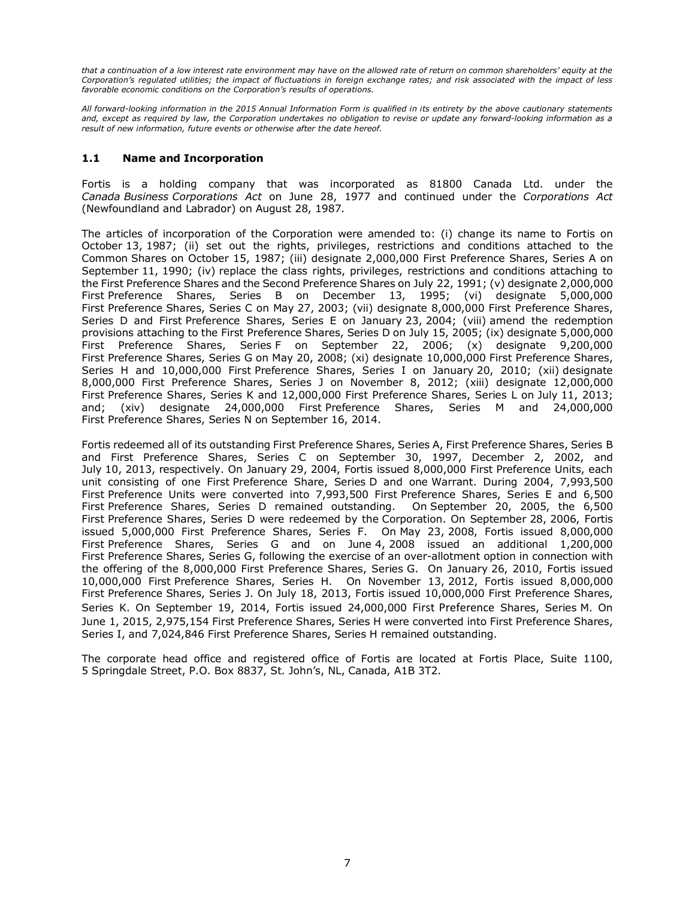*that a continuation of a low interest rate environment may have on the allowed rate of return on common shareholders' equity at the Corporation's regulated utilities; the impact of fluctuations in foreign exchange rates; and risk associated with the impact of less favorable economic conditions on the Corporation's results of operations.*

*All forward-looking information in the 2015 Annual Information Form is qualified in its entirety by the above cautionary statements and, except as required by law, the Corporation undertakes no obligation to revise or update any forward-looking information as a result of new information, future events or otherwise after the date hereof.*

### 1.1 Name and Incorporation

Fortis is a holding company that was incorporated as 81800 Canada Ltd. under the *Canada Business Corporations Act* on June 28, 1977 and continued under the *Corporations Act* (Newfoundland and Labrador) on August 28, 1987.

The articles of incorporation of the Corporation were amended to: (i) change its name to Fortis on October 13, 1987; (ii) set out the rights, privileges, restrictions and conditions attached to the Common Shares on October 15, 1987; (iii) designate 2,000,000 First Preference Shares, Series A on September 11, 1990; (iv) replace the class rights, privileges, restrictions and conditions attaching to the First Preference Shares and the Second Preference Shares on July 22, 1991; (v) designate 2,000,000 First Preference Shares, Series B on December 13, 1995; (vi) designate 5,000,000 First Preference Shares, Series C on May 27, 2003; (vii) designate 8,000,000 First Preference Shares, Series D and First Preference Shares, Series E on January 23, 2004; (viii) amend the redemption provisions attaching to the First Preference Shares, Series D on July 15, 2005; (ix) designate 5,000,000 First Preference Shares, Series F on September 22, 2006; (x) designate 9,200,000 First Preference Shares, Series G on May 20, 2008; (xi) designate 10,000,000 First Preference Shares, Series H and 10,000,000 First Preference Shares, Series I on January 20, 2010; (xii) designate 8,000,000 First Preference Shares, Series J on November 8, 2012; (xiii) designate 12,000,000 First Preference Shares, Series K and 12,000,000 First Preference Shares, Series L on July 11, 2013; and; (xiv) designate 24,000,000 First Preference Shares, Series M and 24,000,000 First Preference Shares, Series N on September 16, 2014.

Fortis redeemed all of its outstanding First Preference Shares, Series A, First Preference Shares, Series B and First Preference Shares, Series C on September 30, 1997, December 2, 2002, and July 10, 2013, respectively. On January 29, 2004, Fortis issued 8,000,000 First Preference Units, each unit consisting of one First Preference Share, Series D and one Warrant. During 2004, 7,993,500 First Preference Units were converted into 7,993,500 First Preference Shares, Series E and 6,500 First Preference Shares, Series D remained outstanding. On September 20, 2005, the 6,500 First Preference Shares, Series D were redeemed by the Corporation. On September 28, 2006, Fortis issued 5,000,000 First Preference Shares, Series F. On May 23, 2008, Fortis issued 8,000,000 First Preference Shares, Series G and on June 4, 2008 issued an additional 1,200,000 First Preference Shares, Series G, following the exercise of an over-allotment option in connection with the offering of the 8,000,000 First Preference Shares, Series G. On January 26, 2010, Fortis issued 10,000,000 First Preference Shares, Series H. On November 13, 2012, Fortis issued 8,000,000 First Preference Shares, Series J. On July 18, 2013, Fortis issued 10,000,000 First Preference Shares, Series K. On September 19, 2014, Fortis issued 24,000,000 First Preference Shares, Series M. On June 1, 2015, 2,975,154 First Preference Shares, Series H were converted into First Preference Shares, Series I, and 7,024,846 First Preference Shares, Series H remained outstanding.

The corporate head office and registered office of Fortis are located at Fortis Place, Suite 1100, 5 Springdale Street, P.O. Box 8837, St. John's, NL, Canada, A1B 3T2.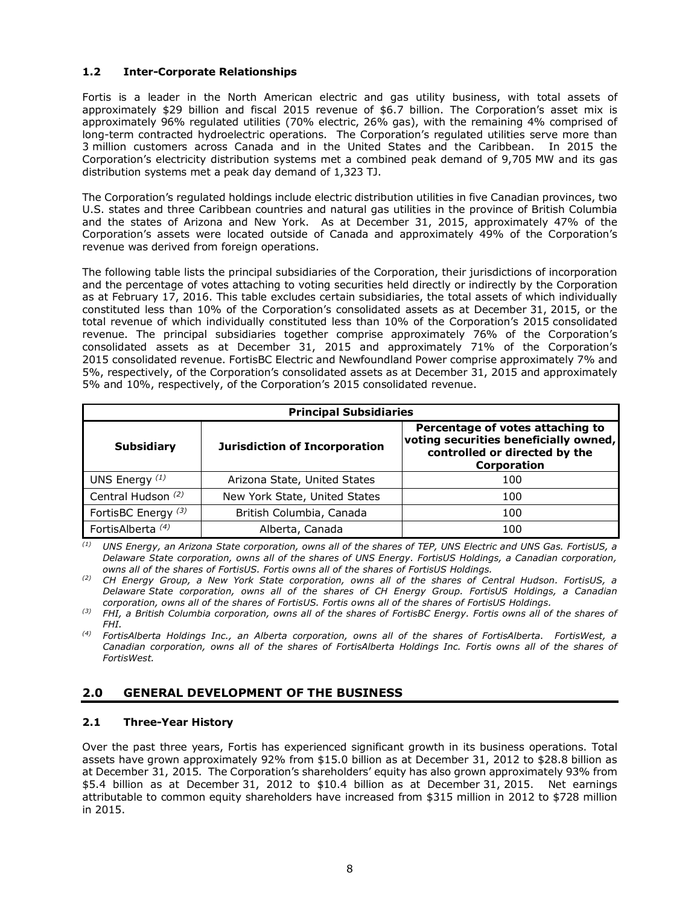### 1.2 Inter-Corporate Relationships

Fortis is a leader in the North American electric and gas utility business, with total assets of approximately $29 billion and fiscal 2015 revenue of $6.7 billion. The Corporation's asset mix is approximately 96% regulated utilities (70% electric, 26% gas), with the remaining 4% comprised of long-term contracted hydroelectric operations. The Corporation's regulated utilities serve more than 3 million customers across Canada and in the United States and the Caribbean. In 2015 the Corporation's electricity distribution systems met a combined peak demand of 9,705 MW and its gas distribution systems met a peak day demand of 1,323 TJ.

The Corporation's regulated holdings include electric distribution utilities in five Canadian provinces, two U.S. states and three Caribbean countries and natural gas utilities in the province of British Columbia and the states of Arizona and New York. As at December 31, 2015, approximately 47% of the Corporation's assets were located outside of Canada and approximately 49% of the Corporation's revenue was derived from foreign operations.

The following table lists the principal subsidiaries of the Corporation, their jurisdictions of incorporation and the percentage of votes attaching to voting securities held directly or indirectly by the Corporation as at February 17, 2016. This table excludes certain subsidiaries, the total assets of which individually constituted less than 10% of the Corporation's consolidated assets as at December 31, 2015, or the total revenue of which individually constituted less than 10% of the Corporation's 2015 consolidated revenue. The principal subsidiaries together comprise approximately 76% of the Corporation's consolidated assets as at December 31, 2015 and approximately 71% of the Corporation's 2015 consolidated revenue. FortisBC Electric and Newfoundland Power comprise approximately 7% and 5%, respectively, of the Corporation's consolidated assets as at December 31, 2015 and approximately 5% and 10%, respectively, of the Corporation's 2015 consolidated revenue.

| Principal Subsidiaries | | |
|---|---|---|
| **Subsidiary** | **Jurisdiction of Incorporation** | **Percentage of votes attaching to voting securities beneficially owned, controlled or directed by the Corporation** |
| UNS Energy [(1)] | Arizona State, United States | 100 |
| Central Hudson [(2)] | New York State, United States | 100 |
| FortisBC Energy [(3)] | British Columbia, Canada | 100 |
| FortisAlberta [(4)] | Alberta, Canada | 100 |

*(1) UNS Energy, an Arizona State corporation, owns all of the shares of TEP, UNS Electric and UNS Gas. FortisUS, a Delaware State corporation, owns all of the shares of UNS Energy. FortisUS Holdings, a Canadian corporation, owns all of the shares of FortisUS. Fortis owns all of the shares of FortisUS Holdings.*

*(2) CH Energy Group, a New York State corporation, owns all of the shares of Central Hudson. FortisUS, a Delaware State corporation, owns all of the shares of CH Energy Group. FortisUS Holdings, a Canadian corporation, owns all of the shares of FortisUS. Fortis owns all of the shares of FortisUS Holdings.*

*(3) FHI, a British Columbia corporation, owns all of the shares of FortisBC Energy. Fortis owns all of the shares of FHI.*

*(4) FortisAlberta Holdings Inc., an Alberta corporation, owns all of the shares of FortisAlberta. FortisWest, a Canadian corporation, owns all of the shares of FortisAlberta Holdings Inc. Fortis owns all of the shares of FortisWest.*

## 2.0 GENERAL DEVELOPMENT OF THE BUSINESS

### 2.1 Three-Year History

Over the past three years, Fortis has experienced significant growth in its business operations. Total assets have grown approximately 92% from $15.0 billion as at December 31, 2012 to $28.8 billion as at December 31, 2015. The Corporation's shareholders' equity has also grown approximately 93% from $5.4 billion as at December 31, 2012 to $10.4 billion as at December 31, 2015. Net earnings attributable to common equity shareholders have increased from $315 million in 2012 to $728 million in 2015.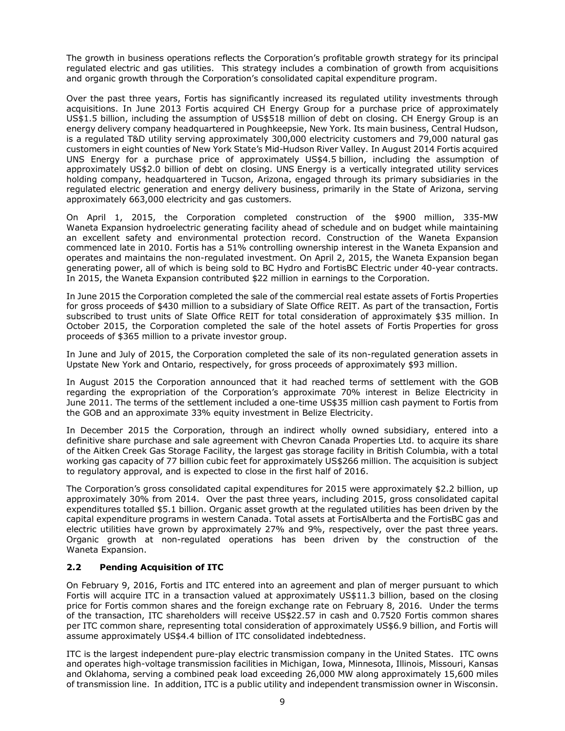The growth in business operations reflects the Corporation's profitable growth strategy for its principal regulated electric and gas utilities. This strategy includes a combination of growth from acquisitions and organic growth through the Corporation's consolidated capital expenditure program.

Over the past three years, Fortis has significantly increased its regulated utility investments through acquisitions. In June 2013 Fortis acquired CH Energy Group for a purchase price of approximately US$1.5 billion, including the assumption of US$518 million of debt on closing. CH Energy Group is an energy delivery company headquartered in Poughkeepsie, New York. Its main business, Central Hudson, is a regulated T&D utility serving approximately 300,000 electricity customers and 79,000 natural gas customers in eight counties of New York State's Mid-Hudson River Valley. In August 2014 Fortis acquired UNS Energy for a purchase price of approximately US$4.5 billion, including the assumption of approximately US$2.0 billion of debt on closing. UNS Energy is a vertically integrated utility services holding company, headquartered in Tucson, Arizona, engaged through its primary subsidiaries in the regulated electric generation and energy delivery business, primarily in the State of Arizona, serving approximately 663,000 electricity and gas customers.

On April 1, 2015, the Corporation completed construction of the $900 million, 335-MW Waneta Expansion hydroelectric generating facility ahead of schedule and on budget while maintaining an excellent safety and environmental protection record. Construction of the Waneta Expansion commenced late in 2010. Fortis has a 51% controlling ownership interest in the Waneta Expansion and operates and maintains the non-regulated investment. On April 2, 2015, the Waneta Expansion began generating power, all of which is being sold to BC Hydro and FortisBC Electric under 40-year contracts. In 2015, the Waneta Expansion contributed $22 million in earnings to the Corporation.

In June 2015 the Corporation completed the sale of the commercial real estate assets of Fortis Properties for gross proceeds of $430 million to a subsidiary of Slate Office REIT. As part of the transaction, Fortis subscribed to trust units of Slate Office REIT for total consideration of approximately $35 million. In October 2015, the Corporation completed the sale of the hotel assets of Fortis Properties for gross proceeds of $365 million to a private investor group.

In June and July of 2015, the Corporation completed the sale of its non-regulated generation assets in Upstate New York and Ontario, respectively, for gross proceeds of approximately $93 million.

In August 2015 the Corporation announced that it had reached terms of settlement with the GOB regarding the expropriation of the Corporation's approximate 70% interest in Belize Electricity in June 2011. The terms of the settlement included a one-time US$35 million cash payment to Fortis from the GOB and an approximate 33% equity investment in Belize Electricity.

In December 2015 the Corporation, through an indirect wholly owned subsidiary, entered into a definitive share purchase and sale agreement with Chevron Canada Properties Ltd. to acquire its share of the Aitken Creek Gas Storage Facility, the largest gas storage facility in British Columbia, with a total working gas capacity of 77 billion cubic feet for approximately US$266 million. The acquisition is subject to regulatory approval, and is expected to close in the first half of 2016.

The Corporation's gross consolidated capital expenditures for 2015 were approximately $2.2 billion, up approximately 30% from 2014. Over the past three years, including 2015, gross consolidated capital expenditures totalled $5.1 billion. Organic asset growth at the regulated utilities has been driven by the capital expenditure programs in western Canada. Total assets at FortisAlberta and the FortisBC gas and electric utilities have grown by approximately 27% and 9%, respectively, over the past three years. Organic growth at non-regulated operations has been driven by the construction of the Waneta Expansion.

## 2.2 Pending Acquisition of ITC

On February 9, 2016, Fortis and ITC entered into an agreement and plan of merger pursuant to which Fortis will acquire ITC in a transaction valued at approximately US$11.3 billion, based on the closing price for Fortis common shares and the foreign exchange rate on February 8, 2016. Under the terms of the transaction, ITC shareholders will receive US$22.57 in cash and 0.7520 Fortis common shares per ITC common share, representing total consideration of approximately US$6.9 billion, and Fortis will assume approximately US$4.4 billion of ITC consolidated indebtedness.

ITC is the largest independent pure-play electric transmission company in the United States. ITC owns and operates high-voltage transmission facilities in Michigan, Iowa, Minnesota, Illinois, Missouri, Kansas and Oklahoma, serving a combined peak load exceeding 26,000 MW along approximately 15,600 miles of transmission line. In addition, ITC is a public utility and independent transmission owner in Wisconsin.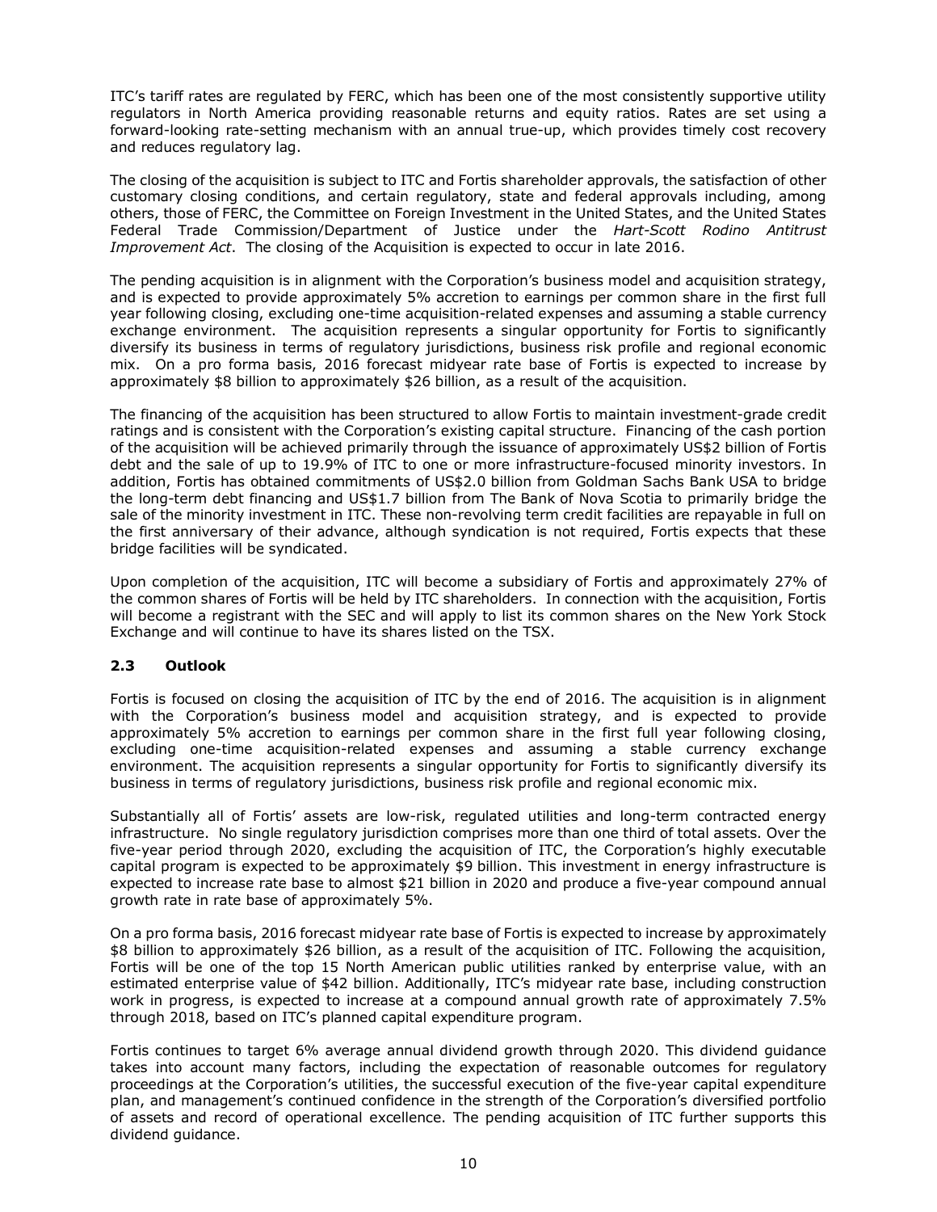ITC's tariff rates are regulated by FERC, which has been one of the most consistently supportive utility regulators in North America providing reasonable returns and equity ratios. Rates are set using a forward-looking rate-setting mechanism with an annual true-up, which provides timely cost recovery and reduces regulatory lag.

The closing of the acquisition is subject to ITC and Fortis shareholder approvals, the satisfaction of other customary closing conditions, and certain regulatory, state and federal approvals including, among others, those of FERC, the Committee on Foreign Investment in the United States, and the United States Federal Trade Commission/Department of Justice under the *Hart-Scott Rodino Antitrust Improvement Act*. The closing of the Acquisition is expected to occur in late 2016.

The pending acquisition is in alignment with the Corporation's business model and acquisition strategy, and is expected to provide approximately 5% accretion to earnings per common share in the first full year following closing, excluding one-time acquisition-related expenses and assuming a stable currency exchange environment. The acquisition represents a singular opportunity for Fortis to significantly diversify its business in terms of regulatory jurisdictions, business risk profile and regional economic mix. On a pro forma basis, 2016 forecast midyear rate base of Fortis is expected to increase by approximately $8 billion to approximately $26 billion, as a result of the acquisition.

The financing of the acquisition has been structured to allow Fortis to maintain investment-grade credit ratings and is consistent with the Corporation's existing capital structure. Financing of the cash portion of the acquisition will be achieved primarily through the issuance of approximately US$2 billion of Fortis debt and the sale of up to 19.9% of ITC to one or more infrastructure-focused minority investors. In addition, Fortis has obtained commitments of US$2.0 billion from Goldman Sachs Bank USA to bridge the long-term debt financing and US$1.7 billion from The Bank of Nova Scotia to primarily bridge the sale of the minority investment in ITC. These non-revolving term credit facilities are repayable in full on the first anniversary of their advance, although syndication is not required, Fortis expects that these bridge facilities will be syndicated.

Upon completion of the acquisition, ITC will become a subsidiary of Fortis and approximately 27% of the common shares of Fortis will be held by ITC shareholders. In connection with the acquisition, Fortis will become a registrant with the SEC and will apply to list its common shares on the New York Stock Exchange and will continue to have its shares listed on the TSX.

### 2.3 Outlook

Fortis is focused on closing the acquisition of ITC by the end of 2016. The acquisition is in alignment with the Corporation's business model and acquisition strategy, and is expected to provide approximately 5% accretion to earnings per common share in the first full year following closing, excluding one-time acquisition-related expenses and assuming a stable currency exchange environment. The acquisition represents a singular opportunity for Fortis to significantly diversify its business in terms of regulatory jurisdictions, business risk profile and regional economic mix.

Substantially all of Fortis' assets are low-risk, regulated utilities and long-term contracted energy infrastructure. No single regulatory jurisdiction comprises more than one third of total assets. Over the five-year period through 2020, excluding the acquisition of ITC, the Corporation's highly executable capital program is expected to be approximately $9 billion. This investment in energy infrastructure is expected to increase rate base to almost $21 billion in 2020 and produce a five-year compound annual growth rate in rate base of approximately 5%.

On a pro forma basis, 2016 forecast midyear rate base of Fortis is expected to increase by approximately $8 billion to approximately $26 billion, as a result of the acquisition of ITC. Following the acquisition, Fortis will be one of the top 15 North American public utilities ranked by enterprise value, with an estimated enterprise value of $42 billion. Additionally, ITC's midyear rate base, including construction work in progress, is expected to increase at a compound annual growth rate of approximately 7.5% through 2018, based on ITC's planned capital expenditure program.

Fortis continues to target 6% average annual dividend growth through 2020. This dividend guidance takes into account many factors, including the expectation of reasonable outcomes for regulatory proceedings at the Corporation's utilities, the successful execution of the five-year capital expenditure plan, and management's continued confidence in the strength of the Corporation's diversified portfolio of assets and record of operational excellence. The pending acquisition of ITC further supports this dividend guidance.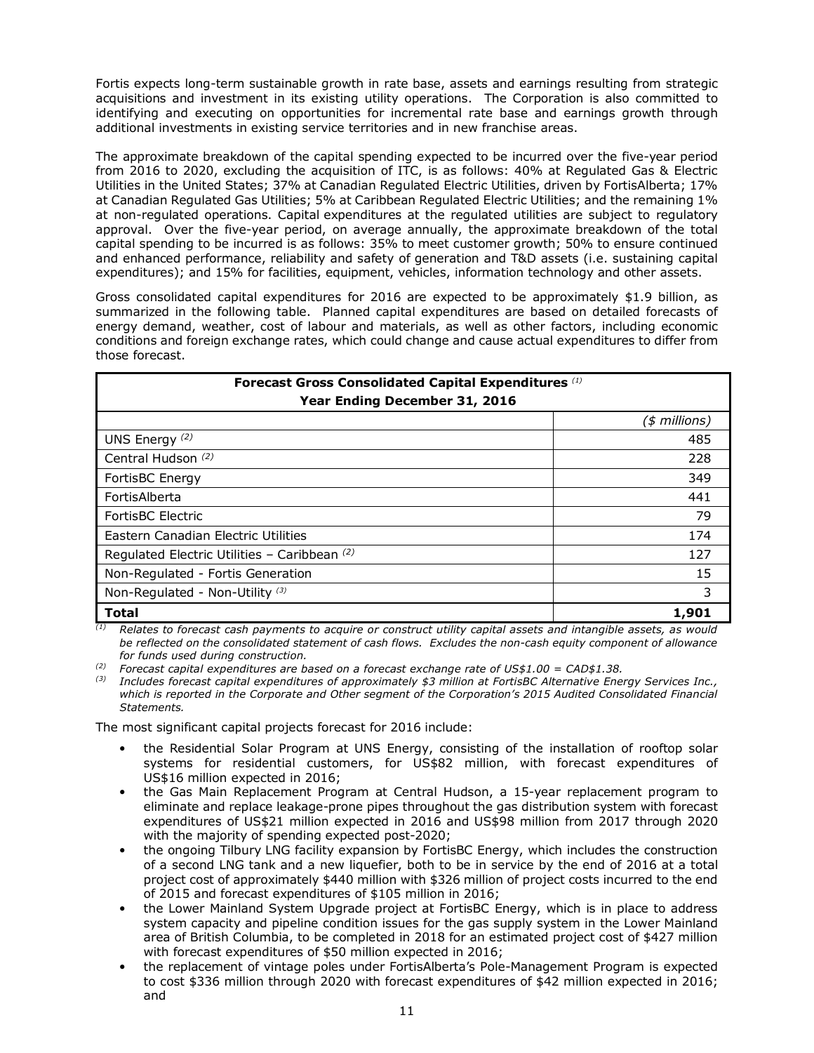Fortis expects long-term sustainable growth in rate base, assets and earnings resulting from strategic acquisitions and investment in its existing utility operations. The Corporation is also committed to identifying and executing on opportunities for incremental rate base and earnings growth through additional investments in existing service territories and in new franchise areas.

The approximate breakdown of the capital spending expected to be incurred over the five-year period from 2016 to 2020, excluding the acquisition of ITC, is as follows: 40% at Regulated Gas & Electric Utilities in the United States; 37% at Canadian Regulated Electric Utilities, driven by FortisAlberta; 17% at Canadian Regulated Gas Utilities; 5% at Caribbean Regulated Electric Utilities; and the remaining 1% at non-regulated operations. Capital expenditures at the regulated utilities are subject to regulatory approval. Over the five-year period, on average annually, the approximate breakdown of the total capital spending to be incurred is as follows: 35% to meet customer growth; 50% to ensure continued and enhanced performance, reliability and safety of generation and T&D assets (i.e. sustaining capital expenditures); and 15% for facilities, equipment, vehicles, information technology and other assets.

Gross consolidated capital expenditures for 2016 are expected to be approximately $1.9 billion, as summarized in the following table. Planned capital expenditures are based on detailed forecasts of energy demand, weather, cost of labour and materials, as well as other factors, including economic conditions and foreign exchange rates, which could change and cause actual expenditures to differ from those forecast.

| **Forecast Gross Consolidated Capital Expenditures** [(1)] **Year Ending December 31, 2016** | |
|---|---|
| | *($ millions)* |
| UNS Energy [(2)] | 485 |
| Central Hudson [(2)] | 228 |
| FortisBC Energy | 349 |
| FortisAlberta | 441 |
| FortisBC Electric | 79 |
| Eastern Canadian Electric Utilities | 174 |
| Regulated Electric Utilities – Caribbean [(2)] | 127 |
| Non-Regulated - Fortis Generation | 15 |
| Non-Regulated - Non-Utility [(3)] | 3 |
| **Total** | **1,901** |

*(1) Relates to forecast cash payments to acquire or construct utility capital assets and intangible assets, as would be reflected on the consolidated statement of cash flows. Excludes the non-cash equity component of allowance for funds used during construction.*

*(2) Forecast capital expenditures are based on a forecast exchange rate of US$1.00 = CAD$1.38.*

*(3) Includes forecast capital expenditures of approximately $3 million at FortisBC Alternative Energy Services Inc., which is reported in the Corporate and Other segment of the Corporation's 2015 Audited Consolidated Financial Statements.*

The most significant capital projects forecast for 2016 include:

- the Residential Solar Program at UNS Energy, consisting of the installation of rooftop solar systems for residential customers, for US$82 million, with forecast expenditures of US$16 million expected in 2016;
- the Gas Main Replacement Program at Central Hudson, a 15-year replacement program to eliminate and replace leakage-prone pipes throughout the gas distribution system with forecast expenditures of US$21 million expected in 2016 and US$98 million from 2017 through 2020 with the majority of spending expected post-2020;
- the ongoing Tilbury LNG facility expansion by FortisBC Energy, which includes the construction of a second LNG tank and a new liquefier, both to be in service by the end of 2016 at a total project cost of approximately $440 million with $326 million of project costs incurred to the end of 2015 and forecast expenditures of $105 million in 2016;
- the Lower Mainland System Upgrade project at FortisBC Energy, which is in place to address system capacity and pipeline condition issues for the gas supply system in the Lower Mainland area of British Columbia, to be completed in 2018 for an estimated project cost of $427 million with forecast expenditures of $50 million expected in 2016;
- the replacement of vintage poles under FortisAlberta's Pole-Management Program is expected to cost $336 million through 2020 with forecast expenditures of $42 million expected in 2016; and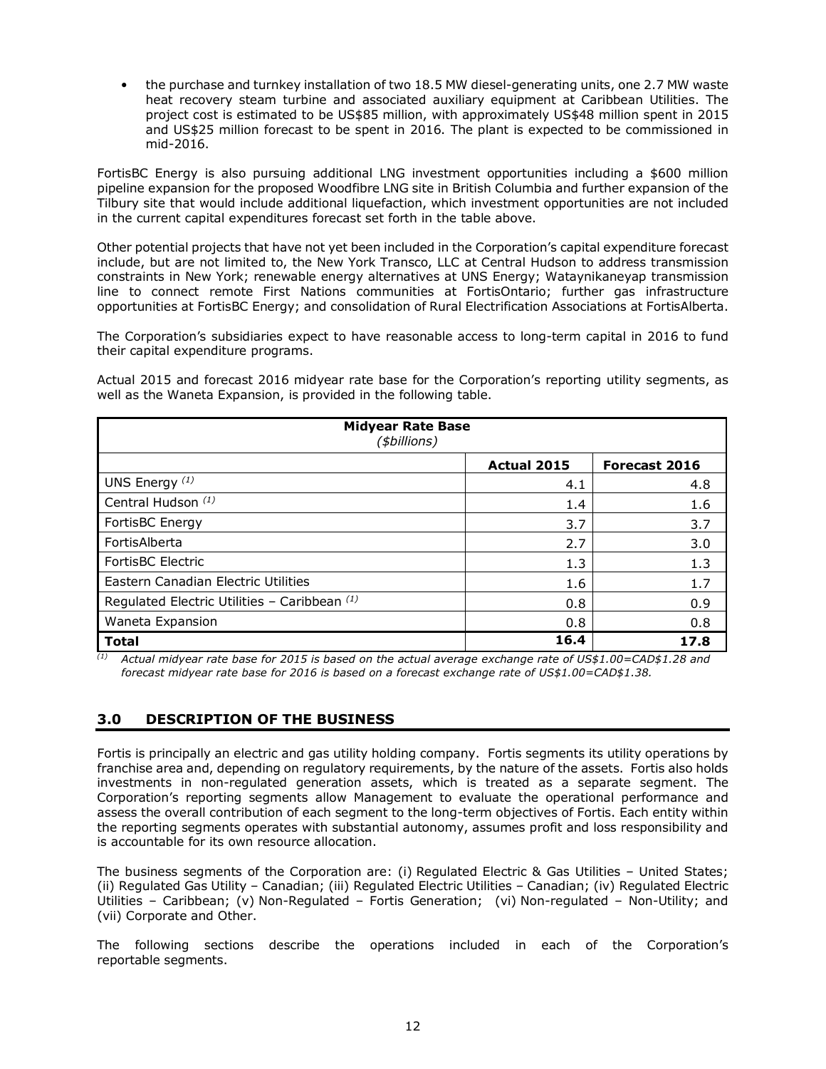- the purchase and turnkey installation of two 18.5 MW diesel-generating units, one 2.7 MW waste heat recovery steam turbine and associated auxiliary equipment at Caribbean Utilities. The project cost is estimated to be US$85 million, with approximately US$48 million spent in 2015 and US$25 million forecast to be spent in 2016. The plant is expected to be commissioned in mid-2016.

FortisBC Energy is also pursuing additional LNG investment opportunities including a $600 million pipeline expansion for the proposed Woodfibre LNG site in British Columbia and further expansion of the Tilbury site that would include additional liquefaction, which investment opportunities are not included in the current capital expenditures forecast set forth in the table above.

Other potential projects that have not yet been included in the Corporation's capital expenditure forecast include, but are not limited to, the New York Transco, LLC at Central Hudson to address transmission constraints in New York; renewable energy alternatives at UNS Energy; Wataynikaneyap transmission line to connect remote First Nations communities at FortisOntario; further gas infrastructure opportunities at FortisBC Energy; and consolidation of Rural Electrification Associations at FortisAlberta.

The Corporation's subsidiaries expect to have reasonable access to long-term capital in 2016 to fund their capital expenditure programs.

Actual 2015 and forecast 2016 midyear rate base for the Corporation's reporting utility segments, as well as the Waneta Expansion, is provided in the following table.

| **Midyear Rate Base** *($billions)* | | |
|---|---|---|
| | **Actual 2015** | **Forecast 2016** |
| UNS Energy [(1)] | 4.1 | 4.8 |
| Central Hudson [(1)] | 1.4 | 1.6 |
| FortisBC Energy | 3.7 | 3.7 |
| FortisAlberta | 2.7 | 3.0 |
| FortisBC Electric | 1.3 | 1.3 |
| Eastern Canadian Electric Utilities | 1.6 | 1.7 |
| Regulated Electric Utilities – Caribbean [(1)] | 0.8 | 0.9 |
| Waneta Expansion | 0.8 | 0.8 |
| **Total** | **16.4** | **17.8** |

[(1)] *Actual midyear rate base for 2015 is based on the actual average exchange rate of US$1.00=CAD$1.28 and forecast midyear rate base for 2016 is based on a forecast exchange rate of US$1.00=CAD$1.38.*

## 3.0 DESCRIPTION OF THE BUSINESS

Fortis is principally an electric and gas utility holding company. Fortis segments its utility operations by franchise area and, depending on regulatory requirements, by the nature of the assets. Fortis also holds investments in non-regulated generation assets, which is treated as a separate segment. The Corporation's reporting segments allow Management to evaluate the operational performance and assess the overall contribution of each segment to the long-term objectives of Fortis. Each entity within the reporting segments operates with substantial autonomy, assumes profit and loss responsibility and is accountable for its own resource allocation.

The business segments of the Corporation are: (i) Regulated Electric & Gas Utilities – United States; (ii) Regulated Gas Utility – Canadian; (iii) Regulated Electric Utilities – Canadian; (iv) Regulated Electric Utilities – Caribbean; (v) Non-Regulated – Fortis Generation; (vi) Non-regulated – Non-Utility; and (vii) Corporate and Other.

The following sections describe the operations included in each of the Corporation's reportable segments.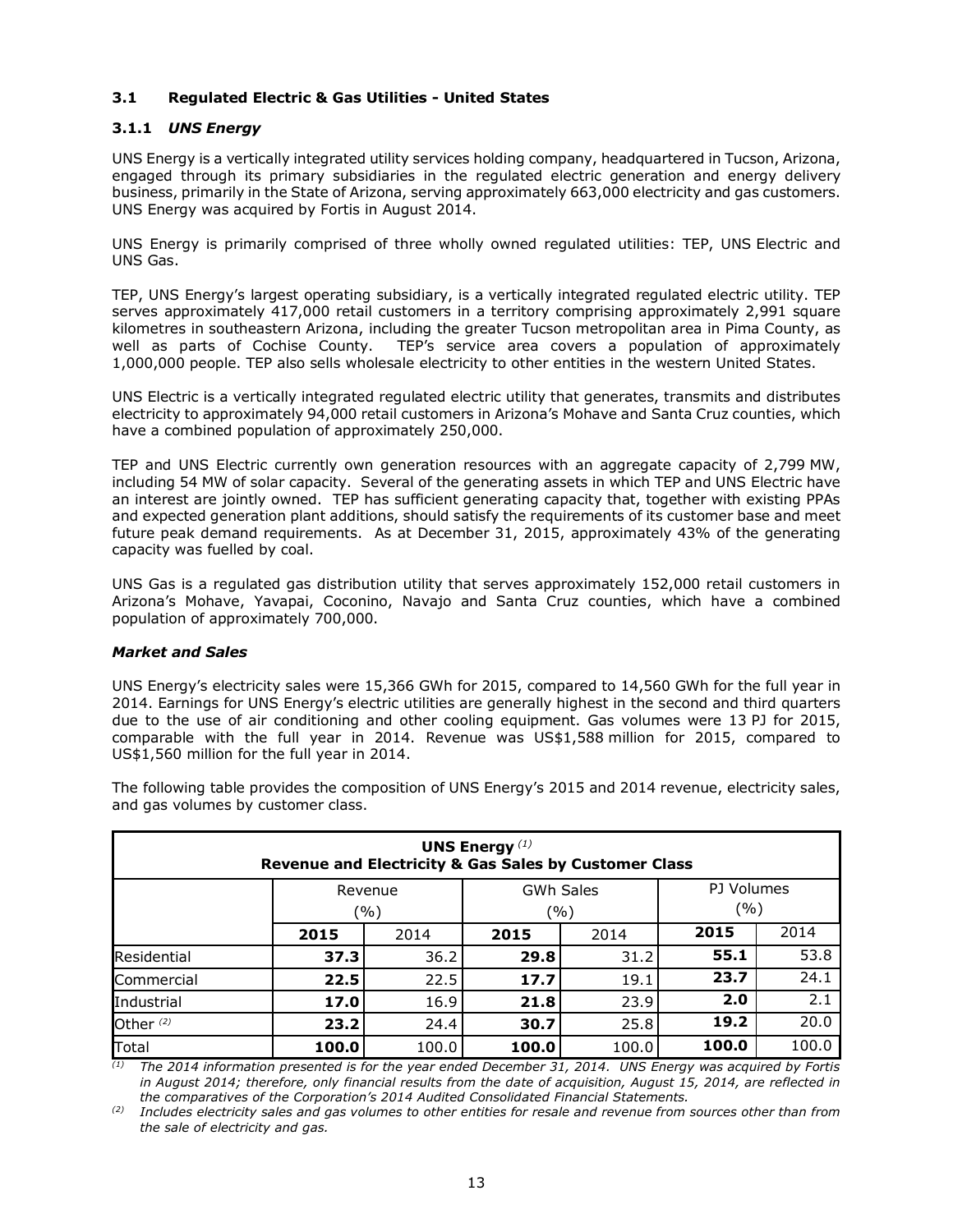### 3.1 Regulated Electric & Gas Utilities - United States

#### 3.1.1 *UNS Energy*

UNS Energy is a vertically integrated utility services holding company, headquartered in Tucson, Arizona, engaged through its primary subsidiaries in the regulated electric generation and energy delivery business, primarily in the State of Arizona, serving approximately 663,000 electricity and gas customers. UNS Energy was acquired by Fortis in August 2014.

UNS Energy is primarily comprised of three wholly owned regulated utilities: TEP, UNS Electric and UNS Gas.

TEP, UNS Energy's largest operating subsidiary, is a vertically integrated regulated electric utility. TEP serves approximately 417,000 retail customers in a territory comprising approximately 2,991 square kilometres in southeastern Arizona, including the greater Tucson metropolitan area in Pima County, as well as parts of Cochise County. TEP's service area covers a population of approximately 1,000,000 people. TEP also sells wholesale electricity to other entities in the western United States.

UNS Electric is a vertically integrated regulated electric utility that generates, transmits and distributes electricity to approximately 94,000 retail customers in Arizona's Mohave and Santa Cruz counties, which have a combined population of approximately 250,000.

TEP and UNS Electric currently own generation resources with an aggregate capacity of 2,799 MW, including 54 MW of solar capacity. Several of the generating assets in which TEP and UNS Electric have an interest are jointly owned. TEP has sufficient generating capacity that, together with existing PPAs and expected generation plant additions, should satisfy the requirements of its customer base and meet future peak demand requirements. As at December 31, 2015, approximately 43% of the generating capacity was fuelled by coal.

UNS Gas is a regulated gas distribution utility that serves approximately 152,000 retail customers in Arizona's Mohave, Yavapai, Coconino, Navajo and Santa Cruz counties, which have a combined population of approximately 700,000.

***Market and Sales***

UNS Energy's electricity sales were 15,366 GWh for 2015, compared to 14,560 GWh for the full year in 2014. Earnings for UNS Energy's electric utilities are generally highest in the second and third quarters due to the use of air conditioning and other cooling equipment. Gas volumes were 13 PJ for 2015, comparable with the full year in 2014. Revenue was US$1,588 million for 2015, compared to US$1,560 million for the full year in 2014.

The following table provides the composition of UNS Energy's 2015 and 2014 revenue, electricity sales, and gas volumes by customer class.

| **UNS Energy** [(1)] **Revenue and Electricity & Gas Sales by Customer Class** | | | | | | |
|---|---|---|---|---|---|---|
| | Revenue (%) | | GWh Sales (%) | | PJ Volumes (%) | |
| | **2015** | 2014 | **2015** | 2014 | **2015** | 2014 |
| Residential | **37.3** | 36.2 | **29.8** | 31.2 | **55.1** | 53.8 |
| Commercial | **22.5** | 22.5 | **17.7** | 19.1 | **23.7** | 24.1 |
| Industrial | **17.0** | 16.9 | **21.8** | 23.9 | **2.0** | 2.1 |
| Other [(2)] | **23.2** | 24.4 | **30.7** | 25.8 | **19.2** | 20.0 |
| Total | **100.0** | 100.0 | **100.0** | 100.0 | **100.0** | 100.0 |

*(1) The 2014 information presented is for the year ended December 31, 2014. UNS Energy was acquired by Fortis in August 2014; therefore, only financial results from the date of acquisition, August 15, 2014, are reflected in the comparatives of the Corporation's 2014 Audited Consolidated Financial Statements.*

*(2) Includes electricity sales and gas volumes to other entities for resale and revenue from sources other than from the sale of electricity and gas.*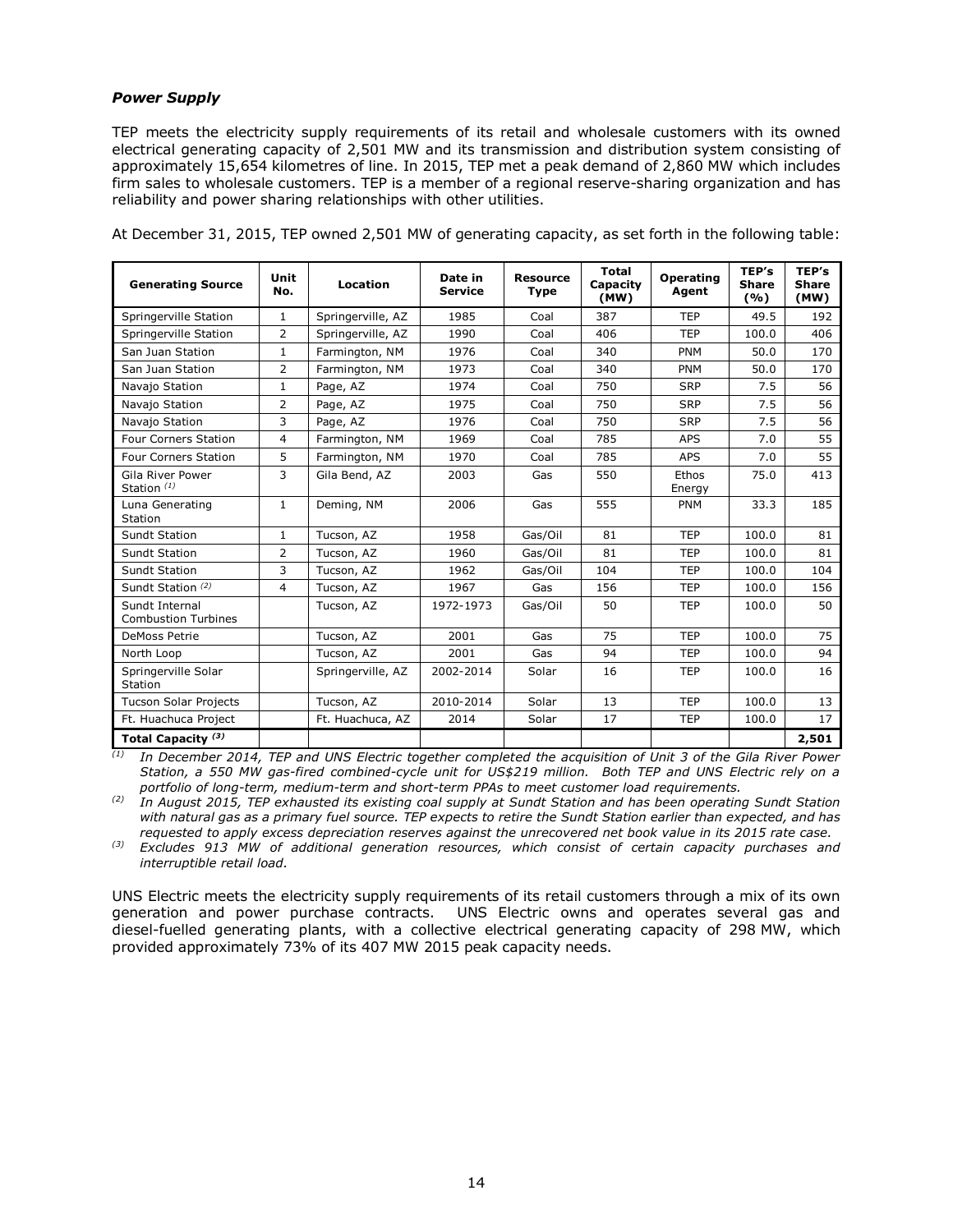### *Power Supply*

TEP meets the electricity supply requirements of its retail and wholesale customers with its owned electrical generating capacity of 2,501 MW and its transmission and distribution system consisting of approximately 15,654 kilometres of line. In 2015, TEP met a peak demand of 2,860 MW which includes firm sales to wholesale customers. TEP is a member of a regional reserve-sharing organization and has reliability and power sharing relationships with other utilities.

At December 31, 2015, TEP owned 2,501 MW of generating capacity, as set forth in the following table:

| Generating Source | Unit No. | Location | Date in Service | Resource Type | Total Capacity (MW) | Operating Agent | TEP's Share (%) | TEP's Share (MW) |
|---|---|---|---|---|---|---|---|---|
| Springerville Station | 1 | Springerville, AZ | 1985 | Coal | 387 | TEP | 49.5 | 192 |
| Springerville Station | 2 | Springerville, AZ | 1990 | Coal | 406 | TEP | 100.0 | 406 |
| San Juan Station | 1 | Farmington, NM | 1976 | Coal | 340 | PNM | 50.0 | 170 |
| San Juan Station | 2 | Farmington, NM | 1973 | Coal | 340 | PNM | 50.0 | 170 |
| Navajo Station | 1 | Page, AZ | 1974 | Coal | 750 | SRP | 7.5 | 56 |
| Navajo Station | 2 | Page, AZ | 1975 | Coal | 750 | SRP | 7.5 | 56 |
| Navajo Station | 3 | Page, AZ | 1976 | Coal | 750 | SRP | 7.5 | 56 |
| Four Corners Station | 4 | Farmington, NM | 1969 | Coal | 785 | APS | 7.0 | 55 |
| Four Corners Station | 5 | Farmington, NM | 1970 | Coal | 785 | APS | 7.0 | 55 |
| Gila River Power Station [(1)] | 3 | Gila Bend, AZ | 2003 | Gas | 550 | Ethos Energy | 75.0 | 413 |
| Luna Generating Station | 1 | Deming, NM | 2006 | Gas | 555 | PNM | 33.3 | 185 |
| Sundt Station | 1 | Tucson, AZ | 1958 | Gas/Oil | 81 | TEP | 100.0 | 81 |
| Sundt Station | 2 | Tucson, AZ | 1960 | Gas/Oil | 81 | TEP | 100.0 | 81 |
| Sundt Station | 3 | Tucson, AZ | 1962 | Gas/Oil | 104 | TEP | 100.0 | 104 |
| Sundt Station [(2)] | 4 | Tucson, AZ | 1967 | Gas | 156 | TEP | 100.0 | 156 |
| Sundt Internal Combustion Turbines | | Tucson, AZ | 1972-1973 | Gas/Oil | 50 | TEP | 100.0 | 50 |
| DeMoss Petrie | | Tucson, AZ | 2001 | Gas | 75 | TEP | 100.0 | 75 |
| North Loop | | Tucson, AZ | 2001 | Gas | 94 | TEP | 100.0 | 94 |
| Springerville Solar Station | | Springerville, AZ | 2002-2014 | Solar | 16 | TEP | 100.0 | 16 |
| Tucson Solar Projects | | Tucson, AZ | 2010-2014 | Solar | 13 | TEP | 100.0 | 13 |
| Ft. Huachuca Project | | Ft. Huachuca, AZ | 2014 | Solar | 17 | TEP | 100.0 | 17 |
| **Total Capacity [(3)]** | | | | | | | | **2,501** |

*(1) In December 2014, TEP and UNS Electric together completed the acquisition of Unit 3 of the Gila River Power Station, a 550 MW gas-fired combined-cycle unit for US$219 million. Both TEP and UNS Electric rely on a portfolio of long-term, medium-term and short-term PPAs to meet customer load requirements.*

*(2) In August 2015, TEP exhausted its existing coal supply at Sundt Station and has been operating Sundt Station with natural gas as a primary fuel source. TEP expects to retire the Sundt Station earlier than expected, and has requested to apply excess depreciation reserves against the unrecovered net book value in its 2015 rate case.*

*(3) Excludes 913 MW of additional generation resources, which consist of certain capacity purchases and interruptible retail load.*

UNS Electric meets the electricity supply requirements of its retail customers through a mix of its own generation and power purchase contracts. UNS Electric owns and operates several gas and diesel-fuelled generating plants, with a collective electrical generating capacity of 298 MW, which provided approximately 73% of its 407 MW 2015 peak capacity needs.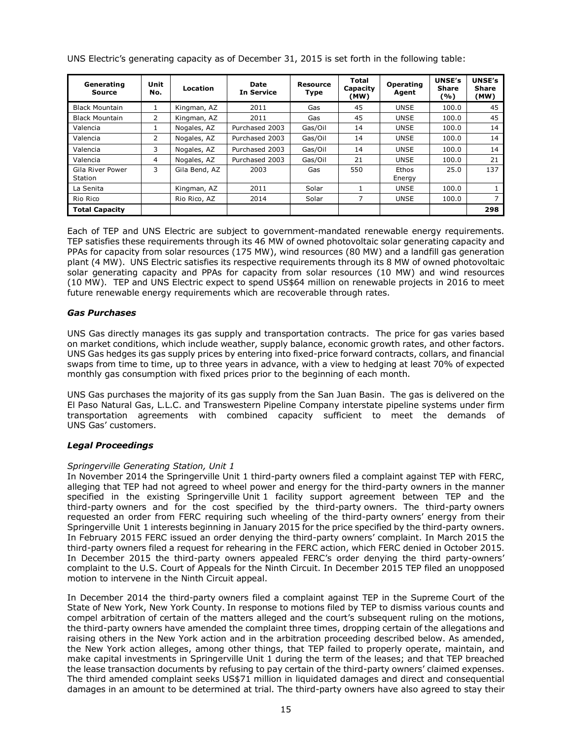UNS Electric's generating capacity as of December 31, 2015 is set forth in the following table:

| Generating Source | Unit No. | Location | Date In Service | Resource Type | Total Capacity (MW) | Operating Agent | UNSE's Share (%) | UNSE's Share (MW) |
|---|---|---|---|---|---|---|---|---|
| Black Mountain | 1 | Kingman, AZ | 2011 | Gas | 45 | UNSE | 100.0 | 45 |
| Black Mountain | 2 | Kingman, AZ | 2011 | Gas | 45 | UNSE | 100.0 | 45 |
| Valencia | 1 | Nogales, AZ | Purchased 2003 | Gas/Oil | 14 | UNSE | 100.0 | 14 |
| Valencia | 2 | Nogales, AZ | Purchased 2003 | Gas/Oil | 14 | UNSE | 100.0 | 14 |
| Valencia | 3 | Nogales, AZ | Purchased 2003 | Gas/Oil | 14 | UNSE | 100.0 | 14 |
| Valencia | 4 | Nogales, AZ | Purchased 2003 | Gas/Oil | 21 | UNSE | 100.0 | 21 |
| Gila River Power Station | 3 | Gila Bend, AZ | 2003 | Gas | 550 | Ethos Energy | 25.0 | 137 |
| La Senita | | Kingman, AZ | 2011 | Solar | 1 | UNSE | 100.0 | 1 |
| Rio Rico | | Rio Rico, AZ | 2014 | Solar | 7 | UNSE | 100.0 | 7 |
| **Total Capacity** | | | | | | | | **298** |

Each of TEP and UNS Electric are subject to government-mandated renewable energy requirements. TEP satisfies these requirements through its 46 MW of owned photovoltaic solar generating capacity and PPAs for capacity from solar resources (175 MW), wind resources (80 MW) and a landfill gas generation plant (4 MW). UNS Electric satisfies its respective requirements through its 8 MW of owned photovoltaic solar generating capacity and PPAs for capacity from solar resources (10 MW) and wind resources (10 MW). TEP and UNS Electric expect to spend US$64 million on renewable projects in 2016 to meet future renewable energy requirements which are recoverable through rates.

### *Gas Purchases*

UNS Gas directly manages its gas supply and transportation contracts. The price for gas varies based on market conditions, which include weather, supply balance, economic growth rates, and other factors. UNS Gas hedges its gas supply prices by entering into fixed-price forward contracts, collars, and financial swaps from time to time, up to three years in advance, with a view to hedging at least 70% of expected monthly gas consumption with fixed prices prior to the beginning of each month.

UNS Gas purchases the majority of its gas supply from the San Juan Basin. The gas is delivered on the El Paso Natural Gas, L.L.C. and Transwestern Pipeline Company interstate pipeline systems under firm transportation agreements with combined capacity sufficient to meet the demands of UNS Gas' customers.

### *Legal Proceedings*

*Springerville Generating Station, Unit 1*

In November 2014 the Springerville Unit 1 third-party owners filed a complaint against TEP with FERC, alleging that TEP had not agreed to wheel power and energy for the third-party owners in the manner specified in the existing Springerville Unit 1 facility support agreement between TEP and the third-party owners and for the cost specified by the third-party owners. The third-party owners requested an order from FERC requiring such wheeling of the third-party owners' energy from their Springerville Unit 1 interests beginning in January 2015 for the price specified by the third-party owners. In February 2015 FERC issued an order denying the third-party owners' complaint. In March 2015 the third-party owners filed a request for rehearing in the FERC action, which FERC denied in October 2015. In December 2015 the third-party owners appealed FERC's order denying the third party-owners' complaint to the U.S. Court of Appeals for the Ninth Circuit. In December 2015 TEP filed an unopposed motion to intervene in the Ninth Circuit appeal.

In December 2014 the third-party owners filed a complaint against TEP in the Supreme Court of the State of New York, New York County. In response to motions filed by TEP to dismiss various counts and compel arbitration of certain of the matters alleged and the court's subsequent ruling on the motions, the third-party owners have amended the complaint three times, dropping certain of the allegations and raising others in the New York action and in the arbitration proceeding described below. As amended, the New York action alleges, among other things, that TEP failed to properly operate, maintain, and make capital investments in Springerville Unit 1 during the term of the leases; and that TEP breached the lease transaction documents by refusing to pay certain of the third-party owners' claimed expenses. The third amended complaint seeks US$71 million in liquidated damages and direct and consequential damages in an amount to be determined at trial. The third-party owners have also agreed to stay their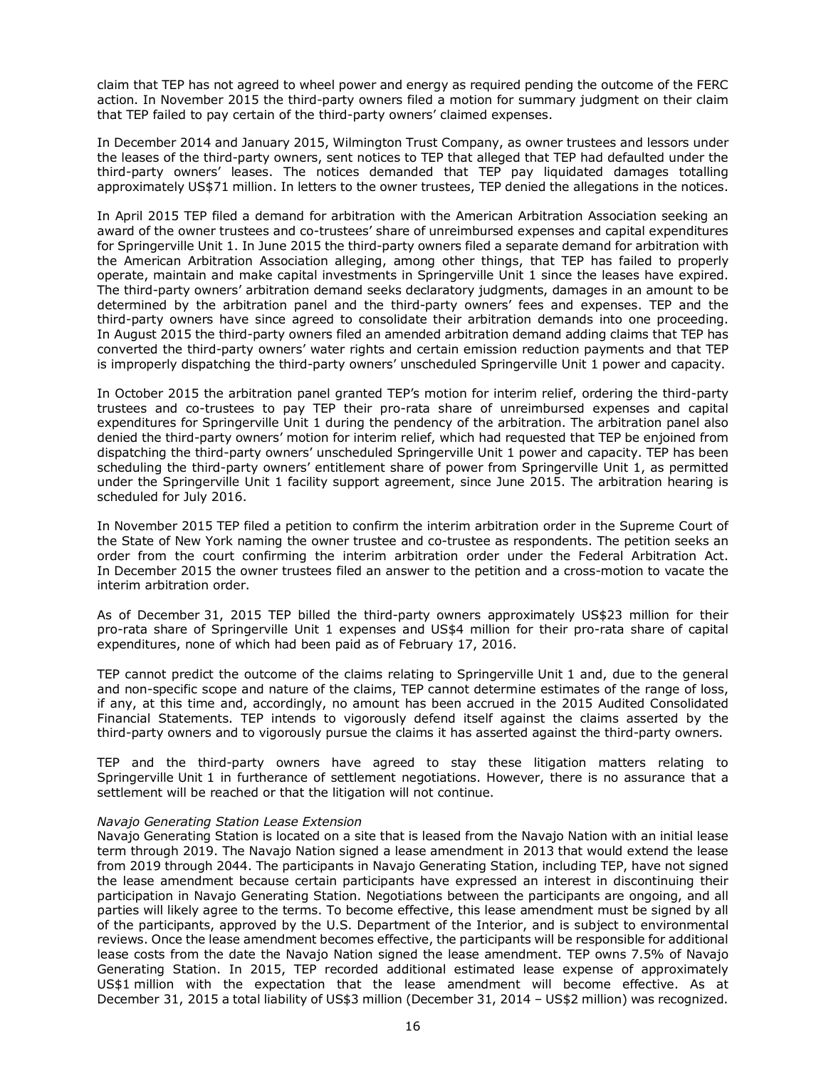claim that TEP has not agreed to wheel power and energy as required pending the outcome of the FERC action. In November 2015 the third-party owners filed a motion for summary judgment on their claim that TEP failed to pay certain of the third-party owners' claimed expenses.

In December 2014 and January 2015, Wilmington Trust Company, as owner trustees and lessors under the leases of the third-party owners, sent notices to TEP that alleged that TEP had defaulted under the third-party owners' leases. The notices demanded that TEP pay liquidated damages totalling approximately US$71 million. In letters to the owner trustees, TEP denied the allegations in the notices.

In April 2015 TEP filed a demand for arbitration with the American Arbitration Association seeking an award of the owner trustees and co-trustees' share of unreimbursed expenses and capital expenditures for Springerville Unit 1. In June 2015 the third-party owners filed a separate demand for arbitration with the American Arbitration Association alleging, among other things, that TEP has failed to properly operate, maintain and make capital investments in Springerville Unit 1 since the leases have expired. The third-party owners' arbitration demand seeks declaratory judgments, damages in an amount to be determined by the arbitration panel and the third-party owners' fees and expenses. TEP and the third-party owners have since agreed to consolidate their arbitration demands into one proceeding. In August 2015 the third-party owners filed an amended arbitration demand adding claims that TEP has converted the third-party owners' water rights and certain emission reduction payments and that TEP is improperly dispatching the third-party owners' unscheduled Springerville Unit 1 power and capacity.

In October 2015 the arbitration panel granted TEP's motion for interim relief, ordering the third-party trustees and co-trustees to pay TEP their pro-rata share of unreimbursed expenses and capital expenditures for Springerville Unit 1 during the pendency of the arbitration. The arbitration panel also denied the third-party owners' motion for interim relief, which had requested that TEP be enjoined from dispatching the third-party owners' unscheduled Springerville Unit 1 power and capacity. TEP has been scheduling the third-party owners' entitlement share of power from Springerville Unit 1, as permitted under the Springerville Unit 1 facility support agreement, since June 2015. The arbitration hearing is scheduled for July 2016.

In November 2015 TEP filed a petition to confirm the interim arbitration order in the Supreme Court of the State of New York naming the owner trustee and co-trustee as respondents. The petition seeks an order from the court confirming the interim arbitration order under the Federal Arbitration Act. In December 2015 the owner trustees filed an answer to the petition and a cross-motion to vacate the interim arbitration order.

As of December 31, 2015 TEP billed the third-party owners approximately US$23 million for their pro-rata share of Springerville Unit 1 expenses and US$4 million for their pro-rata share of capital expenditures, none of which had been paid as of February 17, 2016.

TEP cannot predict the outcome of the claims relating to Springerville Unit 1 and, due to the general and non-specific scope and nature of the claims, TEP cannot determine estimates of the range of loss, if any, at this time and, accordingly, no amount has been accrued in the 2015 Audited Consolidated Financial Statements. TEP intends to vigorously defend itself against the claims asserted by the third-party owners and to vigorously pursue the claims it has asserted against the third-party owners.

TEP and the third-party owners have agreed to stay these litigation matters relating to Springerville Unit 1 in furtherance of settlement negotiations. However, there is no assurance that a settlement will be reached or that the litigation will not continue.

*Navajo Generating Station Lease Extension*

Navajo Generating Station is located on a site that is leased from the Navajo Nation with an initial lease term through 2019. The Navajo Nation signed a lease amendment in 2013 that would extend the lease from 2019 through 2044. The participants in Navajo Generating Station, including TEP, have not signed the lease amendment because certain participants have expressed an interest in discontinuing their participation in Navajo Generating Station. Negotiations between the participants are ongoing, and all parties will likely agree to the terms. To become effective, this lease amendment must be signed by all of the participants, approved by the U.S. Department of the Interior, and is subject to environmental reviews. Once the lease amendment becomes effective, the participants will be responsible for additional lease costs from the date the Navajo Nation signed the lease amendment. TEP owns 7.5% of Navajo Generating Station. In 2015, TEP recorded additional estimated lease expense of approximately US$1 million with the expectation that the lease amendment will become effective. As at December 31, 2015 a total liability of US$3 million (December 31, 2014 – US$2 million) was recognized.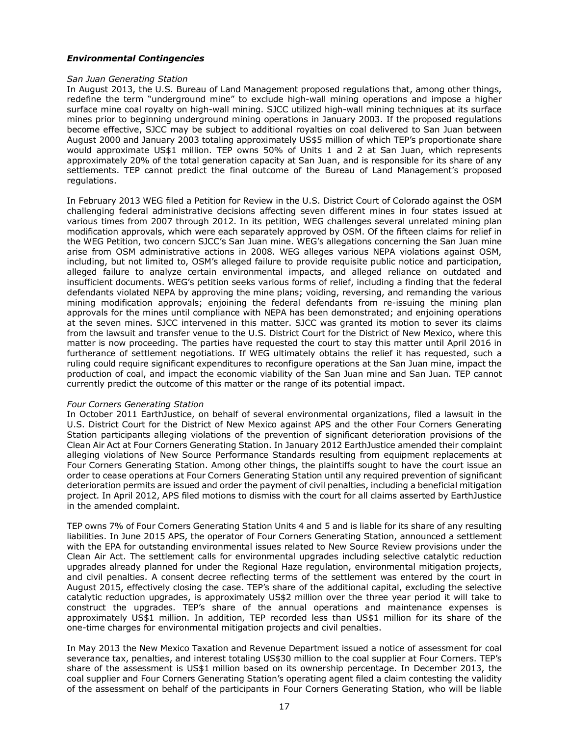### *Environmental Contingencies*

*San Juan Generating Station*

In August 2013, the U.S. Bureau of Land Management proposed regulations that, among other things, redefine the term "underground mine" to exclude high-wall mining operations and impose a higher surface mine coal royalty on high-wall mining. SJCC utilized high-wall mining techniques at its surface mines prior to beginning underground mining operations in January 2003. If the proposed regulations become effective, SJCC may be subject to additional royalties on coal delivered to San Juan between August 2000 and January 2003 totaling approximately US$5 million of which TEP's proportionate share would approximate US$1 million. TEP owns 50% of Units 1 and 2 at San Juan, which represents approximately 20% of the total generation capacity at San Juan, and is responsible for its share of any settlements. TEP cannot predict the final outcome of the Bureau of Land Management's proposed regulations.

In February 2013 WEG filed a Petition for Review in the U.S. District Court of Colorado against the OSM challenging federal administrative decisions affecting seven different mines in four states issued at various times from 2007 through 2012. In its petition, WEG challenges several unrelated mining plan modification approvals, which were each separately approved by OSM. Of the fifteen claims for relief in the WEG Petition, two concern SJCC's San Juan mine. WEG's allegations concerning the San Juan mine arise from OSM administrative actions in 2008. WEG alleges various NEPA violations against OSM, including, but not limited to, OSM's alleged failure to provide requisite public notice and participation, alleged failure to analyze certain environmental impacts, and alleged reliance on outdated and insufficient documents. WEG's petition seeks various forms of relief, including a finding that the federal defendants violated NEPA by approving the mine plans; voiding, reversing, and remanding the various mining modification approvals; enjoining the federal defendants from re-issuing the mining plan approvals for the mines until compliance with NEPA has been demonstrated; and enjoining operations at the seven mines. SJCC intervened in this matter. SJCC was granted its motion to sever its claims from the lawsuit and transfer venue to the U.S. District Court for the District of New Mexico, where this matter is now proceeding. The parties have requested the court to stay this matter until April 2016 in furtherance of settlement negotiations. If WEG ultimately obtains the relief it has requested, such a ruling could require significant expenditures to reconfigure operations at the San Juan mine, impact the production of coal, and impact the economic viability of the San Juan mine and San Juan. TEP cannot currently predict the outcome of this matter or the range of its potential impact.

*Four Corners Generating Station*

In October 2011 EarthJustice, on behalf of several environmental organizations, filed a lawsuit in the U.S. District Court for the District of New Mexico against APS and the other Four Corners Generating Station participants alleging violations of the prevention of significant deterioration provisions of the Clean Air Act at Four Corners Generating Station. In January 2012 EarthJustice amended their complaint alleging violations of New Source Performance Standards resulting from equipment replacements at Four Corners Generating Station. Among other things, the plaintiffs sought to have the court issue an order to cease operations at Four Corners Generating Station until any required prevention of significant deterioration permits are issued and order the payment of civil penalties, including a beneficial mitigation project. In April 2012, APS filed motions to dismiss with the court for all claims asserted by EarthJustice in the amended complaint.

TEP owns 7% of Four Corners Generating Station Units 4 and 5 and is liable for its share of any resulting liabilities. In June 2015 APS, the operator of Four Corners Generating Station, announced a settlement with the EPA for outstanding environmental issues related to New Source Review provisions under the Clean Air Act. The settlement calls for environmental upgrades including selective catalytic reduction upgrades already planned for under the Regional Haze regulation, environmental mitigation projects, and civil penalties. A consent decree reflecting terms of the settlement was entered by the court in August 2015, effectively closing the case. TEP's share of the additional capital, excluding the selective catalytic reduction upgrades, is approximately US$2 million over the three year period it will take to construct the upgrades. TEP's share of the annual operations and maintenance expenses is approximately US$1 million. In addition, TEP recorded less than US$1 million for its share of the one-time charges for environmental mitigation projects and civil penalties.

In May 2013 the New Mexico Taxation and Revenue Department issued a notice of assessment for coal severance tax, penalties, and interest totaling US$30 million to the coal supplier at Four Corners. TEP's share of the assessment is US$1 million based on its ownership percentage. In December 2013, the coal supplier and Four Corners Generating Station's operating agent filed a claim contesting the validity of the assessment on behalf of the participants in Four Corners Generating Station, who will be liable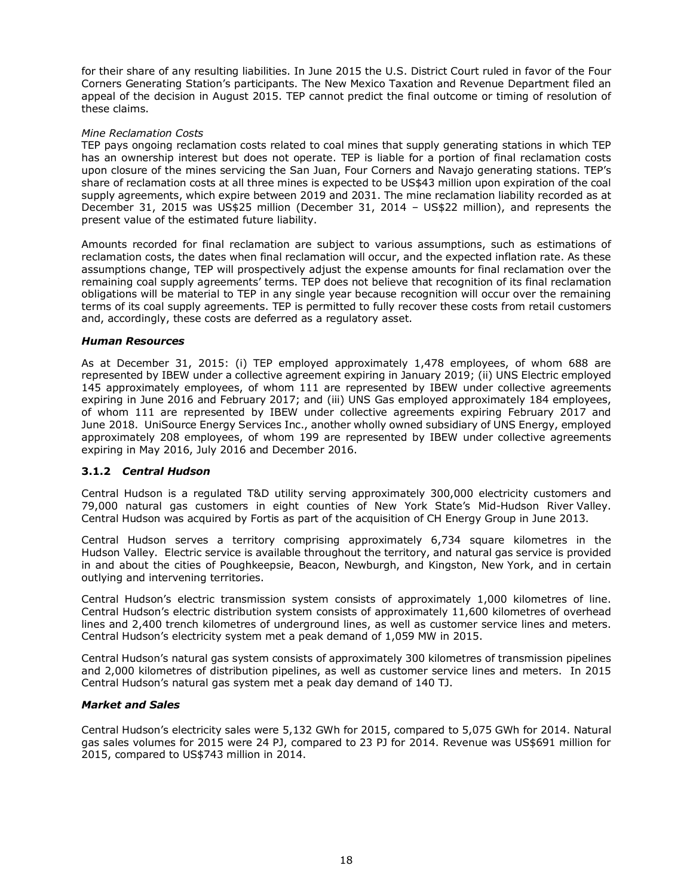for their share of any resulting liabilities. In June 2015 the U.S. District Court ruled in favor of the Four Corners Generating Station's participants. The New Mexico Taxation and Revenue Department filed an appeal of the decision in August 2015. TEP cannot predict the final outcome or timing of resolution of these claims.

*Mine Reclamation Costs*
TEP pays ongoing reclamation costs related to coal mines that supply generating stations in which TEP has an ownership interest but does not operate. TEP is liable for a portion of final reclamation costs upon closure of the mines servicing the San Juan, Four Corners and Navajo generating stations. TEP's share of reclamation costs at all three mines is expected to be US$43 million upon expiration of the coal supply agreements, which expire between 2019 and 2031. The mine reclamation liability recorded as at December 31, 2015 was US$25 million (December 31, 2014 – US$22 million), and represents the present value of the estimated future liability.

Amounts recorded for final reclamation are subject to various assumptions, such as estimations of reclamation costs, the dates when final reclamation will occur, and the expected inflation rate. As these assumptions change, TEP will prospectively adjust the expense amounts for final reclamation over the remaining coal supply agreements' terms. TEP does not believe that recognition of its final reclamation obligations will be material to TEP in any single year because recognition will occur over the remaining terms of its coal supply agreements. TEP is permitted to fully recover these costs from retail customers and, accordingly, these costs are deferred as a regulatory asset.

***Human Resources***

As at December 31, 2015: (i) TEP employed approximately 1,478 employees, of whom 688 are represented by IBEW under a collective agreement expiring in January 2019; (ii) UNS Electric employed 145 approximately employees, of whom 111 are represented by IBEW under collective agreements expiring in June 2016 and February 2017; and (iii) UNS Gas employed approximately 184 employees, of whom 111 are represented by IBEW under collective agreements expiring February 2017 and June 2018. UniSource Energy Services Inc., another wholly owned subsidiary of UNS Energy, employed approximately 208 employees, of whom 199 are represented by IBEW under collective agreements expiring in May 2016, July 2016 and December 2016.

### 3.1.2 *Central Hudson*

Central Hudson is a regulated T&D utility serving approximately 300,000 electricity customers and 79,000 natural gas customers in eight counties of New York State's Mid-Hudson River Valley. Central Hudson was acquired by Fortis as part of the acquisition of CH Energy Group in June 2013.

Central Hudson serves a territory comprising approximately 6,734 square kilometres in the Hudson Valley. Electric service is available throughout the territory, and natural gas service is provided in and about the cities of Poughkeepsie, Beacon, Newburgh, and Kingston, New York, and in certain outlying and intervening territories.

Central Hudson's electric transmission system consists of approximately 1,000 kilometres of line. Central Hudson's electric distribution system consists of approximately 11,600 kilometres of overhead lines and 2,400 trench kilometres of underground lines, as well as customer service lines and meters. Central Hudson's electricity system met a peak demand of 1,059 MW in 2015.

Central Hudson's natural gas system consists of approximately 300 kilometres of transmission pipelines and 2,000 kilometres of distribution pipelines, as well as customer service lines and meters. In 2015 Central Hudson's natural gas system met a peak day demand of 140 TJ.

***Market and Sales***

Central Hudson's electricity sales were 5,132 GWh for 2015, compared to 5,075 GWh for 2014. Natural gas sales volumes for 2015 were 24 PJ, compared to 23 PJ for 2014. Revenue was US$691 million for 2015, compared to US$743 million in 2014.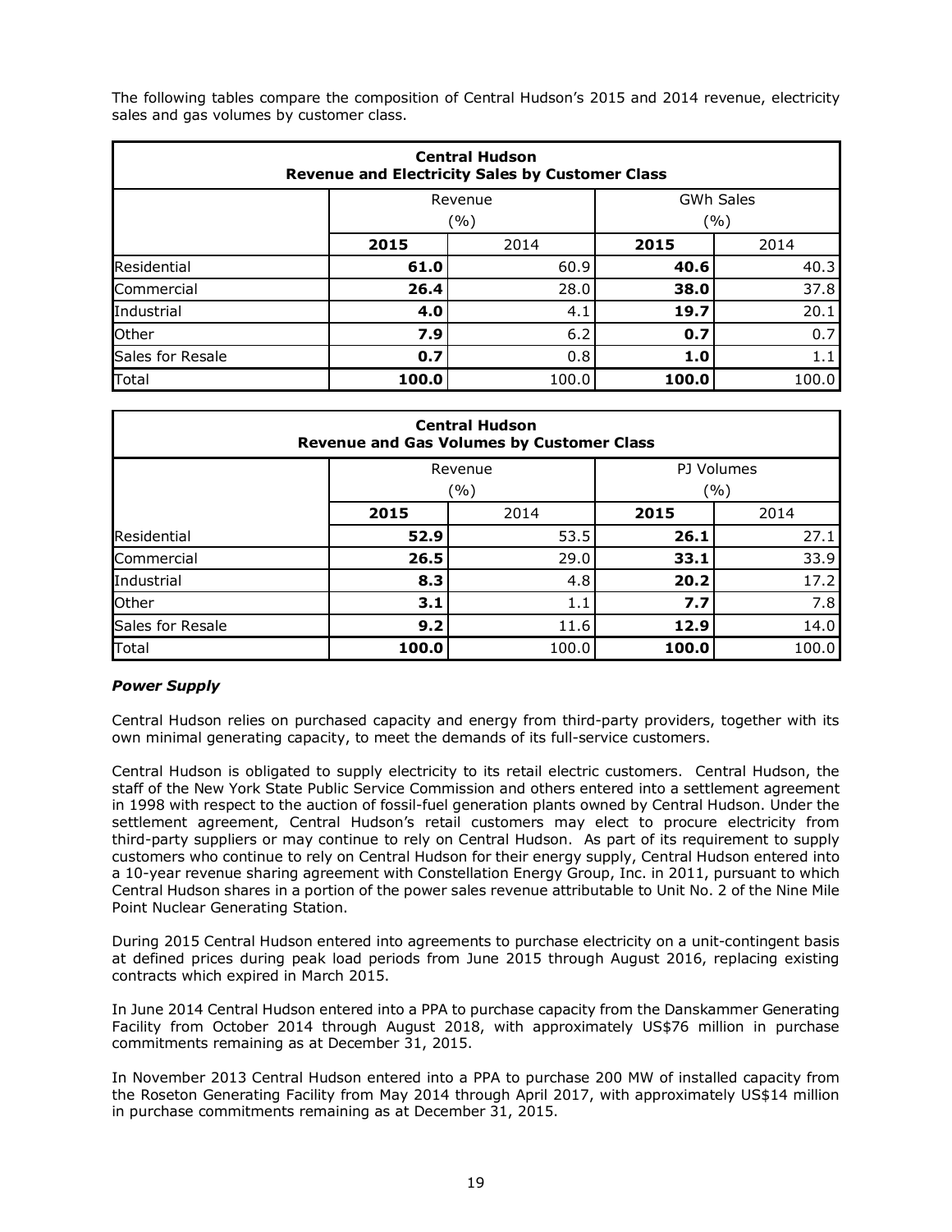The following tables compare the composition of Central Hudson's 2015 and 2014 revenue, electricity sales and gas volumes by customer class.

| Central Hudson<br>Revenue and Electricity Sales by Customer Class | | | | |
|---|---|---|---|---|
| | Revenue (%) | | GWh Sales (%) | |
| | **2015** | 2014 | **2015** | 2014 |
| Residential | **61.0** | 60.9 | **40.6** | 40.3 |
| Commercial | **26.4** | 28.0 | **38.0** | 37.8 |
| Industrial | **4.0** | 4.1 | **19.7** | 20.1 |
| Other | **7.9** | 6.2 | **0.7** | 0.7 |
| Sales for Resale | **0.7** | 0.8 | **1.0** | 1.1 |
| Total | **100.0** | 100.0 | **100.0** | 100.0 |

| Central Hudson<br>Revenue and Gas Volumes by Customer Class | | | | |
|---|---|---|---|---|
| | Revenue (%) | | PJ Volumes (%) | |
| | **2015** | 2014 | **2015** | 2014 |
| Residential | **52.9** | 53.5 | **26.1** | 27.1 |
| Commercial | **26.5** | 29.0 | **33.1** | 33.9 |
| Industrial | **8.3** | 4.8 | **20.2** | 17.2 |
| Other | **3.1** | 1.1 | **7.7** | 7.8 |
| Sales for Resale | **9.2** | 11.6 | **12.9** | 14.0 |
| Total | **100.0** | 100.0 | **100.0** | 100.0 |

***Power Supply***

Central Hudson relies on purchased capacity and energy from third-party providers, together with its own minimal generating capacity, to meet the demands of its full-service customers.

Central Hudson is obligated to supply electricity to its retail electric customers. Central Hudson, the staff of the New York State Public Service Commission and others entered into a settlement agreement in 1998 with respect to the auction of fossil-fuel generation plants owned by Central Hudson. Under the settlement agreement, Central Hudson's retail customers may elect to procure electricity from third-party suppliers or may continue to rely on Central Hudson. As part of its requirement to supply customers who continue to rely on Central Hudson for their energy supply, Central Hudson entered into a 10-year revenue sharing agreement with Constellation Energy Group, Inc. in 2011, pursuant to which Central Hudson shares in a portion of the power sales revenue attributable to Unit No. 2 of the Nine Mile Point Nuclear Generating Station.

During 2015 Central Hudson entered into agreements to purchase electricity on a unit-contingent basis at defined prices during peak load periods from June 2015 through August 2016, replacing existing contracts which expired in March 2015.

In June 2014 Central Hudson entered into a PPA to purchase capacity from the Danskammer Generating Facility from October 2014 through August 2018, with approximately US$76 million in purchase commitments remaining as at December 31, 2015.

In November 2013 Central Hudson entered into a PPA to purchase 200 MW of installed capacity from the Roseton Generating Facility from May 2014 through April 2017, with approximately US$14 million in purchase commitments remaining as at December 31, 2015.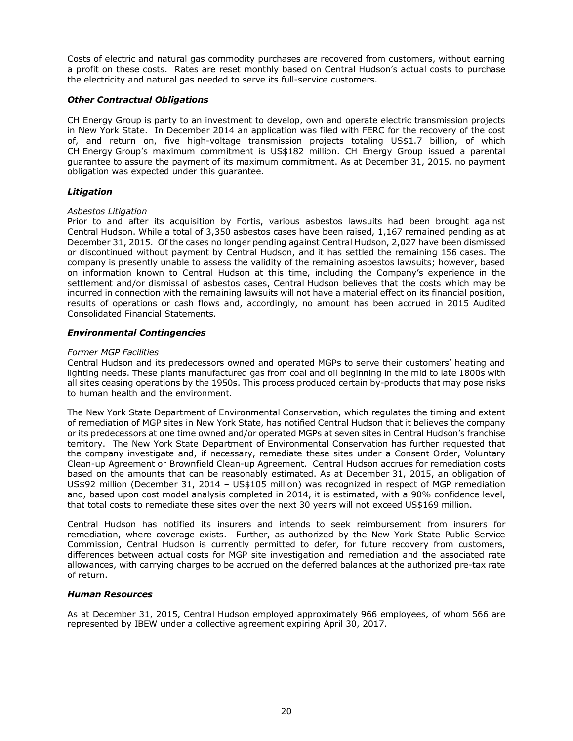Costs of electric and natural gas commodity purchases are recovered from customers, without earning a profit on these costs. Rates are reset monthly based on Central Hudson's actual costs to purchase the electricity and natural gas needed to serve its full-service customers.

### *Other Contractual Obligations*

CH Energy Group is party to an investment to develop, own and operate electric transmission projects in New York State. In December 2014 an application was filed with FERC for the recovery of the cost of, and return on, five high-voltage transmission projects totaling US$1.7 billion, of which CH Energy Group's maximum commitment is US$182 million. CH Energy Group issued a parental guarantee to assure the payment of its maximum commitment. As at December 31, 2015, no payment obligation was expected under this guarantee.

### *Litigation*

*Asbestos Litigation*
Prior to and after its acquisition by Fortis, various asbestos lawsuits had been brought against Central Hudson. While a total of 3,350 asbestos cases have been raised, 1,167 remained pending as at December 31, 2015. Of the cases no longer pending against Central Hudson, 2,027 have been dismissed or discontinued without payment by Central Hudson, and it has settled the remaining 156 cases. The company is presently unable to assess the validity of the remaining asbestos lawsuits; however, based on information known to Central Hudson at this time, including the Company's experience in the settlement and/or dismissal of asbestos cases, Central Hudson believes that the costs which may be incurred in connection with the remaining lawsuits will not have a material effect on its financial position, results of operations or cash flows and, accordingly, no amount has been accrued in 2015 Audited Consolidated Financial Statements.

### *Environmental Contingencies*

*Former MGP Facilities*
Central Hudson and its predecessors owned and operated MGPs to serve their customers' heating and lighting needs. These plants manufactured gas from coal and oil beginning in the mid to late 1800s with all sites ceasing operations by the 1950s. This process produced certain by-products that may pose risks to human health and the environment.

The New York State Department of Environmental Conservation, which regulates the timing and extent of remediation of MGP sites in New York State, has notified Central Hudson that it believes the company or its predecessors at one time owned and/or operated MGPs at seven sites in Central Hudson's franchise territory. The New York State Department of Environmental Conservation has further requested that the company investigate and, if necessary, remediate these sites under a Consent Order, Voluntary Clean-up Agreement or Brownfield Clean-up Agreement. Central Hudson accrues for remediation costs based on the amounts that can be reasonably estimated. As at December 31, 2015, an obligation of US$92 million (December 31, 2014 – US$105 million) was recognized in respect of MGP remediation and, based upon cost model analysis completed in 2014, it is estimated, with a 90% confidence level, that total costs to remediate these sites over the next 30 years will not exceed US$169 million.

Central Hudson has notified its insurers and intends to seek reimbursement from insurers for remediation, where coverage exists. Further, as authorized by the New York State Public Service Commission, Central Hudson is currently permitted to defer, for future recovery from customers, differences between actual costs for MGP site investigation and remediation and the associated rate allowances, with carrying charges to be accrued on the deferred balances at the authorized pre-tax rate of return.

### *Human Resources*

As at December 31, 2015, Central Hudson employed approximately 966 employees, of whom 566 are represented by IBEW under a collective agreement expiring April 30, 2017.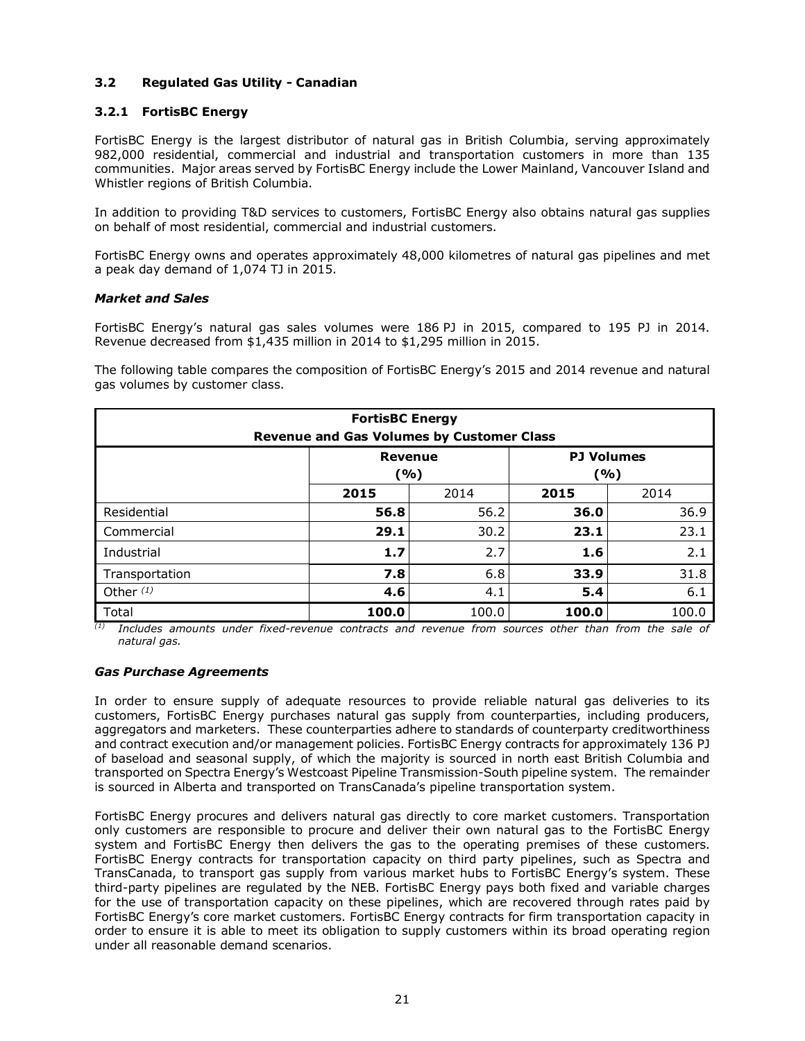### 3.2 Regulated Gas Utility - Canadian

#### 3.2.1 FortisBC Energy

FortisBC Energy is the largest distributor of natural gas in British Columbia, serving approximately 982,000 residential, commercial and industrial and transportation customers in more than 135 communities. Major areas served by FortisBC Energy include the Lower Mainland, Vancouver Island and Whistler regions of British Columbia.

In addition to providing T&D services to customers, FortisBC Energy also obtains natural gas supplies on behalf of most residential, commercial and industrial customers.

FortisBC Energy owns and operates approximately 48,000 kilometres of natural gas pipelines and met a peak day demand of 1,074 TJ in 2015.

***Market and Sales***

FortisBC Energy's natural gas sales volumes were 186 PJ in 2015, compared to 195 PJ in 2014. Revenue decreased from $1,435 million in 2014 to $1,295 million in 2015.

The following table compares the composition of FortisBC Energy's 2015 and 2014 revenue and natural gas volumes by customer class.

| FortisBC Energy Revenue and Gas Volumes by Customer Class | | | | |
|---|---|---|---|---|
| | Revenue (%) | | PJ Volumes (%) | |
| | **2015** | 2014 | **2015** | 2014 |
| Residential | **56.8** | 56.2 | **36.0** | 36.9 |
| Commercial | **29.1** | 30.2 | **23.1** | 23.1 |
| Industrial | **1.7** | 2.7 | **1.6** | 2.1 |
| Transportation | **7.8** | 6.8 | **33.9** | 31.8 |
| Other *(1)* | **4.6** | 4.1 | **5.4** | 6.1 |
| Total | **100.0** | 100.0 | **100.0** | 100.0 |

*(1) Includes amounts under fixed-revenue contracts and revenue from sources other than from the sale of natural gas.*

***Gas Purchase Agreements***

In order to ensure supply of adequate resources to provide reliable natural gas deliveries to its customers, FortisBC Energy purchases natural gas supply from counterparties, including producers, aggregators and marketers. These counterparties adhere to standards of counterparty creditworthiness and contract execution and/or management policies. FortisBC Energy contracts for approximately 136 PJ of baseload and seasonal supply, of which the majority is sourced in north east British Columbia and transported on Spectra Energy's Westcoast Pipeline Transmission-South pipeline system. The remainder is sourced in Alberta and transported on TransCanada's pipeline transportation system.

FortisBC Energy procures and delivers natural gas directly to core market customers. Transportation only customers are responsible to procure and deliver their own natural gas to the FortisBC Energy system and FortisBC Energy then delivers the gas to the operating premises of these customers. FortisBC Energy contracts for transportation capacity on third party pipelines, such as Spectra and TransCanada, to transport gas supply from various market hubs to FortisBC Energy's system. These third-party pipelines are regulated by the NEB. FortisBC Energy pays both fixed and variable charges for the use of transportation capacity on these pipelines, which are recovered through rates paid by FortisBC Energy's core market customers. FortisBC Energy contracts for firm transportation capacity in order to ensure it is able to meet its obligation to supply customers within its broad operating region under all reasonable demand scenarios.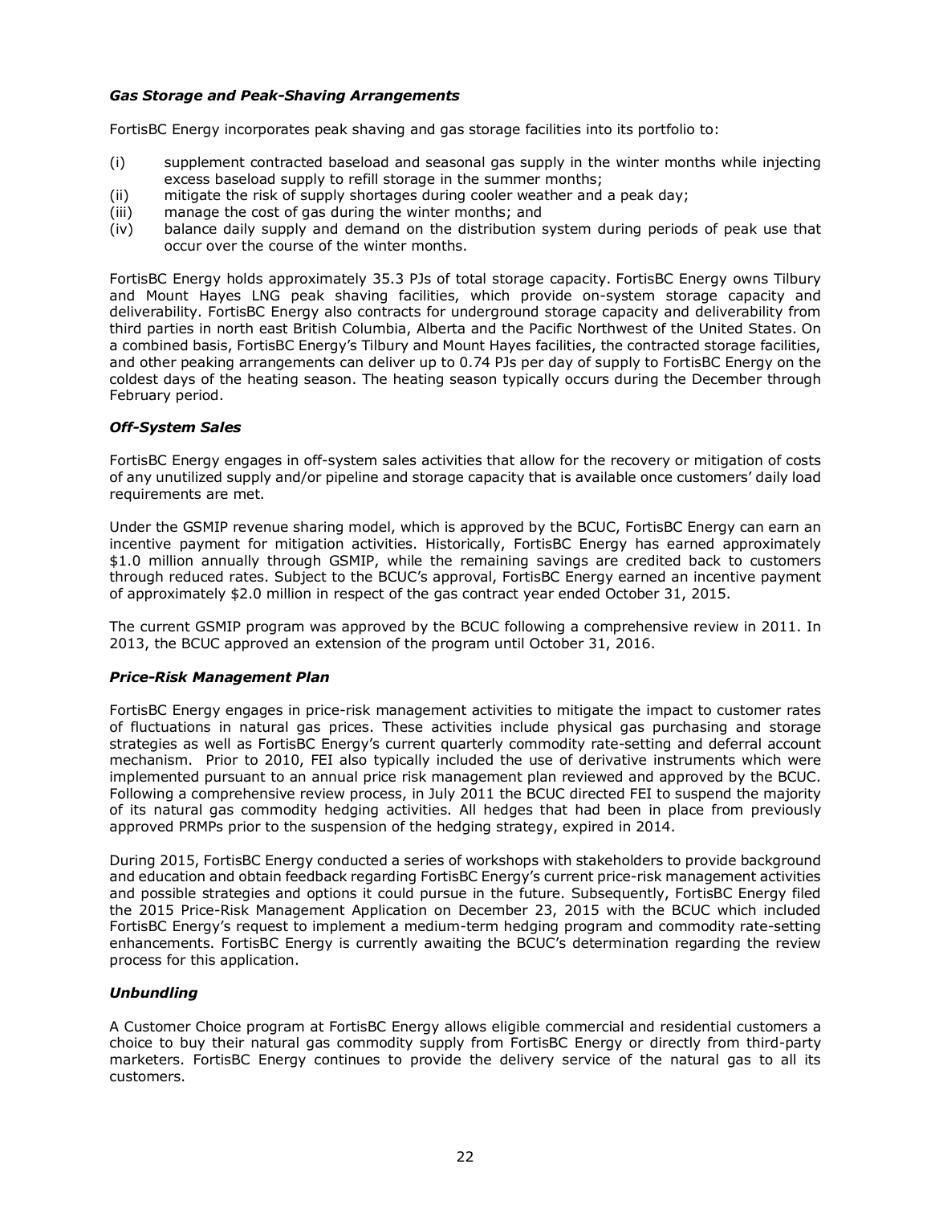### *Gas Storage and Peak-Shaving Arrangements*

FortisBC Energy incorporates peak shaving and gas storage facilities into its portfolio to:

(i) supplement contracted baseload and seasonal gas supply in the winter months while injecting excess baseload supply to refill storage in the summer months;
(ii) mitigate the risk of supply shortages during cooler weather and a peak day;
(iii) manage the cost of gas during the winter months; and
(iv) balance daily supply and demand on the distribution system during periods of peak use that occur over the course of the winter months.

FortisBC Energy holds approximately 35.3 PJs of total storage capacity. FortisBC Energy owns Tilbury and Mount Hayes LNG peak shaving facilities, which provide on-system storage capacity and deliverability. FortisBC Energy also contracts for underground storage capacity and deliverability from third parties in north east British Columbia, Alberta and the Pacific Northwest of the United States. On a combined basis, FortisBC Energy's Tilbury and Mount Hayes facilities, the contracted storage facilities, and other peaking arrangements can deliver up to 0.74 PJs per day of supply to FortisBC Energy on the coldest days of the heating season. The heating season typically occurs during the December through February period.

### *Off-System Sales*

FortisBC Energy engages in off-system sales activities that allow for the recovery or mitigation of costs of any unutilized supply and/or pipeline and storage capacity that is available once customers' daily load requirements are met.

Under the GSMIP revenue sharing model, which is approved by the BCUC, FortisBC Energy can earn an incentive payment for mitigation activities. Historically, FortisBC Energy has earned approximately $1.0 million annually through GSMIP, while the remaining savings are credited back to customers through reduced rates. Subject to the BCUC's approval, FortisBC Energy earned an incentive payment of approximately $2.0 million in respect of the gas contract year ended October 31, 2015.

The current GSMIP program was approved by the BCUC following a comprehensive review in 2011. In 2013, the BCUC approved an extension of the program until October 31, 2016.

### *Price-Risk Management Plan*

FortisBC Energy engages in price-risk management activities to mitigate the impact to customer rates of fluctuations in natural gas prices. These activities include physical gas purchasing and storage strategies as well as FortisBC Energy's current quarterly commodity rate-setting and deferral account mechanism. Prior to 2010, FEI also typically included the use of derivative instruments which were implemented pursuant to an annual price risk management plan reviewed and approved by the BCUC. Following a comprehensive review process, in July 2011 the BCUC directed FEI to suspend the majority of its natural gas commodity hedging activities. All hedges that had been in place from previously approved PRMPs prior to the suspension of the hedging strategy, expired in 2014.

During 2015, FortisBC Energy conducted a series of workshops with stakeholders to provide background and education and obtain feedback regarding FortisBC Energy's current price-risk management activities and possible strategies and options it could pursue in the future. Subsequently, FortisBC Energy filed the 2015 Price-Risk Management Application on December 23, 2015 with the BCUC which included FortisBC Energy's request to implement a medium-term hedging program and commodity rate-setting enhancements. FortisBC Energy is currently awaiting the BCUC's determination regarding the review process for this application.

### *Unbundling*

A Customer Choice program at FortisBC Energy allows eligible commercial and residential customers a choice to buy their natural gas commodity supply from FortisBC Energy or directly from third-party marketers. FortisBC Energy continues to provide the delivery service of the natural gas to all its customers.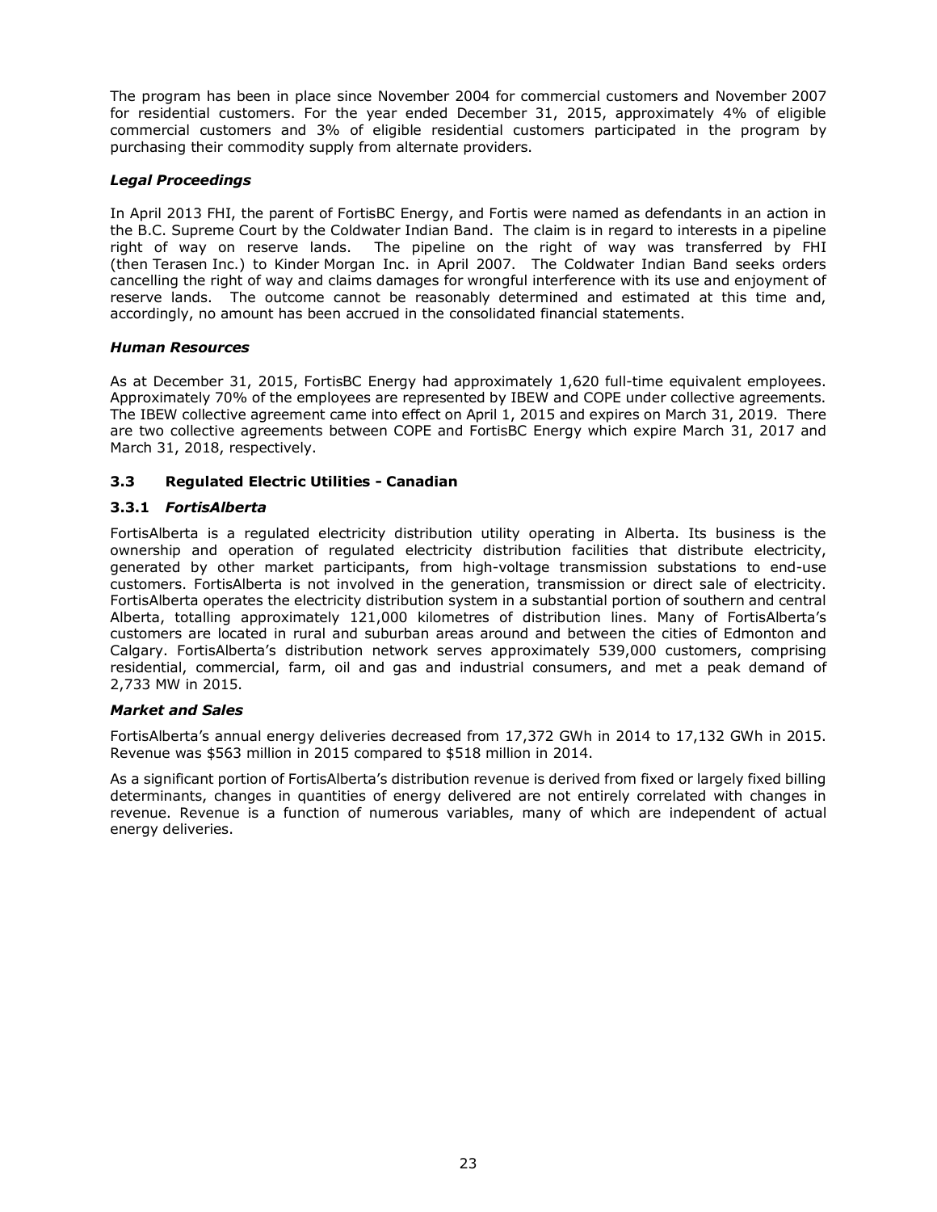The program has been in place since November 2004 for commercial customers and November 2007 for residential customers. For the year ended December 31, 2015, approximately 4% of eligible commercial customers and 3% of eligible residential customers participated in the program by purchasing their commodity supply from alternate providers.

### *Legal Proceedings*

In April 2013 FHI, the parent of FortisBC Energy, and Fortis were named as defendants in an action in the B.C. Supreme Court by the Coldwater Indian Band. The claim is in regard to interests in a pipeline right of way on reserve lands. The pipeline on the right of way was transferred by FHI (then Terasen Inc.) to Kinder Morgan Inc. in April 2007. The Coldwater Indian Band seeks orders cancelling the right of way and claims damages for wrongful interference with its use and enjoyment of reserve lands. The outcome cannot be reasonably determined and estimated at this time and, accordingly, no amount has been accrued in the consolidated financial statements.

### *Human Resources*

As at December 31, 2015, FortisBC Energy had approximately 1,620 full-time equivalent employees. Approximately 70% of the employees are represented by IBEW and COPE under collective agreements. The IBEW collective agreement came into effect on April 1, 2015 and expires on March 31, 2019. There are two collective agreements between COPE and FortisBC Energy which expire March 31, 2017 and March 31, 2018, respectively.

## 3.3 Regulated Electric Utilities - Canadian

### 3.3.1 *FortisAlberta*

FortisAlberta is a regulated electricity distribution utility operating in Alberta. Its business is the ownership and operation of regulated electricity distribution facilities that distribute electricity, generated by other market participants, from high-voltage transmission substations to end-use customers. FortisAlberta is not involved in the generation, transmission or direct sale of electricity. FortisAlberta operates the electricity distribution system in a substantial portion of southern and central Alberta, totalling approximately 121,000 kilometres of distribution lines. Many of FortisAlberta's customers are located in rural and suburban areas around and between the cities of Edmonton and Calgary. FortisAlberta's distribution network serves approximately 539,000 customers, comprising residential, commercial, farm, oil and gas and industrial consumers, and met a peak demand of 2,733 MW in 2015.

### *Market and Sales*

FortisAlberta's annual energy deliveries decreased from 17,372 GWh in 2014 to 17,132 GWh in 2015. Revenue was $563 million in 2015 compared to $518 million in 2014.

As a significant portion of FortisAlberta's distribution revenue is derived from fixed or largely fixed billing determinants, changes in quantities of energy delivered are not entirely correlated with changes in revenue. Revenue is a function of numerous variables, many of which are independent of actual energy deliveries.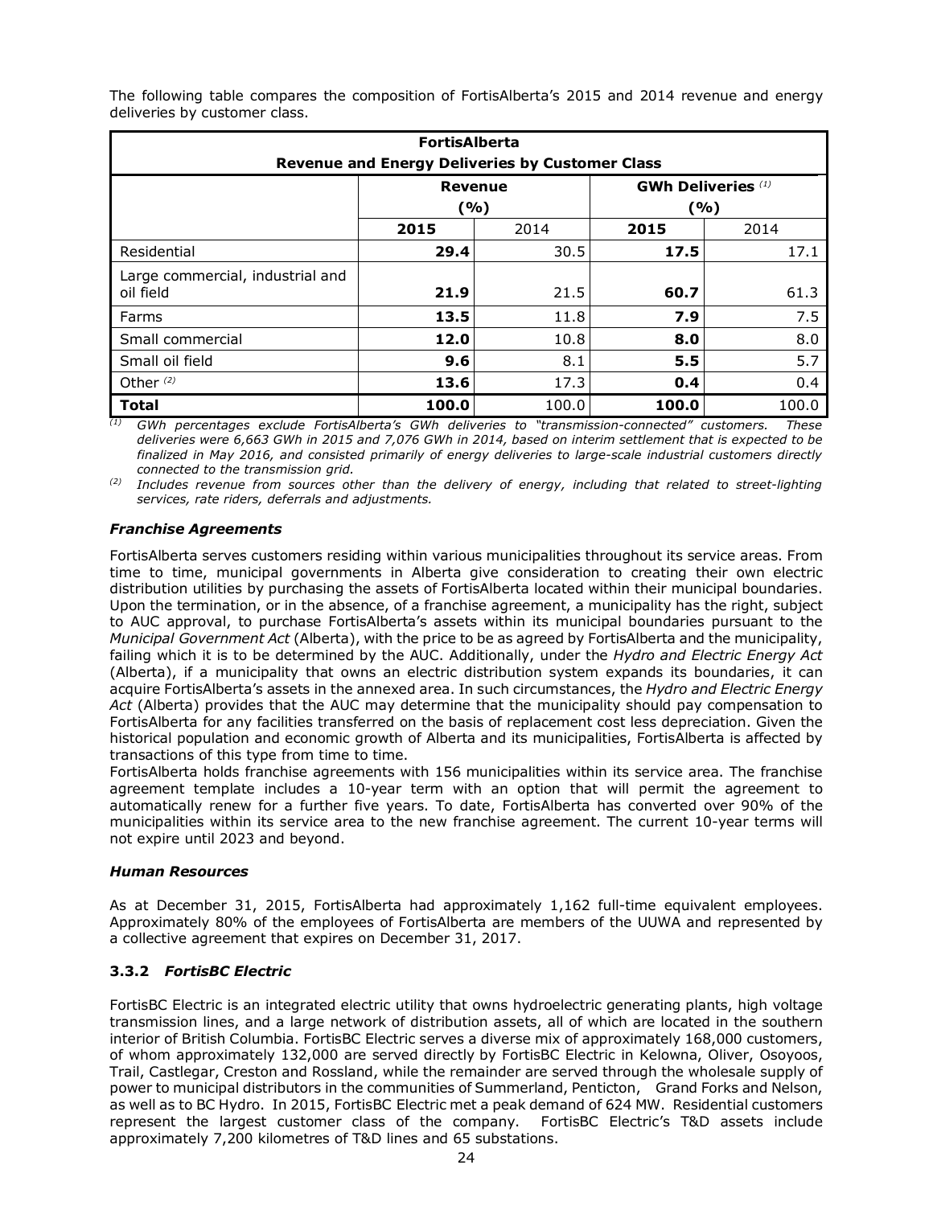The following table compares the composition of FortisAlberta's 2015 and 2014 revenue and energy deliveries by customer class.

| FortisAlberta Revenue and Energy Deliveries by Customer Class | | | | |
|---|---|---|---|---|
| | Revenue (%) | | GWh Deliveries [(1)] (%) | |
| | **2015** | 2014 | **2015** | 2014 |
| Residential | **29.4** | 30.5 | **17.5** | 17.1 |
| Large commercial, industrial and oil field | **21.9** | 21.5 | **60.7** | 61.3 |
| Farms | **13.5** | 11.8 | **7.9** | 7.5 |
| Small commercial | **12.0** | 10.8 | **8.0** | 8.0 |
| Small oil field | **9.6** | 8.1 | **5.5** | 5.7 |
| Other [(2)] | **13.6** | 17.3 | **0.4** | 0.4 |
| **Total** | **100.0** | 100.0 | **100.0** | 100.0 |

*(1) GWh percentages exclude FortisAlberta's GWh deliveries to "transmission-connected" customers. These deliveries were 6,663 GWh in 2015 and 7,076 GWh in 2014, based on interim settlement that is expected to be finalized in May 2016, and consisted primarily of energy deliveries to large-scale industrial customers directly connected to the transmission grid.*

*(2) Includes revenue from sources other than the delivery of energy, including that related to street-lighting services, rate riders, deferrals and adjustments.*

#### *Franchise Agreements*

FortisAlberta serves customers residing within various municipalities throughout its service areas. From time to time, municipal governments in Alberta give consideration to creating their own electric distribution utilities by purchasing the assets of FortisAlberta located within their municipal boundaries. Upon the termination, or in the absence, of a franchise agreement, a municipality has the right, subject to AUC approval, to purchase FortisAlberta's assets within its municipal boundaries pursuant to the *Municipal Government Act* (Alberta), with the price to be as agreed by FortisAlberta and the municipality, failing which it is to be determined by the AUC. Additionally, under the *Hydro and Electric Energy Act* (Alberta), if a municipality that owns an electric distribution system expands its boundaries, it can acquire FortisAlberta's assets in the annexed area. In such circumstances, the *Hydro and Electric Energy Act* (Alberta) provides that the AUC may determine that the municipality should pay compensation to FortisAlberta for any facilities transferred on the basis of replacement cost less depreciation. Given the historical population and economic growth of Alberta and its municipalities, FortisAlberta is affected by transactions of this type from time to time.

FortisAlberta holds franchise agreements with 156 municipalities within its service area. The franchise agreement template includes a 10-year term with an option that will permit the agreement to automatically renew for a further five years. To date, FortisAlberta has converted over 90% of the municipalities within its service area to the new franchise agreement. The current 10-year terms will not expire until 2023 and beyond.

#### *Human Resources*

As at December 31, 2015, FortisAlberta had approximately 1,162 full-time equivalent employees. Approximately 80% of the employees of FortisAlberta are members of the UUWA and represented by a collective agreement that expires on December 31, 2017.

### 3.3.2 *FortisBC Electric*

FortisBC Electric is an integrated electric utility that owns hydroelectric generating plants, high voltage transmission lines, and a large network of distribution assets, all of which are located in the southern interior of British Columbia. FortisBC Electric serves a diverse mix of approximately 168,000 customers, of whom approximately 132,000 are served directly by FortisBC Electric in Kelowna, Oliver, Osoyoos, Trail, Castlegar, Creston and Rossland, while the remainder are served through the wholesale supply of power to municipal distributors in the communities of Summerland, Penticton, Grand Forks and Nelson, as well as to BC Hydro. In 2015, FortisBC Electric met a peak demand of 624 MW. Residential customers represent the largest customer class of the company. FortisBC Electric's T&D assets include approximately 7,200 kilometres of T&D lines and 65 substations.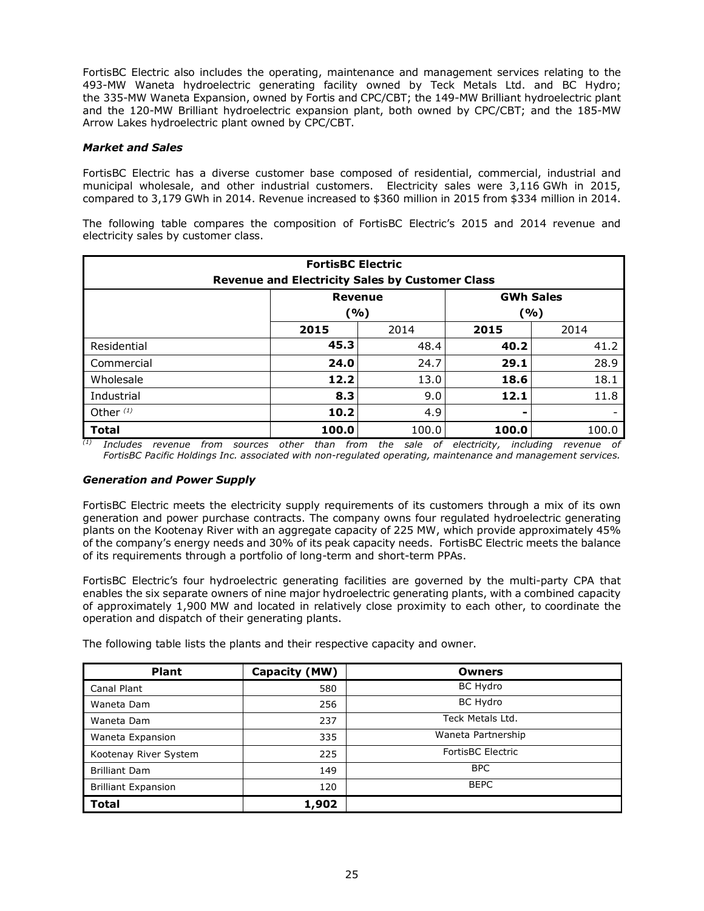FortisBC Electric also includes the operating, maintenance and management services relating to the 493-MW Waneta hydroelectric generating facility owned by Teck Metals Ltd. and BC Hydro; the 335-MW Waneta Expansion, owned by Fortis and CPC/CBT; the 149-MW Brilliant hydroelectric plant and the 120-MW Brilliant hydroelectric expansion plant, both owned by CPC/CBT; and the 185-MW Arrow Lakes hydroelectric plant owned by CPC/CBT.

### *Market and Sales*

FortisBC Electric has a diverse customer base composed of residential, commercial, industrial and municipal wholesale, and other industrial customers. Electricity sales were 3,116 GWh in 2015, compared to 3,179 GWh in 2014. Revenue increased to $360 million in 2015 from $334 million in 2014.

The following table compares the composition of FortisBC Electric's 2015 and 2014 revenue and electricity sales by customer class.

| FortisBC Electric Revenue and Electricity Sales by Customer Class | | | | |
|---|---|---|---|---|
| | Revenue (%) | | GWh Sales (%) | |
| | **2015** | 2014 | **2015** | 2014 |
| Residential | **45.3** | 48.4 | **40.2** | 41.2 |
| Commercial | **24.0** | 24.7 | **29.1** | 28.9 |
| Wholesale | **12.2** | 13.0 | **18.6** | 18.1 |
| Industrial | **8.3** | 9.0 | **12.1** | 11.8 |
| Other [(1)] | **10.2** | 4.9 | **-** | - |
| **Total** | **100.0** | 100.0 | **100.0** | 100.0 |

*(1) Includes revenue from sources other than from the sale of electricity, including revenue of FortisBC Pacific Holdings Inc. associated with non-regulated operating, maintenance and management services.*

### *Generation and Power Supply*

FortisBC Electric meets the electricity supply requirements of its customers through a mix of its own generation and power purchase contracts. The company owns four regulated hydroelectric generating plants on the Kootenay River with an aggregate capacity of 225 MW, which provide approximately 45% of the company's energy needs and 30% of its peak capacity needs. FortisBC Electric meets the balance of its requirements through a portfolio of long-term and short-term PPAs.

FortisBC Electric's four hydroelectric generating facilities are governed by the multi-party CPA that enables the six separate owners of nine major hydroelectric generating plants, with a combined capacity of approximately 1,900 MW and located in relatively close proximity to each other, to coordinate the operation and dispatch of their generating plants.

The following table lists the plants and their respective capacity and owner.

| Plant | Capacity (MW) | Owners |
|---|---|---|
| Canal Plant | 580 | BC Hydro |
| Waneta Dam | 256 | BC Hydro |
| Waneta Dam | 237 | Teck Metals Ltd. |
| Waneta Expansion | 335 | Waneta Partnership |
| Kootenay River System | 225 | FortisBC Electric |
| Brilliant Dam | 149 | BPC |
| Brilliant Expansion | 120 | BEPC |
| **Total** | **1,902** | |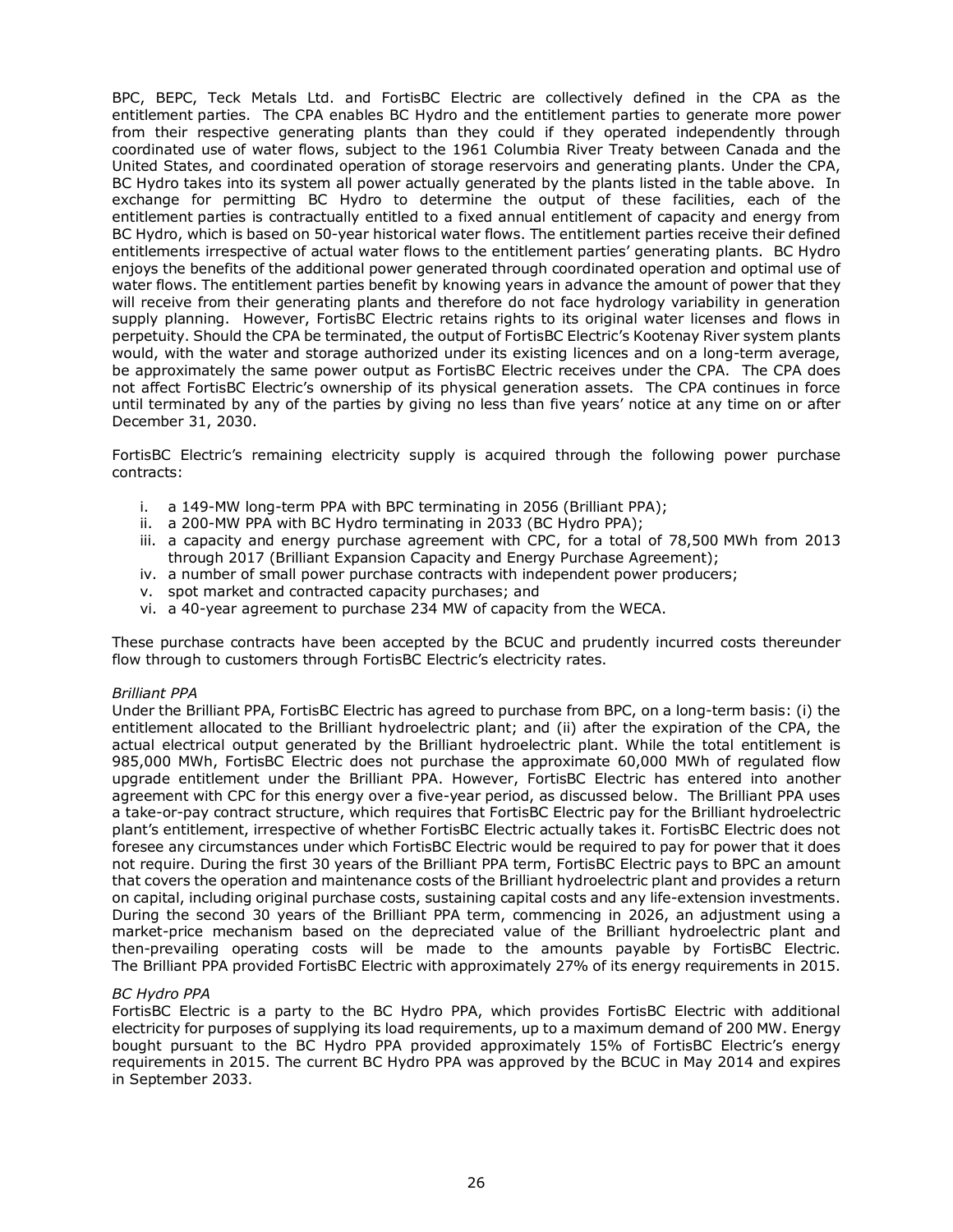BPC, BEPC, Teck Metals Ltd. and FortisBC Electric are collectively defined in the CPA as the entitlement parties. The CPA enables BC Hydro and the entitlement parties to generate more power from their respective generating plants than they could if they operated independently through coordinated use of water flows, subject to the 1961 Columbia River Treaty between Canada and the United States, and coordinated operation of storage reservoirs and generating plants. Under the CPA, BC Hydro takes into its system all power actually generated by the plants listed in the table above. In exchange for permitting BC Hydro to determine the output of these facilities, each of the entitlement parties is contractually entitled to a fixed annual entitlement of capacity and energy from BC Hydro, which is based on 50-year historical water flows. The entitlement parties receive their defined entitlements irrespective of actual water flows to the entitlement parties' generating plants. BC Hydro enjoys the benefits of the additional power generated through coordinated operation and optimal use of water flows. The entitlement parties benefit by knowing years in advance the amount of power that they will receive from their generating plants and therefore do not face hydrology variability in generation supply planning. However, FortisBC Electric retains rights to its original water licenses and flows in perpetuity. Should the CPA be terminated, the output of FortisBC Electric's Kootenay River system plants would, with the water and storage authorized under its existing licences and on a long-term average, be approximately the same power output as FortisBC Electric receives under the CPA. The CPA does not affect FortisBC Electric's ownership of its physical generation assets. The CPA continues in force until terminated by any of the parties by giving no less than five years' notice at any time on or after December 31, 2030.

FortisBC Electric's remaining electricity supply is acquired through the following power purchase contracts:

i. a 149-MW long-term PPA with BPC terminating in 2056 (Brilliant PPA);
ii. a 200-MW PPA with BC Hydro terminating in 2033 (BC Hydro PPA);
iii. a capacity and energy purchase agreement with CPC, for a total of 78,500 MWh from 2013 through 2017 (Brilliant Expansion Capacity and Energy Purchase Agreement);
iv. a number of small power purchase contracts with independent power producers;
v. spot market and contracted capacity purchases; and
vi. a 40-year agreement to purchase 234 MW of capacity from the WECA.

These purchase contracts have been accepted by the BCUC and prudently incurred costs thereunder flow through to customers through FortisBC Electric's electricity rates.

*Brilliant PPA*

Under the Brilliant PPA, FortisBC Electric has agreed to purchase from BPC, on a long-term basis: (i) the entitlement allocated to the Brilliant hydroelectric plant; and (ii) after the expiration of the CPA, the actual electrical output generated by the Brilliant hydroelectric plant. While the total entitlement is 985,000 MWh, FortisBC Electric does not purchase the approximate 60,000 MWh of regulated flow upgrade entitlement under the Brilliant PPA. However, FortisBC Electric has entered into another agreement with CPC for this energy over a five-year period, as discussed below. The Brilliant PPA uses a take-or-pay contract structure, which requires that FortisBC Electric pay for the Brilliant hydroelectric plant's entitlement, irrespective of whether FortisBC Electric actually takes it. FortisBC Electric does not foresee any circumstances under which FortisBC Electric would be required to pay for power that it does not require. During the first 30 years of the Brilliant PPA term, FortisBC Electric pays to BPC an amount that covers the operation and maintenance costs of the Brilliant hydroelectric plant and provides a return on capital, including original purchase costs, sustaining capital costs and any life-extension investments. During the second 30 years of the Brilliant PPA term, commencing in 2026, an adjustment using a market-price mechanism based on the depreciated value of the Brilliant hydroelectric plant and then-prevailing operating costs will be made to the amounts payable by FortisBC Electric. The Brilliant PPA provided FortisBC Electric with approximately 27% of its energy requirements in 2015.

*BC Hydro PPA*

FortisBC Electric is a party to the BC Hydro PPA, which provides FortisBC Electric with additional electricity for purposes of supplying its load requirements, up to a maximum demand of 200 MW. Energy bought pursuant to the BC Hydro PPA provided approximately 15% of FortisBC Electric's energy requirements in 2015. The current BC Hydro PPA was approved by the BCUC in May 2014 and expires in September 2033.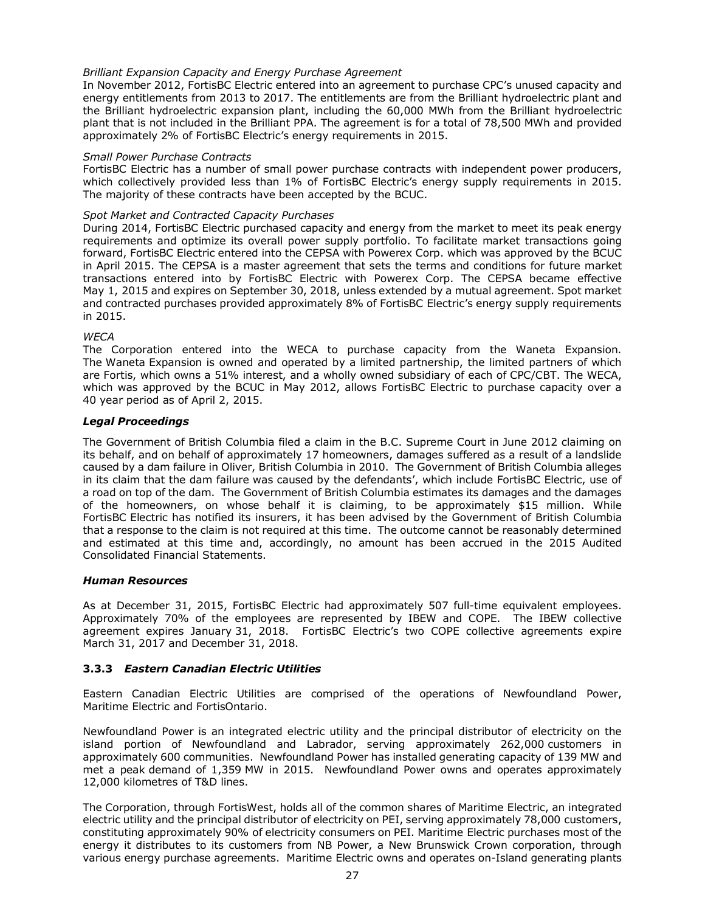*Brilliant Expansion Capacity and Energy Purchase Agreement*
In November 2012, FortisBC Electric entered into an agreement to purchase CPC's unused capacity and energy entitlements from 2013 to 2017. The entitlements are from the Brilliant hydroelectric plant and the Brilliant hydroelectric expansion plant, including the 60,000 MWh from the Brilliant hydroelectric plant that is not included in the Brilliant PPA. The agreement is for a total of 78,500 MWh and provided approximately 2% of FortisBC Electric's energy requirements in 2015.

*Small Power Purchase Contracts*
FortisBC Electric has a number of small power purchase contracts with independent power producers, which collectively provided less than 1% of FortisBC Electric's energy supply requirements in 2015. The majority of these contracts have been accepted by the BCUC.

*Spot Market and Contracted Capacity Purchases*
During 2014, FortisBC Electric purchased capacity and energy from the market to meet its peak energy requirements and optimize its overall power supply portfolio. To facilitate market transactions going forward, FortisBC Electric entered into the CEPSA with Powerex Corp. which was approved by the BCUC in April 2015. The CEPSA is a master agreement that sets the terms and conditions for future market transactions entered into by FortisBC Electric with Powerex Corp. The CEPSA became effective May 1, 2015 and expires on September 30, 2018, unless extended by a mutual agreement. Spot market and contracted purchases provided approximately 8% of FortisBC Electric's energy supply requirements in 2015.

*WECA*
The Corporation entered into the WECA to purchase capacity from the Waneta Expansion. The Waneta Expansion is owned and operated by a limited partnership, the limited partners of which are Fortis, which owns a 51% interest, and a wholly owned subsidiary of each of CPC/CBT. The WECA, which was approved by the BCUC in May 2012, allows FortisBC Electric to purchase capacity over a 40 year period as of April 2, 2015.

***Legal Proceedings***

The Government of British Columbia filed a claim in the B.C. Supreme Court in June 2012 claiming on its behalf, and on behalf of approximately 17 homeowners, damages suffered as a result of a landslide caused by a dam failure in Oliver, British Columbia in 2010. The Government of British Columbia alleges in its claim that the dam failure was caused by the defendants', which include FortisBC Electric, use of a road on top of the dam. The Government of British Columbia estimates its damages and the damages of the homeowners, on whose behalf it is claiming, to be approximately $15 million. While FortisBC Electric has notified its insurers, it has been advised by the Government of British Columbia that a response to the claim is not required at this time. The outcome cannot be reasonably determined and estimated at this time and, accordingly, no amount has been accrued in the 2015 Audited Consolidated Financial Statements.

***Human Resources***

As at December 31, 2015, FortisBC Electric had approximately 507 full-time equivalent employees. Approximately 70% of the employees are represented by IBEW and COPE. The IBEW collective agreement expires January 31, 2018. FortisBC Electric's two COPE collective agreements expire March 31, 2017 and December 31, 2018.

### 3.3.3 *Eastern Canadian Electric Utilities*

Eastern Canadian Electric Utilities are comprised of the operations of Newfoundland Power, Maritime Electric and FortisOntario.

Newfoundland Power is an integrated electric utility and the principal distributor of electricity on the island portion of Newfoundland and Labrador, serving approximately 262,000 customers in approximately 600 communities. Newfoundland Power has installed generating capacity of 139 MW and met a peak demand of 1,359 MW in 2015. Newfoundland Power owns and operates approximately 12,000 kilometres of T&D lines.

The Corporation, through FortisWest, holds all of the common shares of Maritime Electric, an integrated electric utility and the principal distributor of electricity on PEI, serving approximately 78,000 customers, constituting approximately 90% of electricity consumers on PEI. Maritime Electric purchases most of the energy it distributes to its customers from NB Power, a New Brunswick Crown corporation, through various energy purchase agreements. Maritime Electric owns and operates on-Island generating plants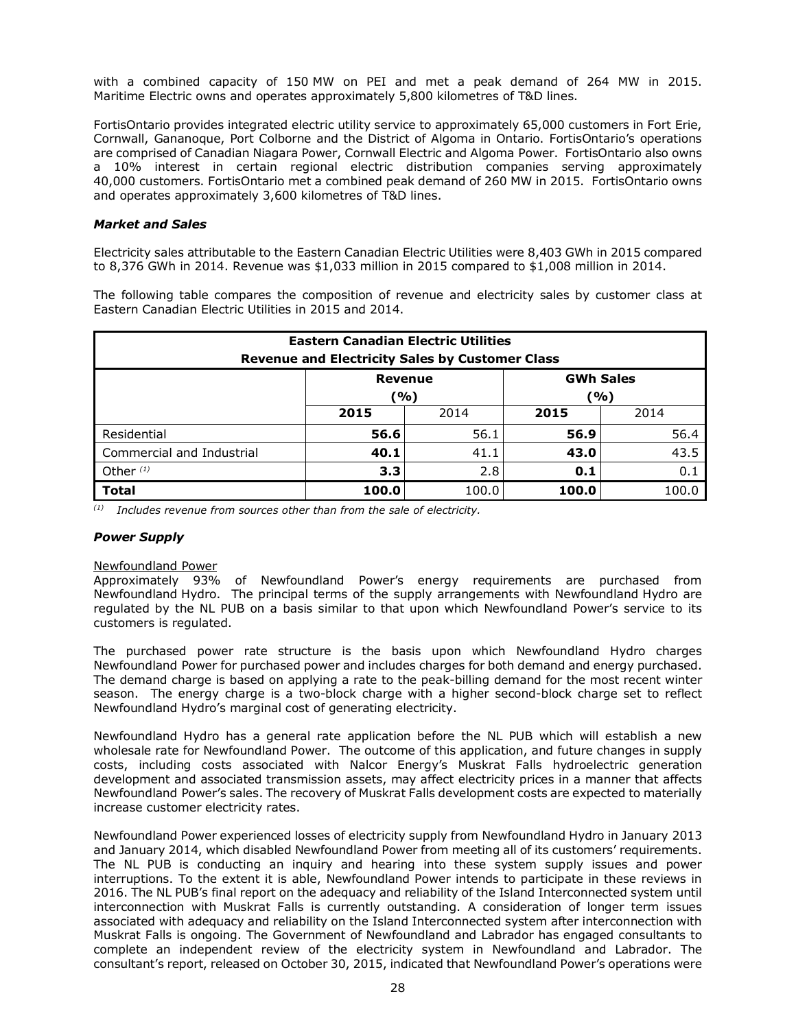with a combined capacity of 150 MW on PEI and met a peak demand of 264 MW in 2015. Maritime Electric owns and operates approximately 5,800 kilometres of T&D lines.

FortisOntario provides integrated electric utility service to approximately 65,000 customers in Fort Erie, Cornwall, Gananoque, Port Colborne and the District of Algoma in Ontario. FortisOntario's operations are comprised of Canadian Niagara Power, Cornwall Electric and Algoma Power. FortisOntario also owns a 10% interest in certain regional electric distribution companies serving approximately 40,000 customers. FortisOntario met a combined peak demand of 260 MW in 2015. FortisOntario owns and operates approximately 3,600 kilometres of T&D lines.

### *Market and Sales*

Electricity sales attributable to the Eastern Canadian Electric Utilities were 8,403 GWh in 2015 compared to 8,376 GWh in 2014. Revenue was $1,033 million in 2015 compared to $1,008 million in 2014.

The following table compares the composition of revenue and electricity sales by customer class at Eastern Canadian Electric Utilities in 2015 and 2014.

**Eastern Canadian Electric Utilities**
**Revenue and Electricity Sales by Customer Class**

| | Revenue (%) | | GWh Sales (%) | |
|---|---|---|---|---|
| | **2015** | 2014 | **2015** | 2014 |
| Residential | **56.6** | 56.1 | **56.9** | 56.4 |
| Commercial and Industrial | **40.1** | 41.1 | **43.0** | 43.5 |
| Other [(1)] | **3.3** | 2.8 | **0.1** | 0.1 |
| **Total** | **100.0** | 100.0 | **100.0** | 100.0 |

[(1)] *Includes revenue from sources other than from the sale of electricity.*

### *Power Supply*

Newfoundland Power

Approximately 93% of Newfoundland Power's energy requirements are purchased from Newfoundland Hydro. The principal terms of the supply arrangements with Newfoundland Hydro are regulated by the NL PUB on a basis similar to that upon which Newfoundland Power's service to its customers is regulated.

The purchased power rate structure is the basis upon which Newfoundland Hydro charges Newfoundland Power for purchased power and includes charges for both demand and energy purchased. The demand charge is based on applying a rate to the peak-billing demand for the most recent winter season. The energy charge is a two-block charge with a higher second-block charge set to reflect Newfoundland Hydro's marginal cost of generating electricity.

Newfoundland Hydro has a general rate application before the NL PUB which will establish a new wholesale rate for Newfoundland Power. The outcome of this application, and future changes in supply costs, including costs associated with Nalcor Energy's Muskrat Falls hydroelectric generation development and associated transmission assets, may affect electricity prices in a manner that affects Newfoundland Power's sales. The recovery of Muskrat Falls development costs are expected to materially increase customer electricity rates.

Newfoundland Power experienced losses of electricity supply from Newfoundland Hydro in January 2013 and January 2014, which disabled Newfoundland Power from meeting all of its customers' requirements. The NL PUB is conducting an inquiry and hearing into these system supply issues and power interruptions. To the extent it is able, Newfoundland Power intends to participate in these reviews in 2016. The NL PUB's final report on the adequacy and reliability of the Island Interconnected system until interconnection with Muskrat Falls is currently outstanding. A consideration of longer term issues associated with adequacy and reliability on the Island Interconnected system after interconnection with Muskrat Falls is ongoing. The Government of Newfoundland and Labrador has engaged consultants to complete an independent review of the electricity system in Newfoundland and Labrador. The consultant's report, released on October 30, 2015, indicated that Newfoundland Power's operations were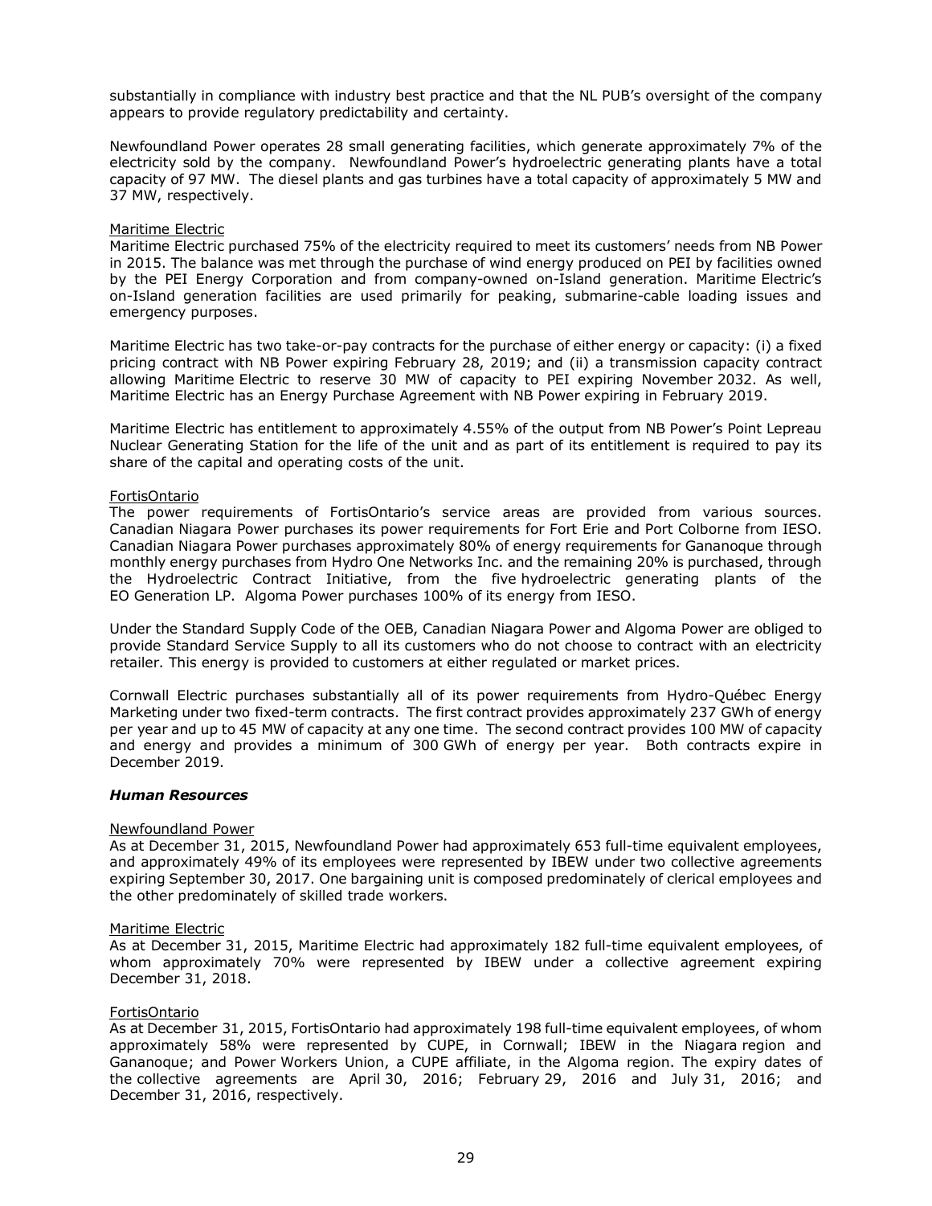substantially in compliance with industry best practice and that the NL PUB's oversight of the company appears to provide regulatory predictability and certainty.

Newfoundland Power operates 28 small generating facilities, which generate approximately 7% of the electricity sold by the company. Newfoundland Power's hydroelectric generating plants have a total capacity of 97 MW. The diesel plants and gas turbines have a total capacity of approximately 5 MW and 37 MW, respectively.

Maritime Electric

Maritime Electric purchased 75% of the electricity required to meet its customers' needs from NB Power in 2015. The balance was met through the purchase of wind energy produced on PEI by facilities owned by the PEI Energy Corporation and from company-owned on-Island generation. Maritime Electric's on-Island generation facilities are used primarily for peaking, submarine-cable loading issues and emergency purposes.

Maritime Electric has two take-or-pay contracts for the purchase of either energy or capacity: (i) a fixed pricing contract with NB Power expiring February 28, 2019; and (ii) a transmission capacity contract allowing Maritime Electric to reserve 30 MW of capacity to PEI expiring November 2032. As well, Maritime Electric has an Energy Purchase Agreement with NB Power expiring in February 2019.

Maritime Electric has entitlement to approximately 4.55% of the output from NB Power's Point Lepreau Nuclear Generating Station for the life of the unit and as part of its entitlement is required to pay its share of the capital and operating costs of the unit.

FortisOntario

The power requirements of FortisOntario's service areas are provided from various sources. Canadian Niagara Power purchases its power requirements for Fort Erie and Port Colborne from IESO. Canadian Niagara Power purchases approximately 80% of energy requirements for Gananoque through monthly energy purchases from Hydro One Networks Inc. and the remaining 20% is purchased, through the Hydroelectric Contract Initiative, from the five hydroelectric generating plants of the EO Generation LP. Algoma Power purchases 100% of its energy from IESO.

Under the Standard Supply Code of the OEB, Canadian Niagara Power and Algoma Power are obliged to provide Standard Service Supply to all its customers who do not choose to contract with an electricity retailer. This energy is provided to customers at either regulated or market prices.

Cornwall Electric purchases substantially all of its power requirements from Hydro-Québec Energy Marketing under two fixed-term contracts. The first contract provides approximately 237 GWh of energy per year and up to 45 MW of capacity at any one time. The second contract provides 100 MW of capacity and energy and provides a minimum of 300 GWh of energy per year. Both contracts expire in December 2019.

### *Human Resources*

Newfoundland Power

As at December 31, 2015, Newfoundland Power had approximately 653 full-time equivalent employees, and approximately 49% of its employees were represented by IBEW under two collective agreements expiring September 30, 2017. One bargaining unit is composed predominately of clerical employees and the other predominately of skilled trade workers.

Maritime Electric

As at December 31, 2015, Maritime Electric had approximately 182 full-time equivalent employees, of whom approximately 70% were represented by IBEW under a collective agreement expiring December 31, 2018.

FortisOntario

As at December 31, 2015, FortisOntario had approximately 198 full-time equivalent employees, of whom approximately 58% were represented by CUPE, in Cornwall; IBEW in the Niagara region and Gananoque; and Power Workers Union, a CUPE affiliate, in the Algoma region. The expiry dates of the collective agreements are April 30, 2016; February 29, 2016 and July 31, 2016; and December 31, 2016, respectively.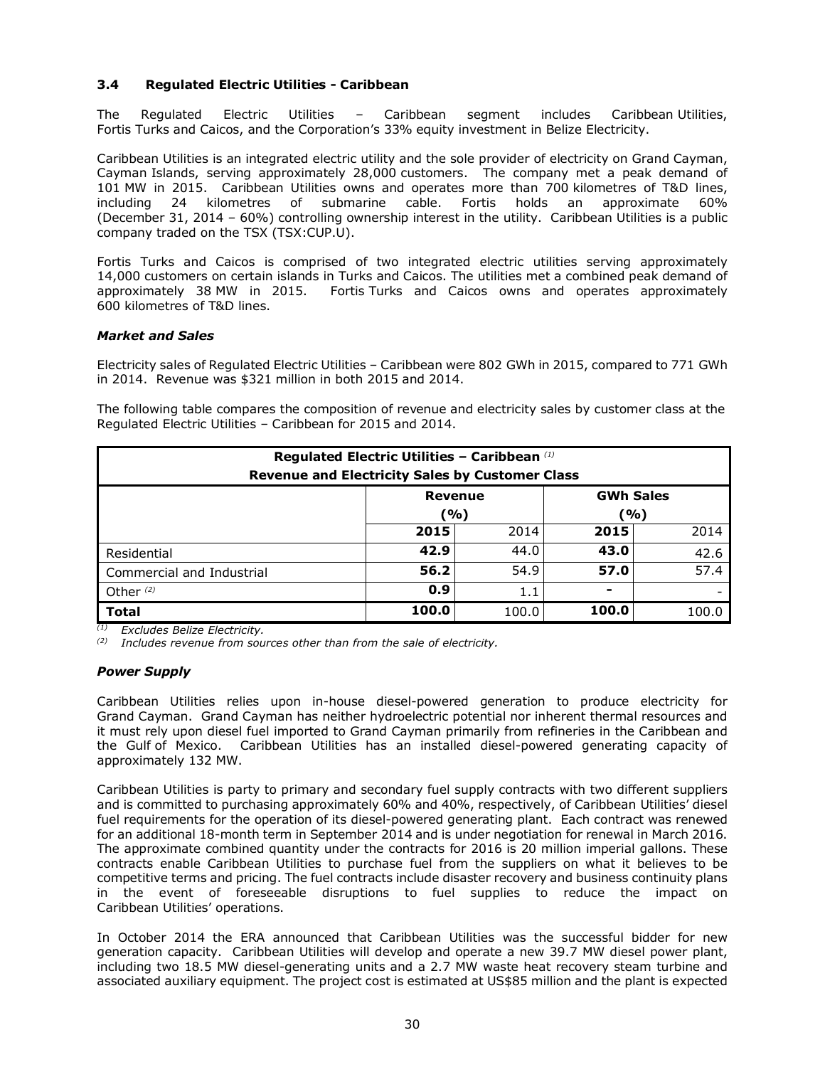### 3.4 Regulated Electric Utilities - Caribbean

The Regulated Electric Utilities – Caribbean segment includes Caribbean Utilities, Fortis Turks and Caicos, and the Corporation's 33% equity investment in Belize Electricity.

Caribbean Utilities is an integrated electric utility and the sole provider of electricity on Grand Cayman, Cayman Islands, serving approximately 28,000 customers. The company met a peak demand of 101 MW in 2015. Caribbean Utilities owns and operates more than 700 kilometres of T&D lines, including 24 kilometres of submarine cable. Fortis holds an approximate 60% (December 31, 2014 – 60%) controlling ownership interest in the utility. Caribbean Utilities is a public company traded on the TSX (TSX:CUP.U).

Fortis Turks and Caicos is comprised of two integrated electric utilities serving approximately 14,000 customers on certain islands in Turks and Caicos. The utilities met a combined peak demand of approximately 38 MW in 2015. Fortis Turks and Caicos owns and operates approximately 600 kilometres of T&D lines.

***Market and Sales***

Electricity sales of Regulated Electric Utilities – Caribbean were 802 GWh in 2015, compared to 771 GWh in 2014. Revenue was $321 million in both 2015 and 2014.

The following table compares the composition of revenue and electricity sales by customer class at the Regulated Electric Utilities – Caribbean for 2015 and 2014.

| Regulated Electric Utilities – Caribbean (1)<br>Revenue and Electricity Sales by Customer Class | | | | |
|---|---|---|---|---|
| | Revenue (%) | | GWh Sales (%) | |
| | **2015** | 2014 | **2015** | 2014 |
| Residential | **42.9** | 44.0 | **43.0** | 42.6 |
| Commercial and Industrial | **56.2** | 54.9 | **57.0** | 57.4 |
| Other (2) | **0.9** | 1.1 | **-** | - |
| **Total** | **100.0** | 100.0 | **100.0** | 100.0 |

(1) *Excludes Belize Electricity.*
(2) *Includes revenue from sources other than from the sale of electricity.*

***Power Supply***

Caribbean Utilities relies upon in-house diesel-powered generation to produce electricity for Grand Cayman. Grand Cayman has neither hydroelectric potential nor inherent thermal resources and it must rely upon diesel fuel imported to Grand Cayman primarily from refineries in the Caribbean and the Gulf of Mexico. Caribbean Utilities has an installed diesel-powered generating capacity of approximately 132 MW.

Caribbean Utilities is party to primary and secondary fuel supply contracts with two different suppliers and is committed to purchasing approximately 60% and 40%, respectively, of Caribbean Utilities' diesel fuel requirements for the operation of its diesel-powered generating plant. Each contract was renewed for an additional 18-month term in September 2014 and is under negotiation for renewal in March 2016. The approximate combined quantity under the contracts for 2016 is 20 million imperial gallons. These contracts enable Caribbean Utilities to purchase fuel from the suppliers on what it believes to be competitive terms and pricing. The fuel contracts include disaster recovery and business continuity plans in the event of foreseeable disruptions to fuel supplies to reduce the impact on Caribbean Utilities' operations.

In October 2014 the ERA announced that Caribbean Utilities was the successful bidder for new generation capacity. Caribbean Utilities will develop and operate a new 39.7 MW diesel power plant, including two 18.5 MW diesel-generating units and a 2.7 MW waste heat recovery steam turbine and associated auxiliary equipment. The project cost is estimated at US$85 million and the plant is expected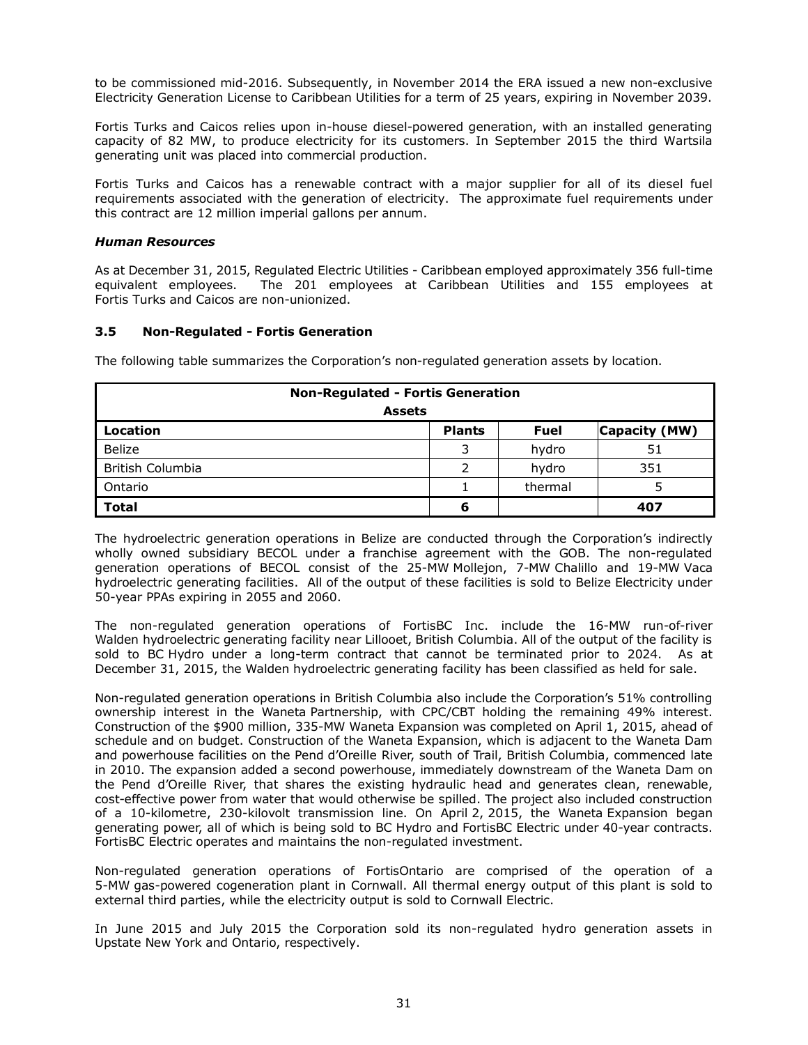to be commissioned mid-2016. Subsequently, in November 2014 the ERA issued a new non-exclusive Electricity Generation License to Caribbean Utilities for a term of 25 years, expiring in November 2039.

Fortis Turks and Caicos relies upon in-house diesel-powered generation, with an installed generating capacity of 82 MW, to produce electricity for its customers. In September 2015 the third Wartsila generating unit was placed into commercial production.

Fortis Turks and Caicos has a renewable contract with a major supplier for all of its diesel fuel requirements associated with the generation of electricity. The approximate fuel requirements under this contract are 12 million imperial gallons per annum.

***Human Resources***

As at December 31, 2015, Regulated Electric Utilities - Caribbean employed approximately 356 full-time equivalent employees. The 201 employees at Caribbean Utilities and 155 employees at Fortis Turks and Caicos are non-unionized.

### 3.5 Non-Regulated - Fortis Generation

The following table summarizes the Corporation's non-regulated generation assets by location.

| **Non-Regulated - Fortis Generation Assets** | | | |
|---|---|---|---|
| **Location** | **Plants** | **Fuel** | **Capacity (MW)** |
| Belize | 3 | hydro | 51 |
| British Columbia | 2 | hydro | 351 |
| Ontario | 1 | thermal | 5 |
| **Total** | **6** | | **407** |

The hydroelectric generation operations in Belize are conducted through the Corporation's indirectly wholly owned subsidiary BECOL under a franchise agreement with the GOB. The non-regulated generation operations of BECOL consist of the 25-MW Mollejon, 7-MW Chalillo and 19-MW Vaca hydroelectric generating facilities. All of the output of these facilities is sold to Belize Electricity under 50-year PPAs expiring in 2055 and 2060.

The non-regulated generation operations of FortisBC Inc. include the 16-MW run-of-river Walden hydroelectric generating facility near Lillooet, British Columbia. All of the output of the facility is sold to BC Hydro under a long-term contract that cannot be terminated prior to 2024. As at December 31, 2015, the Walden hydroelectric generating facility has been classified as held for sale.

Non-regulated generation operations in British Columbia also include the Corporation's 51% controlling ownership interest in the Waneta Partnership, with CPC/CBT holding the remaining 49% interest. Construction of the $900 million, 335-MW Waneta Expansion was completed on April 1, 2015, ahead of schedule and on budget. Construction of the Waneta Expansion, which is adjacent to the Waneta Dam and powerhouse facilities on the Pend d'Oreille River, south of Trail, British Columbia, commenced late in 2010. The expansion added a second powerhouse, immediately downstream of the Waneta Dam on the Pend d'Oreille River, that shares the existing hydraulic head and generates clean, renewable, cost-effective power from water that would otherwise be spilled. The project also included construction of a 10-kilometre, 230-kilovolt transmission line. On April 2, 2015, the Waneta Expansion began generating power, all of which is being sold to BC Hydro and FortisBC Electric under 40-year contracts. FortisBC Electric operates and maintains the non-regulated investment.

Non-regulated generation operations of FortisOntario are comprised of the operation of a 5-MW gas-powered cogeneration plant in Cornwall. All thermal energy output of this plant is sold to external third parties, while the electricity output is sold to Cornwall Electric.

In June 2015 and July 2015 the Corporation sold its non-regulated hydro generation assets in Upstate New York and Ontario, respectively.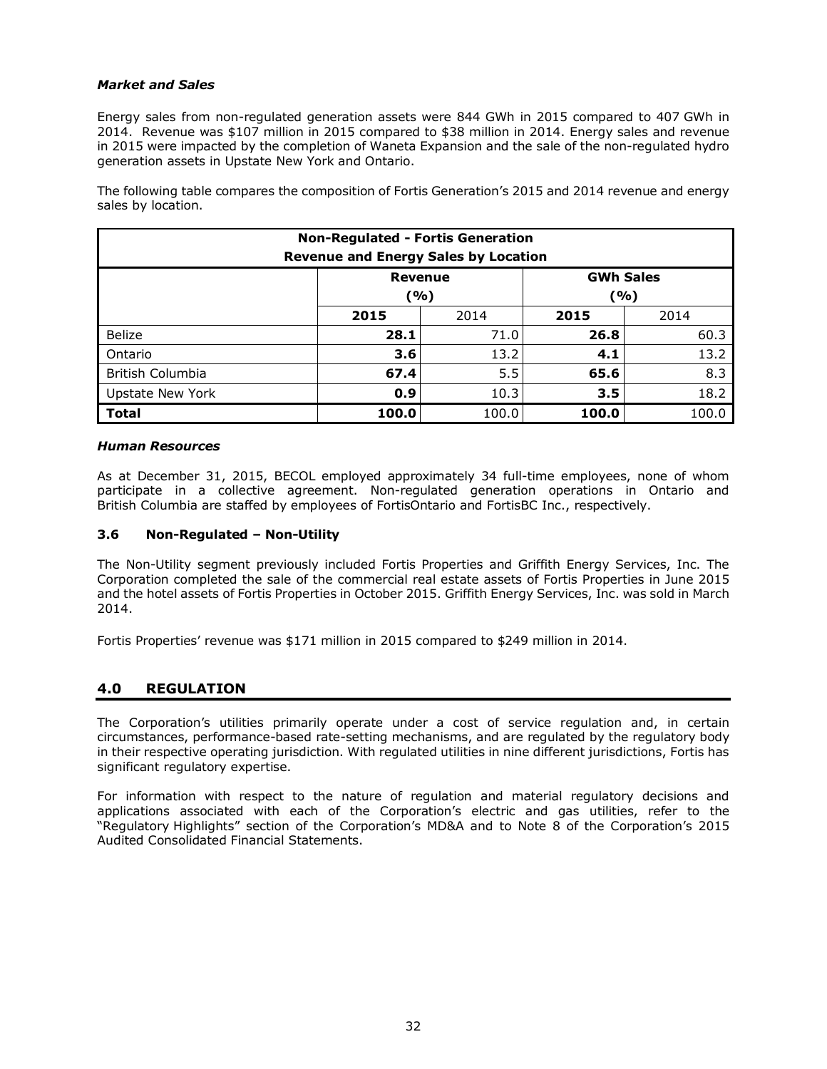***Market and Sales***

Energy sales from non-regulated generation assets were 844 GWh in 2015 compared to 407 GWh in 2014. Revenue was $107 million in 2015 compared to $38 million in 2014. Energy sales and revenue in 2015 were impacted by the completion of Waneta Expansion and the sale of the non-regulated hydro generation assets in Upstate New York and Ontario.

The following table compares the composition of Fortis Generation's 2015 and 2014 revenue and energy sales by location.

| Non-Regulated - Fortis Generation Revenue and Energy Sales by Location | | | | |
|---|---|---|---|---|
| | **Revenue (%)** | | **GWh Sales (%)** | |
| | **2015** | 2014 | **2015** | 2014 |
| Belize | **28.1** | 71.0 | **26.8** | 60.3 |
| Ontario | **3.6** | 13.2 | **4.1** | 13.2 |
| British Columbia | **67.4** | 5.5 | **65.6** | 8.3 |
| Upstate New York | **0.9** | 10.3 | **3.5** | 18.2 |
| **Total** | **100.0** | 100.0 | **100.0** | 100.0 |

***Human Resources***

As at December 31, 2015, BECOL employed approximately 34 full-time employees, none of whom participate in a collective agreement. Non-regulated generation operations in Ontario and British Columbia are staffed by employees of FortisOntario and FortisBC Inc., respectively.

### 3.6 Non-Regulated – Non-Utility

The Non-Utility segment previously included Fortis Properties and Griffith Energy Services, Inc. The Corporation completed the sale of the commercial real estate assets of Fortis Properties in June 2015 and the hotel assets of Fortis Properties in October 2015. Griffith Energy Services, Inc. was sold in March 2014.

Fortis Properties' revenue was $171 million in 2015 compared to $249 million in 2014.

## 4.0 REGULATION

The Corporation's utilities primarily operate under a cost of service regulation and, in certain circumstances, performance-based rate-setting mechanisms, and are regulated by the regulatory body in their respective operating jurisdiction. With regulated utilities in nine different jurisdictions, Fortis has significant regulatory expertise.

For information with respect to the nature of regulation and material regulatory decisions and applications associated with each of the Corporation's electric and gas utilities, refer to the "Regulatory Highlights" section of the Corporation's MD&A and to Note 8 of the Corporation's 2015 Audited Consolidated Financial Statements.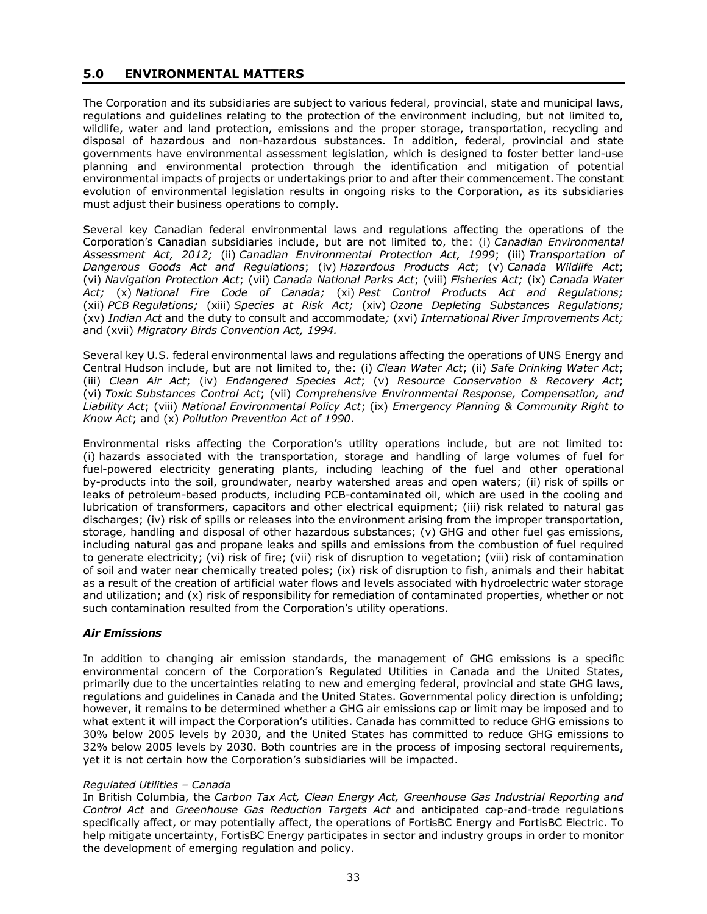## 5.0 ENVIRONMENTAL MATTERS

The Corporation and its subsidiaries are subject to various federal, provincial, state and municipal laws, regulations and guidelines relating to the protection of the environment including, but not limited to, wildlife, water and land protection, emissions and the proper storage, transportation, recycling and disposal of hazardous and non-hazardous substances. In addition, federal, provincial and state governments have environmental assessment legislation, which is designed to foster better land-use planning and environmental protection through the identification and mitigation of potential environmental impacts of projects or undertakings prior to and after their commencement. The constant evolution of environmental legislation results in ongoing risks to the Corporation, as its subsidiaries must adjust their business operations to comply.

Several key Canadian federal environmental laws and regulations affecting the operations of the Corporation's Canadian subsidiaries include, but are not limited to, the: (i) *Canadian Environmental Assessment Act, 2012;* (ii) *Canadian Environmental Protection Act, 1999*; (iii) *Transportation of Dangerous Goods Act and Regulations*; (iv) *Hazardous Products Act*; (v) *Canada Wildlife Act*; (vi) *Navigation Protection Act*; (vii) *Canada National Parks Act*; (viii) *Fisheries Act;* (ix) *Canada Water Act;* (x) *National Fire Code of Canada;* (xi) *Pest Control Products Act and Regulations;* (xii) *PCB Regulations;* (xiii) *Species at Risk Act;* (xiv) *Ozone Depleting Substances Regulations;* (xv) *Indian Act* and the duty to consult and accommodate*;* (xvi) *International River Improvements Act;* and (xvii) *Migratory Birds Convention Act, 1994.*

Several key U.S. federal environmental laws and regulations affecting the operations of UNS Energy and Central Hudson include, but are not limited to, the: (i) *Clean Water Act*; (ii) *Safe Drinking Water Act*; (iii) *Clean Air Act*; (iv) *Endangered Species Act*; (v) *Resource Conservation & Recovery Act*; (vi) *Toxic Substances Control Act*; (vii) *Comprehensive Environmental Response, Compensation, and Liability Act*; (viii) *National Environmental Policy Act*; (ix) *Emergency Planning & Community Right to Know Act*; and (x) *Pollution Prevention Act of 1990*.

Environmental risks affecting the Corporation's utility operations include, but are not limited to: (i) hazards associated with the transportation, storage and handling of large volumes of fuel for fuel-powered electricity generating plants, including leaching of the fuel and other operational by-products into the soil, groundwater, nearby watershed areas and open waters; (ii) risk of spills or leaks of petroleum-based products, including PCB-contaminated oil, which are used in the cooling and lubrication of transformers, capacitors and other electrical equipment; (iii) risk related to natural gas discharges; (iv) risk of spills or releases into the environment arising from the improper transportation, storage, handling and disposal of other hazardous substances; (v) GHG and other fuel gas emissions, including natural gas and propane leaks and spills and emissions from the combustion of fuel required to generate electricity; (vi) risk of fire; (vii) risk of disruption to vegetation; (viii) risk of contamination of soil and water near chemically treated poles; (ix) risk of disruption to fish, animals and their habitat as a result of the creation of artificial water flows and levels associated with hydroelectric water storage and utilization; and (x) risk of responsibility for remediation of contaminated properties, whether or not such contamination resulted from the Corporation's utility operations.

### *Air Emissions*

In addition to changing air emission standards, the management of GHG emissions is a specific environmental concern of the Corporation's Regulated Utilities in Canada and the United States, primarily due to the uncertainties relating to new and emerging federal, provincial and state GHG laws, regulations and guidelines in Canada and the United States. Governmental policy direction is unfolding; however, it remains to be determined whether a GHG air emissions cap or limit may be imposed and to what extent it will impact the Corporation's utilities. Canada has committed to reduce GHG emissions to 30% below 2005 levels by 2030, and the United States has committed to reduce GHG emissions to 32% below 2005 levels by 2030. Both countries are in the process of imposing sectoral requirements, yet it is not certain how the Corporation's subsidiaries will be impacted.

*Regulated Utilities – Canada*

In British Columbia, the *Carbon Tax Act, Clean Energy Act, Greenhouse Gas Industrial Reporting and Control Act* and *Greenhouse Gas Reduction Targets Act* and anticipated cap-and-trade regulations specifically affect, or may potentially affect, the operations of FortisBC Energy and FortisBC Electric. To help mitigate uncertainty, FortisBC Energy participates in sector and industry groups in order to monitor the development of emerging regulation and policy.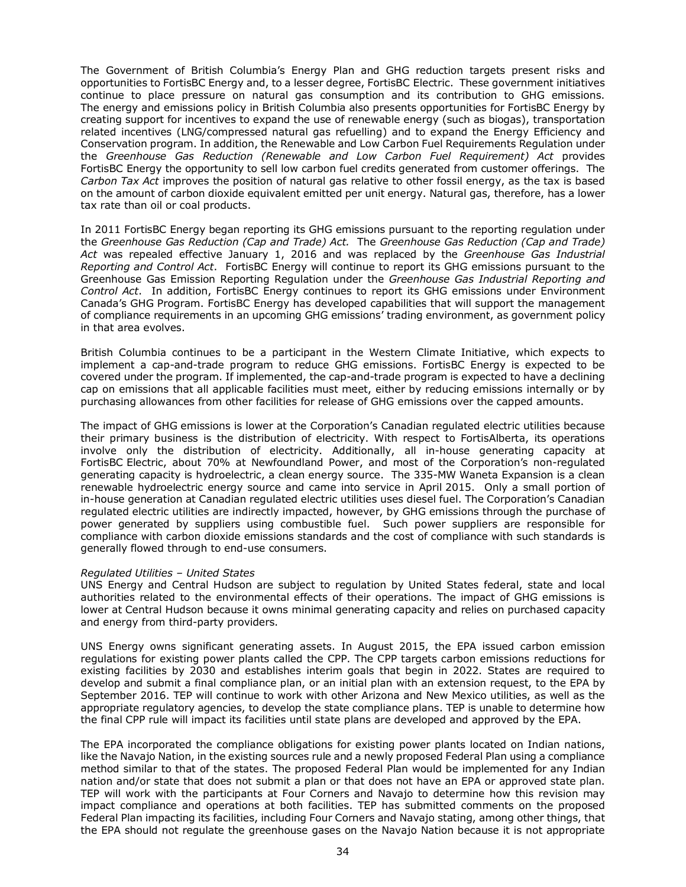The Government of British Columbia's Energy Plan and GHG reduction targets present risks and opportunities to FortisBC Energy and, to a lesser degree, FortisBC Electric. These government initiatives continue to place pressure on natural gas consumption and its contribution to GHG emissions. The energy and emissions policy in British Columbia also presents opportunities for FortisBC Energy by creating support for incentives to expand the use of renewable energy (such as biogas), transportation related incentives (LNG/compressed natural gas refuelling) and to expand the Energy Efficiency and Conservation program. In addition, the Renewable and Low Carbon Fuel Requirements Regulation under the *Greenhouse Gas Reduction (Renewable and Low Carbon Fuel Requirement) Act* provides FortisBC Energy the opportunity to sell low carbon fuel credits generated from customer offerings. The *Carbon Tax Act* improves the position of natural gas relative to other fossil energy, as the tax is based on the amount of carbon dioxide equivalent emitted per unit energy. Natural gas, therefore, has a lower tax rate than oil or coal products.

In 2011 FortisBC Energy began reporting its GHG emissions pursuant to the reporting regulation under the *Greenhouse Gas Reduction (Cap and Trade) Act.* The *Greenhouse Gas Reduction (Cap and Trade) Act* was repealed effective January 1, 2016 and was replaced by the *Greenhouse Gas Industrial Reporting and Control Act*. FortisBC Energy will continue to report its GHG emissions pursuant to the Greenhouse Gas Emission Reporting Regulation under the *Greenhouse Gas Industrial Reporting and Control Act*. In addition, FortisBC Energy continues to report its GHG emissions under Environment Canada's GHG Program. FortisBC Energy has developed capabilities that will support the management of compliance requirements in an upcoming GHG emissions' trading environment, as government policy in that area evolves.

British Columbia continues to be a participant in the Western Climate Initiative, which expects to implement a cap-and-trade program to reduce GHG emissions. FortisBC Energy is expected to be covered under the program. If implemented, the cap-and-trade program is expected to have a declining cap on emissions that all applicable facilities must meet, either by reducing emissions internally or by purchasing allowances from other facilities for release of GHG emissions over the capped amounts.

The impact of GHG emissions is lower at the Corporation's Canadian regulated electric utilities because their primary business is the distribution of electricity. With respect to FortisAlberta, its operations involve only the distribution of electricity. Additionally, all in-house generating capacity at FortisBC Electric, about 70% at Newfoundland Power, and most of the Corporation's non-regulated generating capacity is hydroelectric, a clean energy source. The 335-MW Waneta Expansion is a clean renewable hydroelectric energy source and came into service in April 2015. Only a small portion of in-house generation at Canadian regulated electric utilities uses diesel fuel. The Corporation's Canadian regulated electric utilities are indirectly impacted, however, by GHG emissions through the purchase of power generated by suppliers using combustible fuel. Such power suppliers are responsible for compliance with carbon dioxide emissions standards and the cost of compliance with such standards is generally flowed through to end-use consumers.

*Regulated Utilities – United States*

UNS Energy and Central Hudson are subject to regulation by United States federal, state and local authorities related to the environmental effects of their operations. The impact of GHG emissions is lower at Central Hudson because it owns minimal generating capacity and relies on purchased capacity and energy from third-party providers.

UNS Energy owns significant generating assets. In August 2015, the EPA issued carbon emission regulations for existing power plants called the CPP. The CPP targets carbon emissions reductions for existing facilities by 2030 and establishes interim goals that begin in 2022. States are required to develop and submit a final compliance plan, or an initial plan with an extension request, to the EPA by September 2016. TEP will continue to work with other Arizona and New Mexico utilities, as well as the appropriate regulatory agencies, to develop the state compliance plans. TEP is unable to determine how the final CPP rule will impact its facilities until state plans are developed and approved by the EPA.

The EPA incorporated the compliance obligations for existing power plants located on Indian nations, like the Navajo Nation, in the existing sources rule and a newly proposed Federal Plan using a compliance method similar to that of the states. The proposed Federal Plan would be implemented for any Indian nation and/or state that does not submit a plan or that does not have an EPA or approved state plan. TEP will work with the participants at Four Corners and Navajo to determine how this revision may impact compliance and operations at both facilities. TEP has submitted comments on the proposed Federal Plan impacting its facilities, including Four Corners and Navajo stating, among other things, that the EPA should not regulate the greenhouse gases on the Navajo Nation because it is not appropriate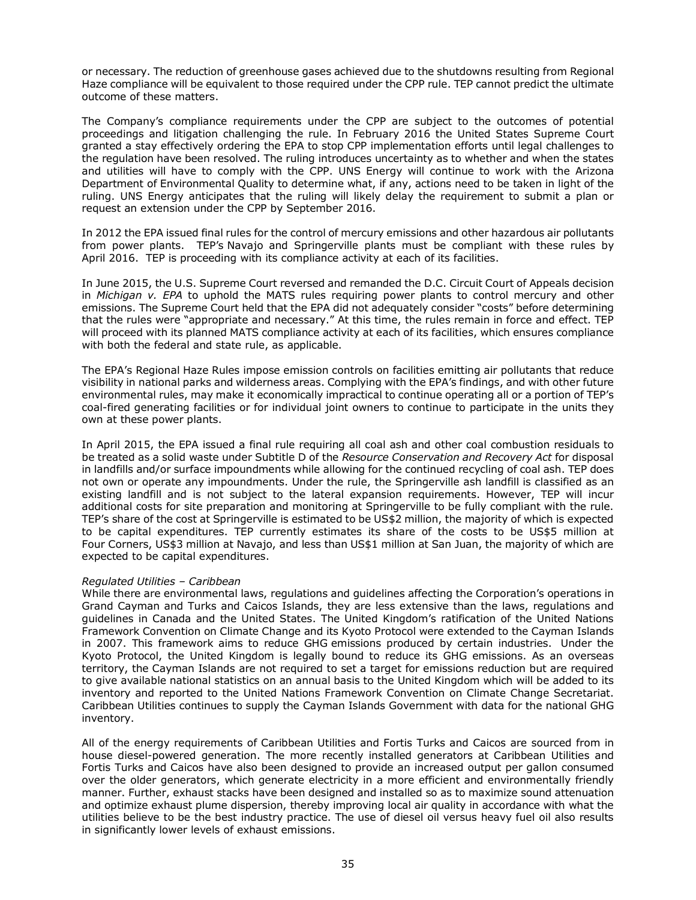or necessary. The reduction of greenhouse gases achieved due to the shutdowns resulting from Regional Haze compliance will be equivalent to those required under the CPP rule. TEP cannot predict the ultimate outcome of these matters.

The Company's compliance requirements under the CPP are subject to the outcomes of potential proceedings and litigation challenging the rule. In February 2016 the United States Supreme Court granted a stay effectively ordering the EPA to stop CPP implementation efforts until legal challenges to the regulation have been resolved. The ruling introduces uncertainty as to whether and when the states and utilities will have to comply with the CPP. UNS Energy will continue to work with the Arizona Department of Environmental Quality to determine what, if any, actions need to be taken in light of the ruling. UNS Energy anticipates that the ruling will likely delay the requirement to submit a plan or request an extension under the CPP by September 2016.

In 2012 the EPA issued final rules for the control of mercury emissions and other hazardous air pollutants from power plants. TEP's Navajo and Springerville plants must be compliant with these rules by April 2016. TEP is proceeding with its compliance activity at each of its facilities.

In June 2015, the U.S. Supreme Court reversed and remanded the D.C. Circuit Court of Appeals decision in *Michigan v. EPA* to uphold the MATS rules requiring power plants to control mercury and other emissions. The Supreme Court held that the EPA did not adequately consider "costs" before determining that the rules were "appropriate and necessary." At this time, the rules remain in force and effect. TEP will proceed with its planned MATS compliance activity at each of its facilities, which ensures compliance with both the federal and state rule, as applicable.

The EPA's Regional Haze Rules impose emission controls on facilities emitting air pollutants that reduce visibility in national parks and wilderness areas. Complying with the EPA's findings, and with other future environmental rules, may make it economically impractical to continue operating all or a portion of TEP's coal-fired generating facilities or for individual joint owners to continue to participate in the units they own at these power plants.

In April 2015, the EPA issued a final rule requiring all coal ash and other coal combustion residuals to be treated as a solid waste under Subtitle D of the *Resource Conservation and Recovery Act* for disposal in landfills and/or surface impoundments while allowing for the continued recycling of coal ash. TEP does not own or operate any impoundments. Under the rule, the Springerville ash landfill is classified as an existing landfill and is not subject to the lateral expansion requirements. However, TEP will incur additional costs for site preparation and monitoring at Springerville to be fully compliant with the rule. TEP's share of the cost at Springerville is estimated to be US$2 million, the majority of which is expected to be capital expenditures. TEP currently estimates its share of the costs to be US$5 million at Four Corners, US$3 million at Navajo, and less than US$1 million at San Juan, the majority of which are expected to be capital expenditures.

*Regulated Utilities – Caribbean*

While there are environmental laws, regulations and guidelines affecting the Corporation's operations in Grand Cayman and Turks and Caicos Islands, they are less extensive than the laws, regulations and guidelines in Canada and the United States. The United Kingdom's ratification of the United Nations Framework Convention on Climate Change and its Kyoto Protocol were extended to the Cayman Islands in 2007. This framework aims to reduce GHG emissions produced by certain industries. Under the Kyoto Protocol, the United Kingdom is legally bound to reduce its GHG emissions. As an overseas territory, the Cayman Islands are not required to set a target for emissions reduction but are required to give available national statistics on an annual basis to the United Kingdom which will be added to its inventory and reported to the United Nations Framework Convention on Climate Change Secretariat. Caribbean Utilities continues to supply the Cayman Islands Government with data for the national GHG inventory.

All of the energy requirements of Caribbean Utilities and Fortis Turks and Caicos are sourced from in house diesel-powered generation. The more recently installed generators at Caribbean Utilities and Fortis Turks and Caicos have also been designed to provide an increased output per gallon consumed over the older generators, which generate electricity in a more efficient and environmentally friendly manner. Further, exhaust stacks have been designed and installed so as to maximize sound attenuation and optimize exhaust plume dispersion, thereby improving local air quality in accordance with what the utilities believe to be the best industry practice. The use of diesel oil versus heavy fuel oil also results in significantly lower levels of exhaust emissions.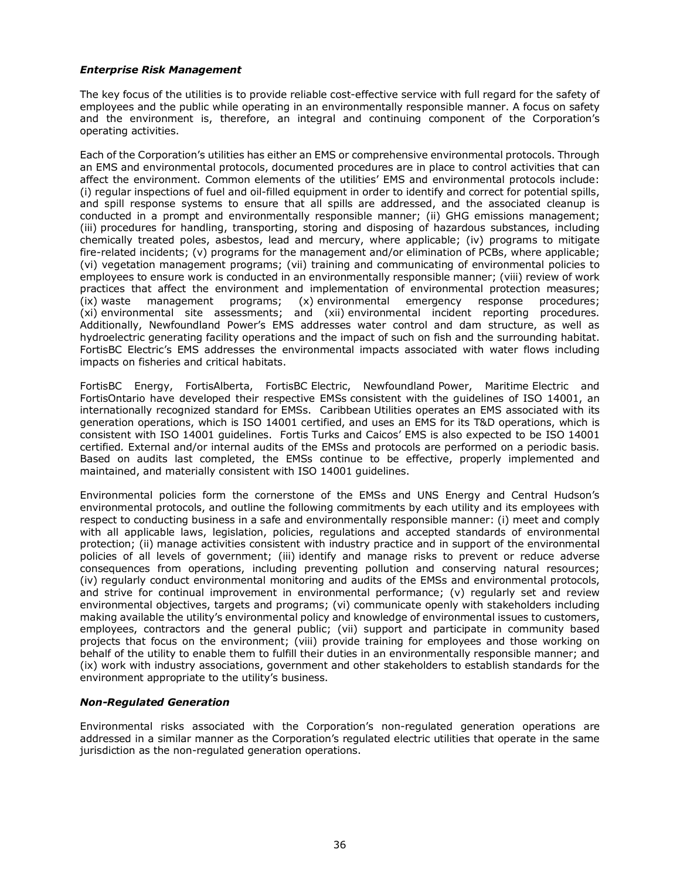***Enterprise Risk Management***

The key focus of the utilities is to provide reliable cost-effective service with full regard for the safety of employees and the public while operating in an environmentally responsible manner. A focus on safety and the environment is, therefore, an integral and continuing component of the Corporation's operating activities.

Each of the Corporation's utilities has either an EMS or comprehensive environmental protocols. Through an EMS and environmental protocols, documented procedures are in place to control activities that can affect the environment. Common elements of the utilities' EMS and environmental protocols include: (i) regular inspections of fuel and oil-filled equipment in order to identify and correct for potential spills, and spill response systems to ensure that all spills are addressed, and the associated cleanup is conducted in a prompt and environmentally responsible manner; (ii) GHG emissions management; (iii) procedures for handling, transporting, storing and disposing of hazardous substances, including chemically treated poles, asbestos, lead and mercury, where applicable; (iv) programs to mitigate fire-related incidents; (v) programs for the management and/or elimination of PCBs, where applicable; (vi) vegetation management programs; (vii) training and communicating of environmental policies to employees to ensure work is conducted in an environmentally responsible manner; (viii) review of work practices that affect the environment and implementation of environmental protection measures; (ix) waste management programs; (x) environmental emergency response procedures; (xi) environmental site assessments; and (xii) environmental incident reporting procedures. Additionally, Newfoundland Power's EMS addresses water control and dam structure, as well as hydroelectric generating facility operations and the impact of such on fish and the surrounding habitat. FortisBC Electric's EMS addresses the environmental impacts associated with water flows including impacts on fisheries and critical habitats.

FortisBC Energy, FortisAlberta, FortisBC Electric, Newfoundland Power, Maritime Electric and FortisOntario have developed their respective EMSs consistent with the guidelines of ISO 14001, an internationally recognized standard for EMSs. Caribbean Utilities operates an EMS associated with its generation operations, which is ISO 14001 certified, and uses an EMS for its T&D operations, which is consistent with ISO 14001 guidelines. Fortis Turks and Caicos' EMS is also expected to be ISO 14001 certified. External and/or internal audits of the EMSs and protocols are performed on a periodic basis. Based on audits last completed, the EMSs continue to be effective, properly implemented and maintained, and materially consistent with ISO 14001 guidelines.

Environmental policies form the cornerstone of the EMSs and UNS Energy and Central Hudson's environmental protocols, and outline the following commitments by each utility and its employees with respect to conducting business in a safe and environmentally responsible manner: (i) meet and comply with all applicable laws, legislation, policies, regulations and accepted standards of environmental protection; (ii) manage activities consistent with industry practice and in support of the environmental policies of all levels of government; (iii) identify and manage risks to prevent or reduce adverse consequences from operations, including preventing pollution and conserving natural resources; (iv) regularly conduct environmental monitoring and audits of the EMSs and environmental protocols, and strive for continual improvement in environmental performance; (v) regularly set and review environmental objectives, targets and programs; (vi) communicate openly with stakeholders including making available the utility's environmental policy and knowledge of environmental issues to customers, employees, contractors and the general public; (vii) support and participate in community based projects that focus on the environment; (viii) provide training for employees and those working on behalf of the utility to enable them to fulfill their duties in an environmentally responsible manner; and (ix) work with industry associations, government and other stakeholders to establish standards for the environment appropriate to the utility's business.

***Non-Regulated Generation***

Environmental risks associated with the Corporation's non-regulated generation operations are addressed in a similar manner as the Corporation's regulated electric utilities that operate in the same jurisdiction as the non-regulated generation operations.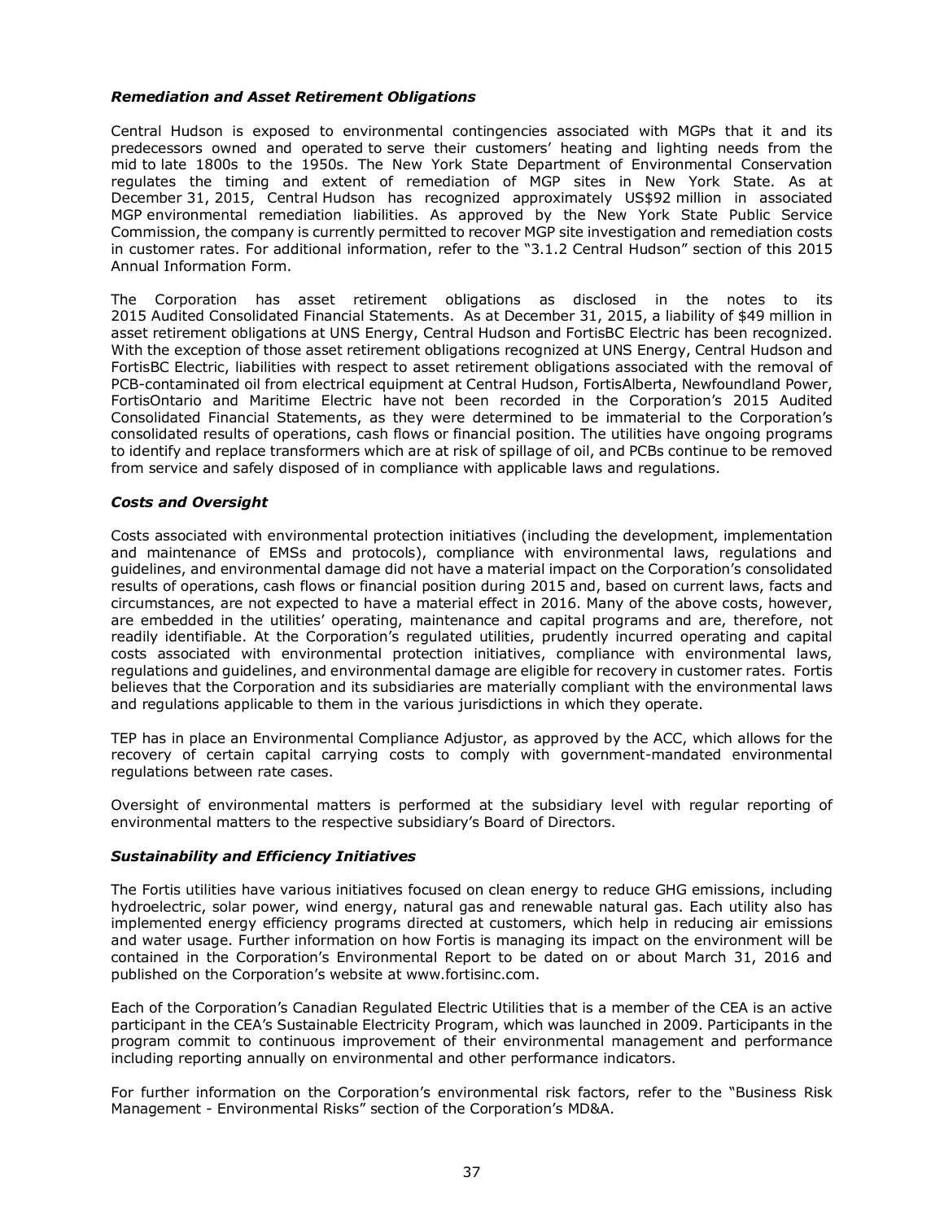### *Remediation and Asset Retirement Obligations*

Central Hudson is exposed to environmental contingencies associated with MGPs that it and its predecessors owned and operated to serve their customers' heating and lighting needs from the mid to late 1800s to the 1950s. The New York State Department of Environmental Conservation regulates the timing and extent of remediation of MGP sites in New York State. As at December 31, 2015, Central Hudson has recognized approximately US$92 million in associated MGP environmental remediation liabilities. As approved by the New York State Public Service Commission, the company is currently permitted to recover MGP site investigation and remediation costs in customer rates. For additional information, refer to the "3.1.2 Central Hudson" section of this 2015 Annual Information Form.

The Corporation has asset retirement obligations as disclosed in the notes to its 2015 Audited Consolidated Financial Statements. As at December 31, 2015, a liability of $49 million in asset retirement obligations at UNS Energy, Central Hudson and FortisBC Electric has been recognized. With the exception of those asset retirement obligations recognized at UNS Energy, Central Hudson and FortisBC Electric, liabilities with respect to asset retirement obligations associated with the removal of PCB-contaminated oil from electrical equipment at Central Hudson, FortisAlberta, Newfoundland Power, FortisOntario and Maritime Electric have not been recorded in the Corporation's 2015 Audited Consolidated Financial Statements, as they were determined to be immaterial to the Corporation's consolidated results of operations, cash flows or financial position. The utilities have ongoing programs to identify and replace transformers which are at risk of spillage of oil, and PCBs continue to be removed from service and safely disposed of in compliance with applicable laws and regulations.

### *Costs and Oversight*

Costs associated with environmental protection initiatives (including the development, implementation and maintenance of EMSs and protocols), compliance with environmental laws, regulations and guidelines, and environmental damage did not have a material impact on the Corporation's consolidated results of operations, cash flows or financial position during 2015 and, based on current laws, facts and circumstances, are not expected to have a material effect in 2016. Many of the above costs, however, are embedded in the utilities' operating, maintenance and capital programs and are, therefore, not readily identifiable. At the Corporation's regulated utilities, prudently incurred operating and capital costs associated with environmental protection initiatives, compliance with environmental laws, regulations and guidelines, and environmental damage are eligible for recovery in customer rates. Fortis believes that the Corporation and its subsidiaries are materially compliant with the environmental laws and regulations applicable to them in the various jurisdictions in which they operate.

TEP has in place an Environmental Compliance Adjustor, as approved by the ACC, which allows for the recovery of certain capital carrying costs to comply with government-mandated environmental regulations between rate cases.

Oversight of environmental matters is performed at the subsidiary level with regular reporting of environmental matters to the respective subsidiary's Board of Directors.

### *Sustainability and Efficiency Initiatives*

The Fortis utilities have various initiatives focused on clean energy to reduce GHG emissions, including hydroelectric, solar power, wind energy, natural gas and renewable natural gas. Each utility also has implemented energy efficiency programs directed at customers, which help in reducing air emissions and water usage. Further information on how Fortis is managing its impact on the environment will be contained in the Corporation's Environmental Report to be dated on or about March 31, 2016 and published on the Corporation's website at www.fortisinc.com.

Each of the Corporation's Canadian Regulated Electric Utilities that is a member of the CEA is an active participant in the CEA's Sustainable Electricity Program, which was launched in 2009. Participants in the program commit to continuous improvement of their environmental management and performance including reporting annually on environmental and other performance indicators.

For further information on the Corporation's environmental risk factors, refer to the "Business Risk Management - Environmental Risks" section of the Corporation's MD&A.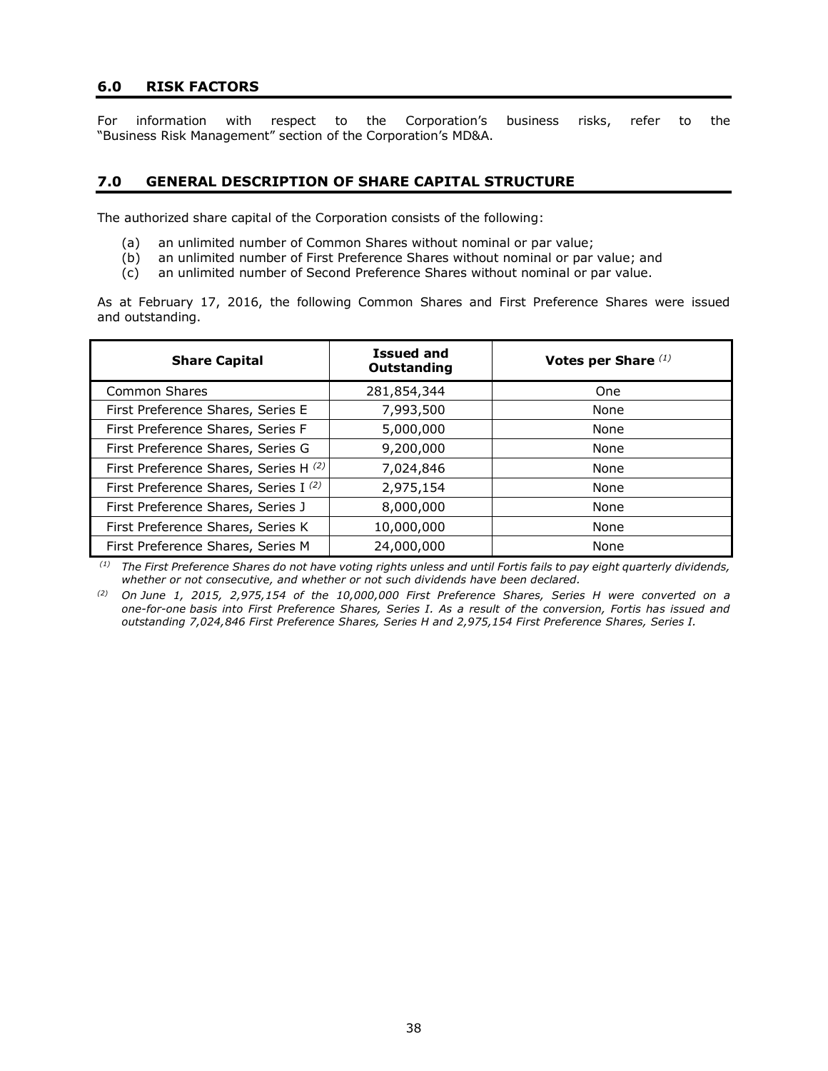## 6.0 RISK FACTORS

For information with respect to the Corporation's business risks, refer to the "Business Risk Management" section of the Corporation's MD&A.

## 7.0 GENERAL DESCRIPTION OF SHARE CAPITAL STRUCTURE

The authorized share capital of the Corporation consists of the following:

(a) an unlimited number of Common Shares without nominal or par value;
(b) an unlimited number of First Preference Shares without nominal or par value; and
(c) an unlimited number of Second Preference Shares without nominal or par value.

As at February 17, 2016, the following Common Shares and First Preference Shares were issued and outstanding.

| Share Capital | Issued and Outstanding | Votes per Share [(1)] |
|---|---|---|
| Common Shares | 281,854,344 | One |
| First Preference Shares, Series E | 7,993,500 | None |
| First Preference Shares, Series F | 5,000,000 | None |
| First Preference Shares, Series G | 9,200,000 | None |
| First Preference Shares, Series H [(2)] | 7,024,846 | None |
| First Preference Shares, Series I [(2)] | 2,975,154 | None |
| First Preference Shares, Series J | 8,000,000 | None |
| First Preference Shares, Series K | 10,000,000 | None |
| First Preference Shares, Series M | 24,000,000 | None |

*(1) The First Preference Shares do not have voting rights unless and until Fortis fails to pay eight quarterly dividends, whether or not consecutive, and whether or not such dividends have been declared.*

*(2) On June 1, 2015, 2,975,154 of the 10,000,000 First Preference Shares, Series H were converted on a one-for-one basis into First Preference Shares, Series I. As a result of the conversion, Fortis has issued and outstanding 7,024,846 First Preference Shares, Series H and 2,975,154 First Preference Shares, Series I.*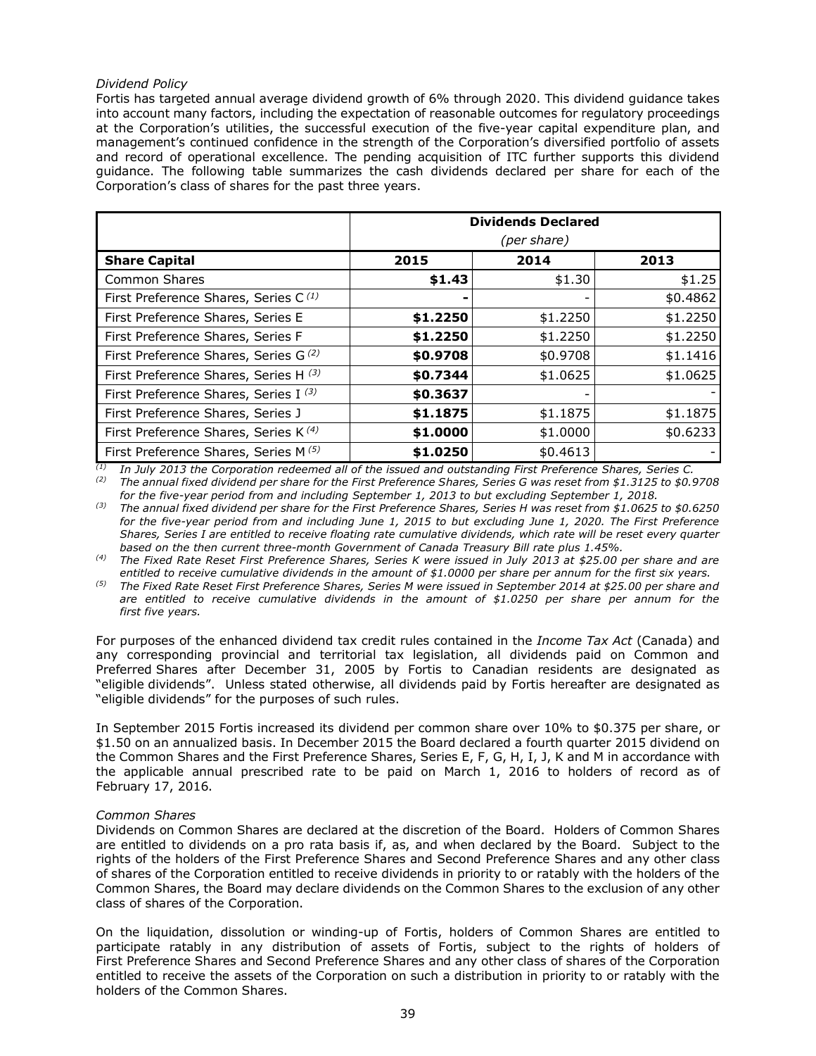*Dividend Policy*

Fortis has targeted annual average dividend growth of 6% through 2020. This dividend guidance takes into account many factors, including the expectation of reasonable outcomes for regulatory proceedings at the Corporation's utilities, the successful execution of the five-year capital expenditure plan, and management's continued confidence in the strength of the Corporation's diversified portfolio of assets and record of operational excellence. The pending acquisition of ITC further supports this dividend guidance. The following table summarizes the cash dividends declared per share for each of the Corporation's class of shares for the past three years.

| | **Dividends Declared** *(per share)* | | |
|---|---|---|---|
| **Share Capital** | **2015** | **2014** | **2013** |
| Common Shares | **$1.43** | $1.30 | $1.25 |
| First Preference Shares, Series C [(1)] | **-** | - | $0.4862 |
| First Preference Shares, Series E | **$1.2250** | $1.2250 | $1.2250 |
| First Preference Shares, Series F | **$1.2250** | $1.2250 | $1.2250 |
| First Preference Shares, Series G [(2)] | **$0.9708** | $0.9708 | $1.1416 |
| First Preference Shares, Series H [(3)] | **$0.7344** | $1.0625 | $1.0625 |
| First Preference Shares, Series I [(3)] | **$0.3637** | - | - |
| First Preference Shares, Series J | **$1.1875** | $1.1875 | $1.1875 |
| First Preference Shares, Series K [(4)] | **$1.0000** | $1.0000 | $0.6233 |
| First Preference Shares, Series M [(5)] | **$1.0250** | $0.4613 | - |

*(1) In July 2013 the Corporation redeemed all of the issued and outstanding First Preference Shares, Series C.*

*(2) The annual fixed dividend per share for the First Preference Shares, Series G was reset from $1.3125 to $0.9708 for the five-year period from and including September 1, 2013 to but excluding September 1, 2018.*

*(3) The annual fixed dividend per share for the First Preference Shares, Series H was reset from $1.0625 to $0.6250 for the five-year period from and including June 1, 2015 to but excluding June 1, 2020. The First Preference Shares, Series I are entitled to receive floating rate cumulative dividends, which rate will be reset every quarter based on the then current three-month Government of Canada Treasury Bill rate plus 1.45%.*

*(4) The Fixed Rate Reset First Preference Shares, Series K were issued in July 2013 at $25.00 per share and are entitled to receive cumulative dividends in the amount of $1.0000 per share per annum for the first six years.*

*(5) The Fixed Rate Reset First Preference Shares, Series M were issued in September 2014 at $25.00 per share and are entitled to receive cumulative dividends in the amount of $1.0250 per share per annum for the first five years.*

For purposes of the enhanced dividend tax credit rules contained in the *Income Tax Act* (Canada) and any corresponding provincial and territorial tax legislation, all dividends paid on Common and Preferred Shares after December 31, 2005 by Fortis to Canadian residents are designated as "eligible dividends". Unless stated otherwise, all dividends paid by Fortis hereafter are designated as "eligible dividends" for the purposes of such rules.

In September 2015 Fortis increased its dividend per common share over 10% to $0.375 per share, or $1.50 on an annualized basis. In December 2015 the Board declared a fourth quarter 2015 dividend on the Common Shares and the First Preference Shares, Series E, F, G, H, I, J, K and M in accordance with the applicable annual prescribed rate to be paid on March 1, 2016 to holders of record as of February 17, 2016.

*Common Shares*

Dividends on Common Shares are declared at the discretion of the Board. Holders of Common Shares are entitled to dividends on a pro rata basis if, as, and when declared by the Board. Subject to the rights of the holders of the First Preference Shares and Second Preference Shares and any other class of shares of the Corporation entitled to receive dividends in priority to or ratably with the holders of the Common Shares, the Board may declare dividends on the Common Shares to the exclusion of any other class of shares of the Corporation.

On the liquidation, dissolution or winding-up of Fortis, holders of Common Shares are entitled to participate ratably in any distribution of assets of Fortis, subject to the rights of holders of First Preference Shares and Second Preference Shares and any other class of shares of the Corporation entitled to receive the assets of the Corporation on such a distribution in priority to or ratably with the holders of the Common Shares.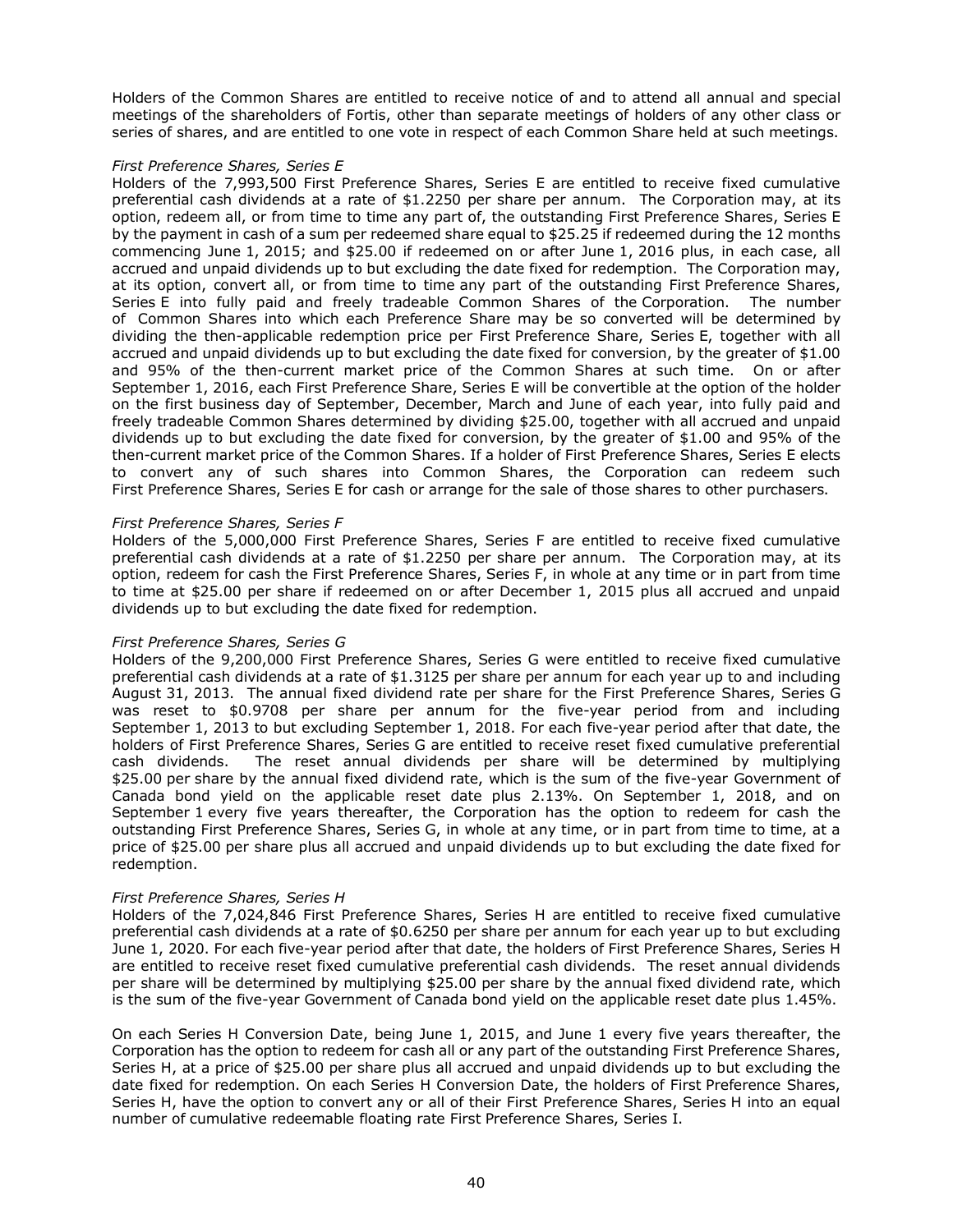Holders of the Common Shares are entitled to receive notice of and to attend all annual and special meetings of the shareholders of Fortis, other than separate meetings of holders of any other class or series of shares, and are entitled to one vote in respect of each Common Share held at such meetings.

*First Preference Shares, Series E*

Holders of the 7,993,500 First Preference Shares, Series E are entitled to receive fixed cumulative preferential cash dividends at a rate of $1.2250 per share per annum. The Corporation may, at its option, redeem all, or from time to time any part of, the outstanding First Preference Shares, Series E by the payment in cash of a sum per redeemed share equal to $25.25 if redeemed during the 12 months commencing June 1, 2015; and $25.00 if redeemed on or after June 1, 2016 plus, in each case, all accrued and unpaid dividends up to but excluding the date fixed for redemption. The Corporation may, at its option, convert all, or from time to time any part of the outstanding First Preference Shares, Series E into fully paid and freely tradeable Common Shares of the Corporation. The number of Common Shares into which each Preference Share may be so converted will be determined by dividing the then-applicable redemption price per First Preference Share, Series E, together with all accrued and unpaid dividends up to but excluding the date fixed for conversion, by the greater of $1.00 and 95% of the then-current market price of the Common Shares at such time. On or after September 1, 2016, each First Preference Share, Series E will be convertible at the option of the holder on the first business day of September, December, March and June of each year, into fully paid and freely tradeable Common Shares determined by dividing $25.00, together with all accrued and unpaid dividends up to but excluding the date fixed for conversion, by the greater of $1.00 and 95% of the then-current market price of the Common Shares. If a holder of First Preference Shares, Series E elects to convert any of such shares into Common Shares, the Corporation can redeem such First Preference Shares, Series E for cash or arrange for the sale of those shares to other purchasers.

*First Preference Shares, Series F*

Holders of the 5,000,000 First Preference Shares, Series F are entitled to receive fixed cumulative preferential cash dividends at a rate of $1.2250 per share per annum. The Corporation may, at its option, redeem for cash the First Preference Shares, Series F, in whole at any time or in part from time to time at $25.00 per share if redeemed on or after December 1, 2015 plus all accrued and unpaid dividends up to but excluding the date fixed for redemption.

*First Preference Shares, Series G*

Holders of the 9,200,000 First Preference Shares, Series G were entitled to receive fixed cumulative preferential cash dividends at a rate of $1.3125 per share per annum for each year up to and including August 31, 2013. The annual fixed dividend rate per share for the First Preference Shares, Series G was reset to $0.9708 per share per annum for the five-year period from and including September 1, 2013 to but excluding September 1, 2018. For each five-year period after that date, the holders of First Preference Shares, Series G are entitled to receive reset fixed cumulative preferential cash dividends. The reset annual dividends per share will be determined by multiplying $25.00 per share by the annual fixed dividend rate, which is the sum of the five-year Government of Canada bond yield on the applicable reset date plus 2.13%. On September 1, 2018, and on September 1 every five years thereafter, the Corporation has the option to redeem for cash the outstanding First Preference Shares, Series G, in whole at any time, or in part from time to time, at a price of $25.00 per share plus all accrued and unpaid dividends up to but excluding the date fixed for redemption.

*First Preference Shares, Series H*

Holders of the 7,024,846 First Preference Shares, Series H are entitled to receive fixed cumulative preferential cash dividends at a rate of $0.6250 per share per annum for each year up to but excluding June 1, 2020. For each five-year period after that date, the holders of First Preference Shares, Series H are entitled to receive reset fixed cumulative preferential cash dividends. The reset annual dividends per share will be determined by multiplying $25.00 per share by the annual fixed dividend rate, which is the sum of the five-year Government of Canada bond yield on the applicable reset date plus 1.45%.

On each Series H Conversion Date, being June 1, 2015, and June 1 every five years thereafter, the Corporation has the option to redeem for cash all or any part of the outstanding First Preference Shares, Series H, at a price of $25.00 per share plus all accrued and unpaid dividends up to but excluding the date fixed for redemption. On each Series H Conversion Date, the holders of First Preference Shares, Series H, have the option to convert any or all of their First Preference Shares, Series H into an equal number of cumulative redeemable floating rate First Preference Shares, Series I.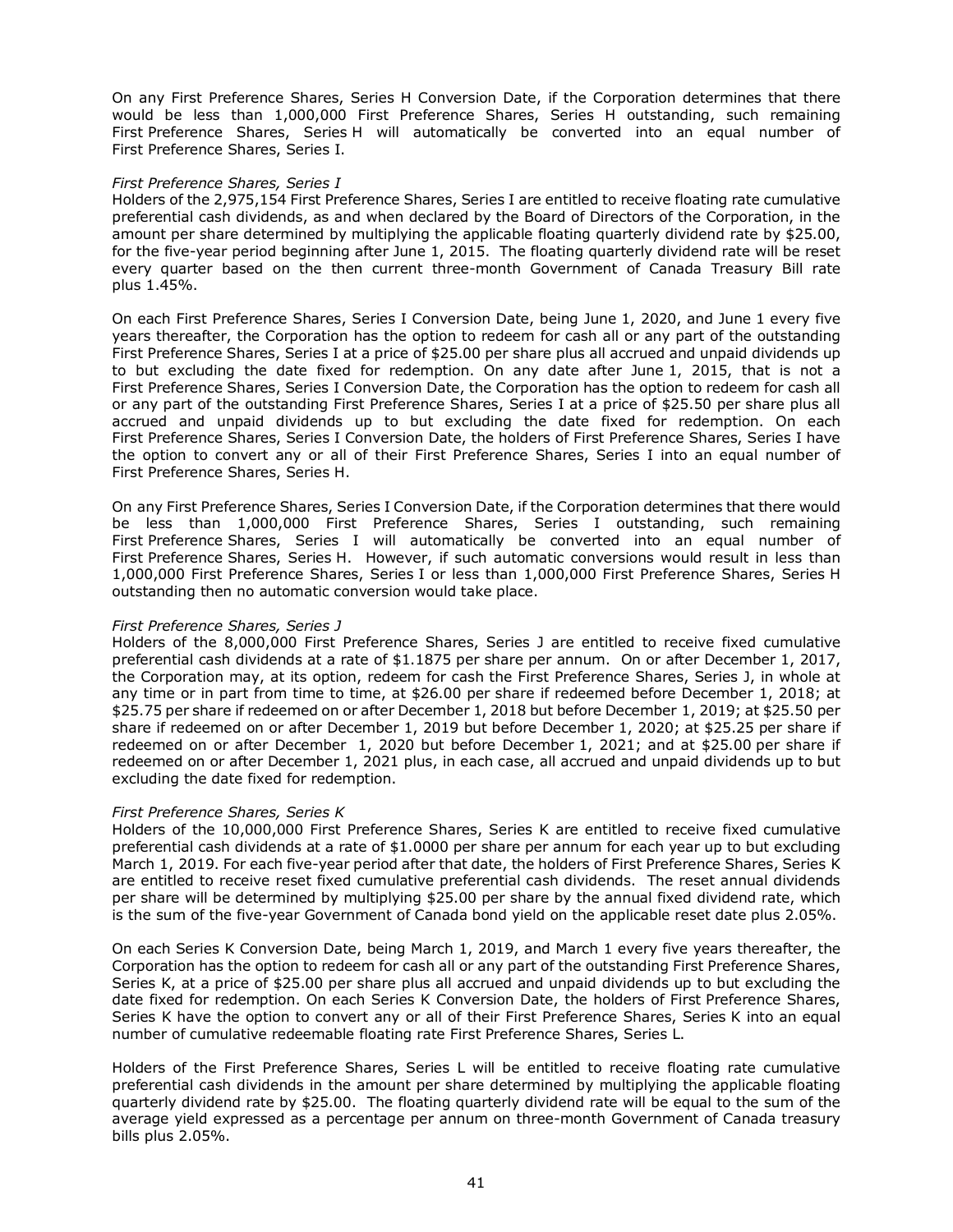On any First Preference Shares, Series H Conversion Date, if the Corporation determines that there would be less than 1,000,000 First Preference Shares, Series H outstanding, such remaining First Preference Shares, Series H will automatically be converted into an equal number of First Preference Shares, Series I.

*First Preference Shares, Series I*
Holders of the 2,975,154 First Preference Shares, Series I are entitled to receive floating rate cumulative preferential cash dividends, as and when declared by the Board of Directors of the Corporation, in the amount per share determined by multiplying the applicable floating quarterly dividend rate by $25.00, for the five-year period beginning after June 1, 2015. The floating quarterly dividend rate will be reset every quarter based on the then current three-month Government of Canada Treasury Bill rate plus 1.45%.

On each First Preference Shares, Series I Conversion Date, being June 1, 2020, and June 1 every five years thereafter, the Corporation has the option to redeem for cash all or any part of the outstanding First Preference Shares, Series I at a price of $25.00 per share plus all accrued and unpaid dividends up to but excluding the date fixed for redemption. On any date after June 1, 2015, that is not a First Preference Shares, Series I Conversion Date, the Corporation has the option to redeem for cash all or any part of the outstanding First Preference Shares, Series I at a price of $25.50 per share plus all accrued and unpaid dividends up to but excluding the date fixed for redemption. On each First Preference Shares, Series I Conversion Date, the holders of First Preference Shares, Series I have the option to convert any or all of their First Preference Shares, Series I into an equal number of First Preference Shares, Series H.

On any First Preference Shares, Series I Conversion Date, if the Corporation determines that there would be less than 1,000,000 First Preference Shares, Series I outstanding, such remaining First Preference Shares, Series I will automatically be converted into an equal number of First Preference Shares, Series H. However, if such automatic conversions would result in less than 1,000,000 First Preference Shares, Series I or less than 1,000,000 First Preference Shares, Series H outstanding then no automatic conversion would take place.

*First Preference Shares, Series J*
Holders of the 8,000,000 First Preference Shares, Series J are entitled to receive fixed cumulative preferential cash dividends at a rate of $1.1875 per share per annum. On or after December 1, 2017, the Corporation may, at its option, redeem for cash the First Preference Shares, Series J, in whole at any time or in part from time to time, at $26.00 per share if redeemed before December 1, 2018; at $25.75 per share if redeemed on or after December 1, 2018 but before December 1, 2019; at $25.50 per share if redeemed on or after December 1, 2019 but before December 1, 2020; at $25.25 per share if redeemed on or after December 1, 2020 but before December 1, 2021; and at $25.00 per share if redeemed on or after December 1, 2021 plus, in each case, all accrued and unpaid dividends up to but excluding the date fixed for redemption.

*First Preference Shares, Series K*
Holders of the 10,000,000 First Preference Shares, Series K are entitled to receive fixed cumulative preferential cash dividends at a rate of $1.0000 per share per annum for each year up to but excluding March 1, 2019. For each five-year period after that date, the holders of First Preference Shares, Series K are entitled to receive reset fixed cumulative preferential cash dividends. The reset annual dividends per share will be determined by multiplying $25.00 per share by the annual fixed dividend rate, which is the sum of the five-year Government of Canada bond yield on the applicable reset date plus 2.05%.

On each Series K Conversion Date, being March 1, 2019, and March 1 every five years thereafter, the Corporation has the option to redeem for cash all or any part of the outstanding First Preference Shares, Series K, at a price of $25.00 per share plus all accrued and unpaid dividends up to but excluding the date fixed for redemption. On each Series K Conversion Date, the holders of First Preference Shares, Series K have the option to convert any or all of their First Preference Shares, Series K into an equal number of cumulative redeemable floating rate First Preference Shares, Series L.

Holders of the First Preference Shares, Series L will be entitled to receive floating rate cumulative preferential cash dividends in the amount per share determined by multiplying the applicable floating quarterly dividend rate by $25.00. The floating quarterly dividend rate will be equal to the sum of the average yield expressed as a percentage per annum on three-month Government of Canada treasury bills plus 2.05%.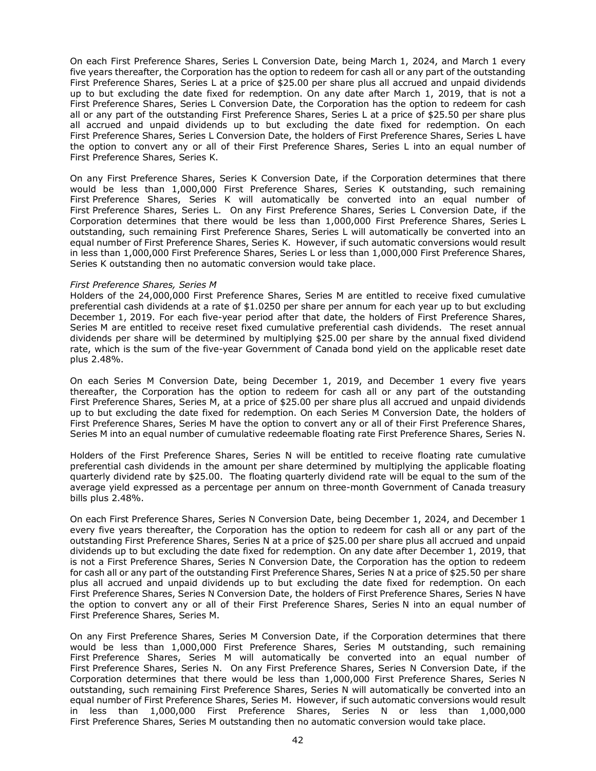On each First Preference Shares, Series L Conversion Date, being March 1, 2024, and March 1 every five years thereafter, the Corporation has the option to redeem for cash all or any part of the outstanding First Preference Shares, Series L at a price of $25.00 per share plus all accrued and unpaid dividends up to but excluding the date fixed for redemption. On any date after March 1, 2019, that is not a First Preference Shares, Series L Conversion Date, the Corporation has the option to redeem for cash all or any part of the outstanding First Preference Shares, Series L at a price of $25.50 per share plus all accrued and unpaid dividends up to but excluding the date fixed for redemption. On each First Preference Shares, Series L Conversion Date, the holders of First Preference Shares, Series L have the option to convert any or all of their First Preference Shares, Series L into an equal number of First Preference Shares, Series K.

On any First Preference Shares, Series K Conversion Date, if the Corporation determines that there would be less than 1,000,000 First Preference Shares, Series K outstanding, such remaining First Preference Shares, Series K will automatically be converted into an equal number of First Preference Shares, Series L. On any First Preference Shares, Series L Conversion Date, if the Corporation determines that there would be less than 1,000,000 First Preference Shares, Series L outstanding, such remaining First Preference Shares, Series L will automatically be converted into an equal number of First Preference Shares, Series K. However, if such automatic conversions would result in less than 1,000,000 First Preference Shares, Series L or less than 1,000,000 First Preference Shares, Series K outstanding then no automatic conversion would take place.

*First Preference Shares, Series M*
Holders of the 24,000,000 First Preference Shares, Series M are entitled to receive fixed cumulative preferential cash dividends at a rate of $1.0250 per share per annum for each year up to but excluding December 1, 2019. For each five-year period after that date, the holders of First Preference Shares, Series M are entitled to receive reset fixed cumulative preferential cash dividends. The reset annual dividends per share will be determined by multiplying $25.00 per share by the annual fixed dividend rate, which is the sum of the five-year Government of Canada bond yield on the applicable reset date plus 2.48%.

On each Series M Conversion Date, being December 1, 2019, and December 1 every five years thereafter, the Corporation has the option to redeem for cash all or any part of the outstanding First Preference Shares, Series M, at a price of $25.00 per share plus all accrued and unpaid dividends up to but excluding the date fixed for redemption. On each Series M Conversion Date, the holders of First Preference Shares, Series M have the option to convert any or all of their First Preference Shares, Series M into an equal number of cumulative redeemable floating rate First Preference Shares, Series N.

Holders of the First Preference Shares, Series N will be entitled to receive floating rate cumulative preferential cash dividends in the amount per share determined by multiplying the applicable floating quarterly dividend rate by $25.00. The floating quarterly dividend rate will be equal to the sum of the average yield expressed as a percentage per annum on three-month Government of Canada treasury bills plus 2.48%.

On each First Preference Shares, Series N Conversion Date, being December 1, 2024, and December 1 every five years thereafter, the Corporation has the option to redeem for cash all or any part of the outstanding First Preference Shares, Series N at a price of $25.00 per share plus all accrued and unpaid dividends up to but excluding the date fixed for redemption. On any date after December 1, 2019, that is not a First Preference Shares, Series N Conversion Date, the Corporation has the option to redeem for cash all or any part of the outstanding First Preference Shares, Series N at a price of $25.50 per share plus all accrued and unpaid dividends up to but excluding the date fixed for redemption. On each First Preference Shares, Series N Conversion Date, the holders of First Preference Shares, Series N have the option to convert any or all of their First Preference Shares, Series N into an equal number of First Preference Shares, Series M.

On any First Preference Shares, Series M Conversion Date, if the Corporation determines that there would be less than 1,000,000 First Preference Shares, Series M outstanding, such remaining First Preference Shares, Series M will automatically be converted into an equal number of First Preference Shares, Series N. On any First Preference Shares, Series N Conversion Date, if the Corporation determines that there would be less than 1,000,000 First Preference Shares, Series N outstanding, such remaining First Preference Shares, Series N will automatically be converted into an equal number of First Preference Shares, Series M. However, if such automatic conversions would result in less than 1,000,000 First Preference Shares, Series N or less than 1,000,000 First Preference Shares, Series M outstanding then no automatic conversion would take place.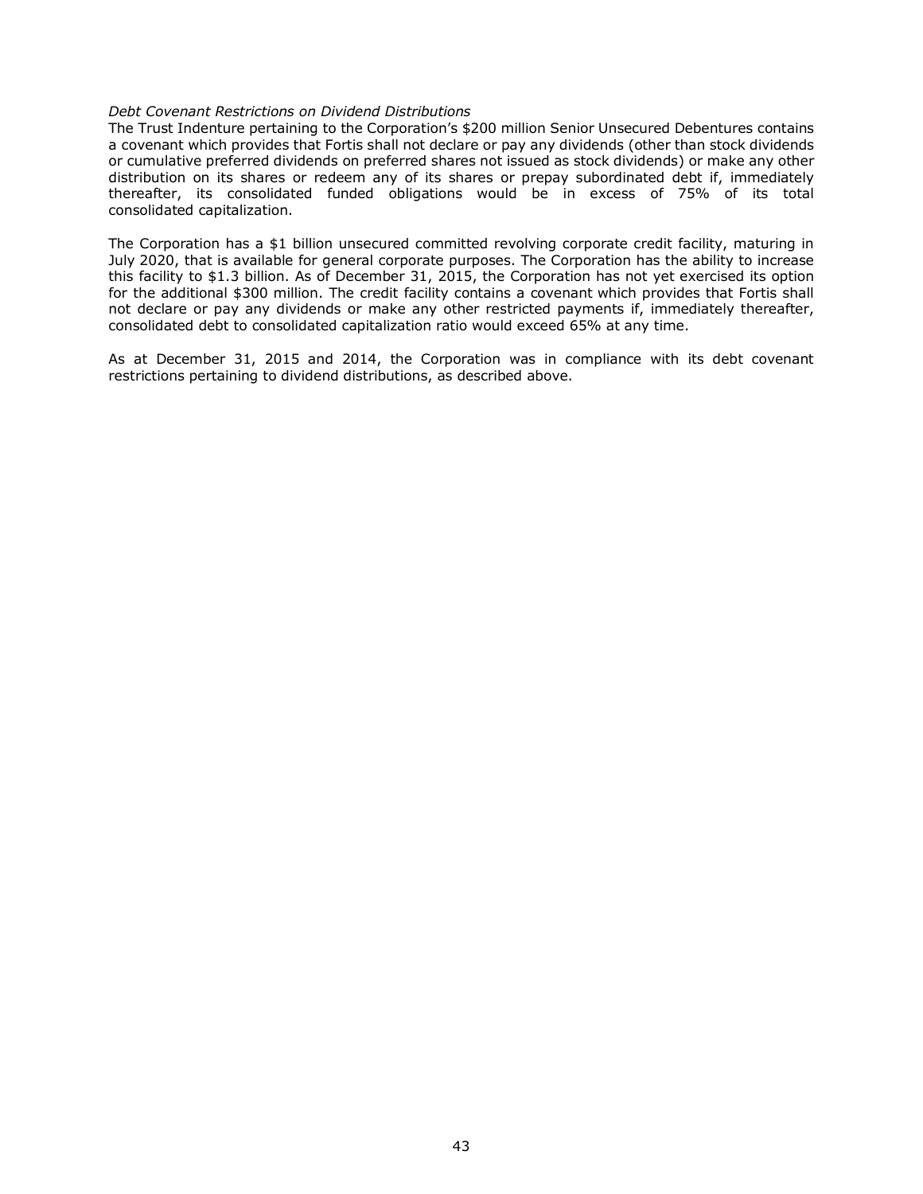*Debt Covenant Restrictions on Dividend Distributions*
The Trust Indenture pertaining to the Corporation's $200 million Senior Unsecured Debentures contains a covenant which provides that Fortis shall not declare or pay any dividends (other than stock dividends or cumulative preferred dividends on preferred shares not issued as stock dividends) or make any other distribution on its shares or redeem any of its shares or prepay subordinated debt if, immediately thereafter, its consolidated funded obligations would be in excess of 75% of its total consolidated capitalization.

The Corporation has a $1 billion unsecured committed revolving corporate credit facility, maturing in July 2020, that is available for general corporate purposes. The Corporation has the ability to increase this facility to $1.3 billion. As of December 31, 2015, the Corporation has not yet exercised its option for the additional $300 million. The credit facility contains a covenant which provides that Fortis shall not declare or pay any dividends or make any other restricted payments if, immediately thereafter, consolidated debt to consolidated capitalization ratio would exceed 65% at any time.

As at December 31, 2015 and 2014, the Corporation was in compliance with its debt covenant restrictions pertaining to dividend distributions, as described above.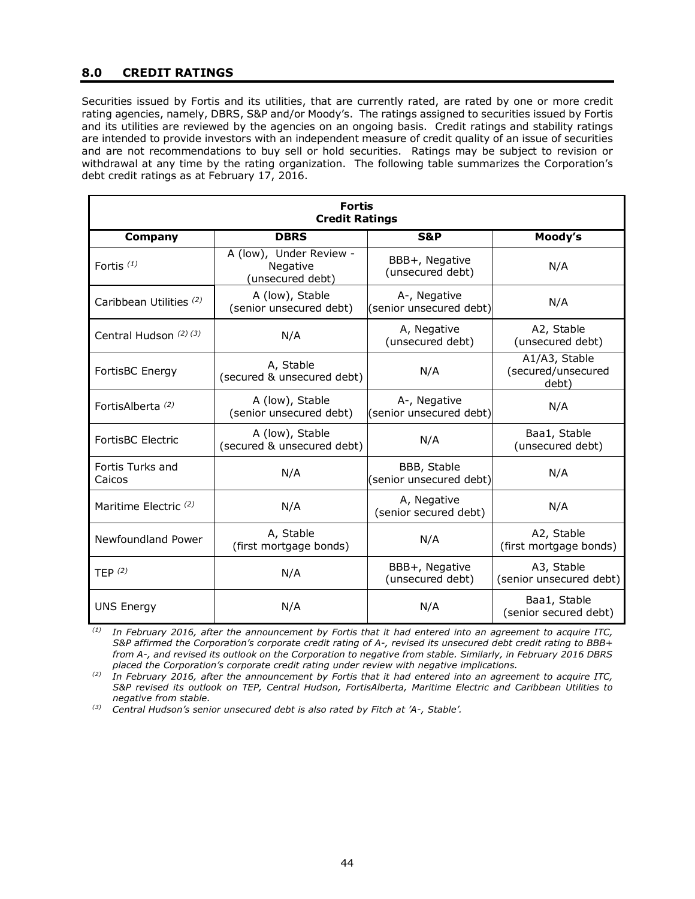## 8.0 CREDIT RATINGS

Securities issued by Fortis and its utilities, that are currently rated, are rated by one or more credit rating agencies, namely, DBRS, S&P and/or Moody's. The ratings assigned to securities issued by Fortis and its utilities are reviewed by the agencies on an ongoing basis. Credit ratings and stability ratings are intended to provide investors with an independent measure of credit quality of an issue of securities and are not recommendations to buy sell or hold securities. Ratings may be subject to revision or withdrawal at any time by the rating organization. The following table summarizes the Corporation's debt credit ratings as at February 17, 2016.

**Fortis Credit Ratings**

| Company | DBRS | S&P | Moody's |
|---|---|---|---|
| Fortis [(1)] | A (low), Under Review - Negative (unsecured debt) | BBB+, Negative (unsecured debt) | N/A |
| Caribbean Utilities [(2)] | A (low), Stable (senior unsecured debt) | A-, Negative (senior unsecured debt) | N/A |
| Central Hudson [(2) (3)] | N/A | A, Negative (unsecured debt) | A2, Stable (unsecured debt) |
| FortisBC Energy | A, Stable (secured & unsecured debt) | N/A | A1/A3, Stable (secured/unsecured debt) |
| FortisAlberta [(2)] | A (low), Stable (senior unsecured debt) | A-, Negative (senior unsecured debt) | N/A |
| FortisBC Electric | A (low), Stable (secured & unsecured debt) | N/A | Baa1, Stable (unsecured debt) |
| Fortis Turks and Caicos | N/A | BBB, Stable (senior unsecured debt) | N/A |
| Maritime Electric [(2)] | N/A | A, Negative (senior secured debt) | N/A |
| Newfoundland Power | A, Stable (first mortgage bonds) | N/A | A2, Stable (first mortgage bonds) |
| TEP [(2)] | N/A | BBB+, Negative (unsecured debt) | A3, Stable (senior unsecured debt) |
| UNS Energy | N/A | N/A | Baa1, Stable (senior secured debt) |

*(1) In February 2016, after the announcement by Fortis that it had entered into an agreement to acquire ITC, S&P affirmed the Corporation's corporate credit rating of A-, revised its unsecured debt credit rating to BBB+ from A-, and revised its outlook on the Corporation to negative from stable. Similarly, in February 2016 DBRS placed the Corporation's corporate credit rating under review with negative implications.*

*(2) In February 2016, after the announcement by Fortis that it had entered into an agreement to acquire ITC, S&P revised its outlook on TEP, Central Hudson, FortisAlberta, Maritime Electric and Caribbean Utilities to negative from stable.*

*(3) Central Hudson's senior unsecured debt is also rated by Fitch at 'A-, Stable'.*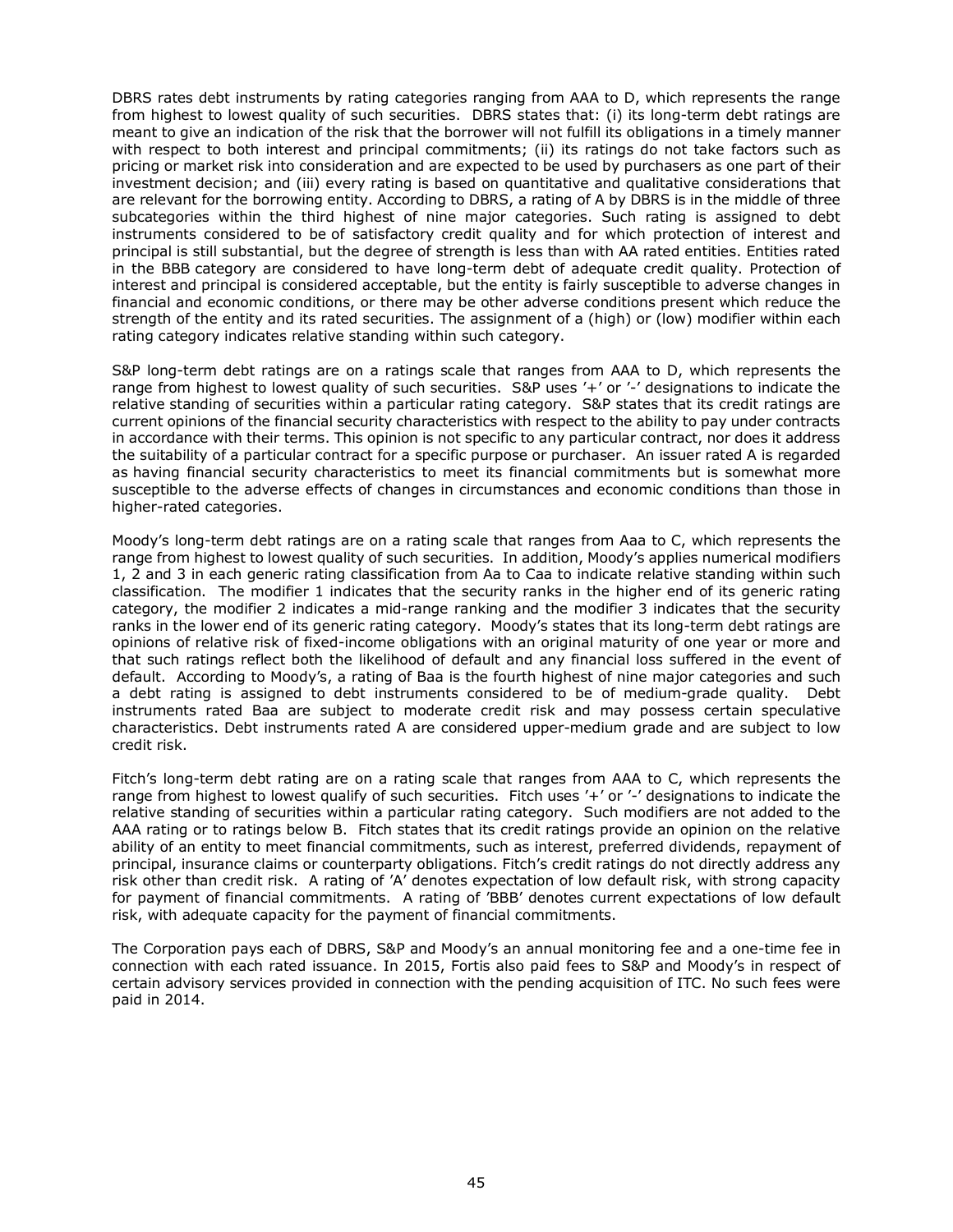DBRS rates debt instruments by rating categories ranging from AAA to D, which represents the range from highest to lowest quality of such securities. DBRS states that: (i) its long-term debt ratings are meant to give an indication of the risk that the borrower will not fulfill its obligations in a timely manner with respect to both interest and principal commitments; (ii) its ratings do not take factors such as pricing or market risk into consideration and are expected to be used by purchasers as one part of their investment decision; and (iii) every rating is based on quantitative and qualitative considerations that are relevant for the borrowing entity. According to DBRS, a rating of A by DBRS is in the middle of three subcategories within the third highest of nine major categories. Such rating is assigned to debt instruments considered to be of satisfactory credit quality and for which protection of interest and principal is still substantial, but the degree of strength is less than with AA rated entities. Entities rated in the BBB category are considered to have long-term debt of adequate credit quality. Protection of interest and principal is considered acceptable, but the entity is fairly susceptible to adverse changes in financial and economic conditions, or there may be other adverse conditions present which reduce the strength of the entity and its rated securities. The assignment of a (high) or (low) modifier within each rating category indicates relative standing within such category.

S&P long-term debt ratings are on a ratings scale that ranges from AAA to D, which represents the range from highest to lowest quality of such securities. S&P uses '+' or '-' designations to indicate the relative standing of securities within a particular rating category. S&P states that its credit ratings are current opinions of the financial security characteristics with respect to the ability to pay under contracts in accordance with their terms. This opinion is not specific to any particular contract, nor does it address the suitability of a particular contract for a specific purpose or purchaser. An issuer rated A is regarded as having financial security characteristics to meet its financial commitments but is somewhat more susceptible to the adverse effects of changes in circumstances and economic conditions than those in higher-rated categories.

Moody's long-term debt ratings are on a rating scale that ranges from Aaa to C, which represents the range from highest to lowest quality of such securities. In addition, Moody's applies numerical modifiers 1, 2 and 3 in each generic rating classification from Aa to Caa to indicate relative standing within such classification. The modifier 1 indicates that the security ranks in the higher end of its generic rating category, the modifier 2 indicates a mid-range ranking and the modifier 3 indicates that the security ranks in the lower end of its generic rating category. Moody's states that its long-term debt ratings are opinions of relative risk of fixed-income obligations with an original maturity of one year or more and that such ratings reflect both the likelihood of default and any financial loss suffered in the event of default. According to Moody's, a rating of Baa is the fourth highest of nine major categories and such a debt rating is assigned to debt instruments considered to be of medium-grade quality. Debt instruments rated Baa are subject to moderate credit risk and may possess certain speculative characteristics. Debt instruments rated A are considered upper-medium grade and are subject to low credit risk.

Fitch's long-term debt rating are on a rating scale that ranges from AAA to C, which represents the range from highest to lowest qualify of such securities. Fitch uses '+' or '-' designations to indicate the relative standing of securities within a particular rating category. Such modifiers are not added to the AAA rating or to ratings below B. Fitch states that its credit ratings provide an opinion on the relative ability of an entity to meet financial commitments, such as interest, preferred dividends, repayment of principal, insurance claims or counterparty obligations. Fitch's credit ratings do not directly address any risk other than credit risk. A rating of 'A' denotes expectation of low default risk, with strong capacity for payment of financial commitments. A rating of 'BBB' denotes current expectations of low default risk, with adequate capacity for the payment of financial commitments.

The Corporation pays each of DBRS, S&P and Moody's an annual monitoring fee and a one-time fee in connection with each rated issuance. In 2015, Fortis also paid fees to S&P and Moody's in respect of certain advisory services provided in connection with the pending acquisition of ITC. No such fees were paid in 2014.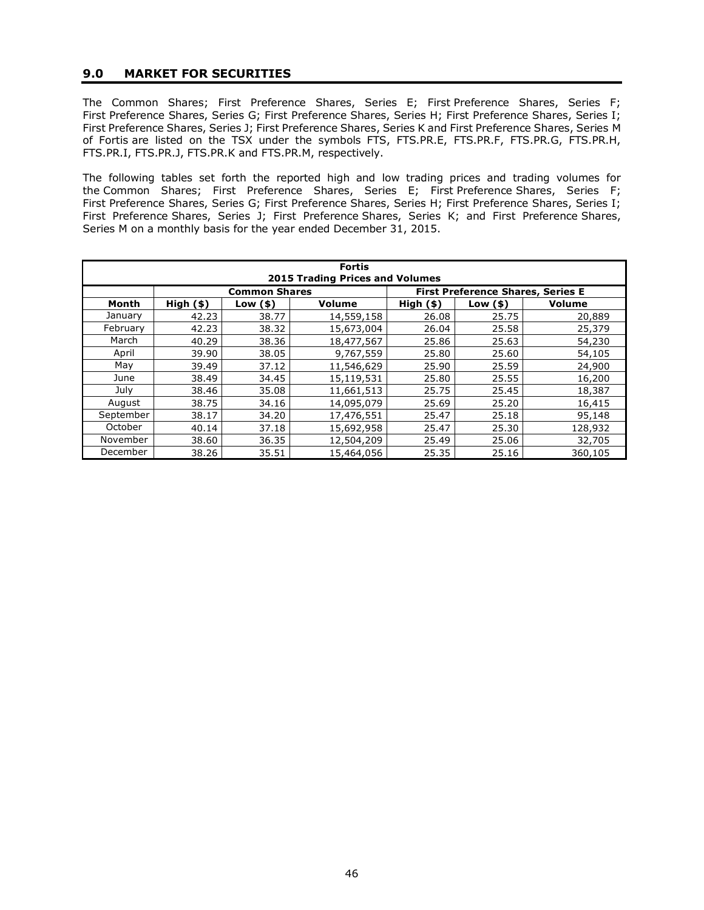## 9.0 MARKET FOR SECURITIES

The Common Shares; First Preference Shares, Series E; First Preference Shares, Series F; First Preference Shares, Series G; First Preference Shares, Series H; First Preference Shares, Series I; First Preference Shares, Series J; First Preference Shares, Series K and First Preference Shares, Series M of Fortis are listed on the TSX under the symbols FTS, FTS.PR.E, FTS.PR.F, FTS.PR.G, FTS.PR.H, FTS.PR.I, FTS.PR.J, FTS.PR.K and FTS.PR.M, respectively.

The following tables set forth the reported high and low trading prices and trading volumes for the Common Shares; First Preference Shares, Series E; First Preference Shares, Series F; First Preference Shares, Series G; First Preference Shares, Series H; First Preference Shares, Series I; First Preference Shares, Series J; First Preference Shares, Series K; and First Preference Shares, Series M on a monthly basis for the year ended December 31, 2015.

| **Fortis 2015 Trading Prices and Volumes** | | | | | | |
|---|---|---|---|---|---|---|
| | **Common Shares** | | | **First Preference Shares, Series E** | | |
| **Month** | **High ($)** | **Low ($)** | **Volume** | **High ($)** | **Low ($)** | **Volume** |
| January | 42.23 | 38.77 | 14,559,158 | 26.08 | 25.75 | 20,889 |
| February | 42.23 | 38.32 | 15,673,004 | 26.04 | 25.58 | 25,379 |
| March | 40.29 | 38.36 | 18,477,567 | 25.86 | 25.63 | 54,230 |
| April | 39.90 | 38.05 | 9,767,559 | 25.80 | 25.60 | 54,105 |
| May | 39.49 | 37.12 | 11,546,629 | 25.90 | 25.59 | 24,900 |
| June | 38.49 | 34.45 | 15,119,531 | 25.80 | 25.55 | 16,200 |
| July | 38.46 | 35.08 | 11,661,513 | 25.75 | 25.45 | 18,387 |
| August | 38.75 | 34.16 | 14,095,079 | 25.69 | 25.20 | 16,415 |
| September | 38.17 | 34.20 | 17,476,551 | 25.47 | 25.18 | 95,148 |
| October | 40.14 | 37.18 | 15,692,958 | 25.47 | 25.30 | 128,932 |
| November | 38.60 | 36.35 | 12,504,209 | 25.49 | 25.06 | 32,705 |
| December | 38.26 | 35.51 | 15,464,056 | 25.35 | 25.16 | 360,105 |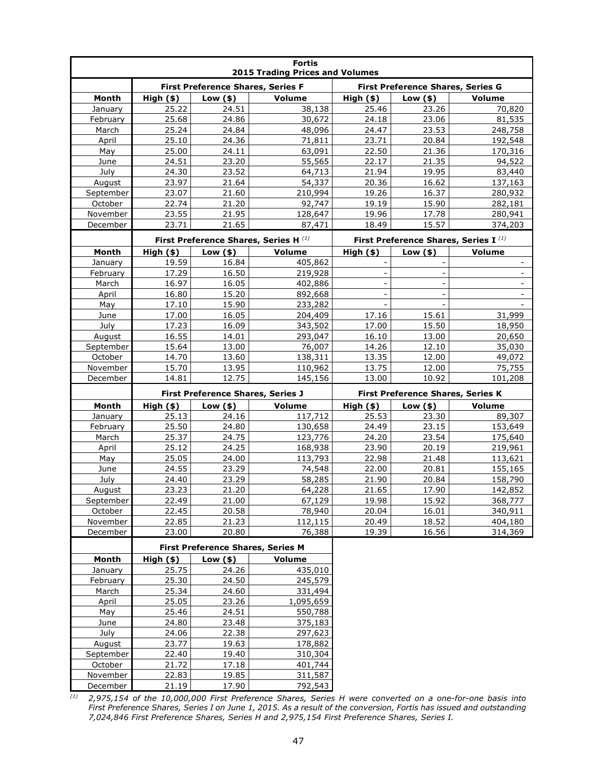| Fortis 2015 Trading Prices and Volumes | | | | | | |
|---|---|---|---|---|---|---|
| | First Preference Shares, Series F | | | First Preference Shares, Series G | | |
| **Month** | **High ($)** | **Low ($)** | **Volume** | **High ($)** | **Low ($)** | **Volume** |
| January | 25.22 | 24.51 | 38,138 | 25.46 | 23.26 | 70,820 |
| February | 25.68 | 24.86 | 30,672 | 24.18 | 23.06 | 81,535 |
| March | 25.24 | 24.84 | 48,096 | 24.47 | 23.53 | 248,758 |
| April | 25.10 | 24.36 | 71,811 | 23.71 | 20.84 | 192,548 |
| May | 25.00 | 24.11 | 63,091 | 22.50 | 21.36 | 170,316 |
| June | 24.51 | 23.20 | 55,565 | 22.17 | 21.35 | 94,522 |
| July | 24.30 | 23.52 | 64,713 | 21.94 | 19.95 | 83,440 |
| August | 23.97 | 21.64 | 54,337 | 20.36 | 16.62 | 137,163 |
| September | 23.07 | 21.60 | 210,994 | 19.26 | 16.37 | 280,932 |
| October | 22.74 | 21.20 | 92,747 | 19.19 | 15.90 | 282,181 |
| November | 23.55 | 21.95 | 128,647 | 19.96 | 17.78 | 280,941 |
| December | 23.71 | 21.65 | 87,471 | 18.49 | 15.57 | 374,203 |
| | First Preference Shares, Series H [(1)] | | | First Preference Shares, Series I [(1)] | | |
| **Month** | **High ($)** | **Low ($)** | **Volume** | **High ($)** | **Low ($)** | **Volume** |
| January | 19.59 | 16.84 | 405,862 | - | - | - |
| February | 17.29 | 16.50 | 219,928 | - | - | - |
| March | 16.97 | 16.05 | 402,886 | - | - | - |
| April | 16.80 | 15.20 | 892,668 | - | - | - |
| May | 17.10 | 15.90 | 233,282 | - | - | - |
| June | 17.00 | 16.05 | 204,409 | 17.16 | 15.61 | 31,999 |
| July | 17.23 | 16.09 | 343,502 | 17.00 | 15.50 | 18,950 |
| August | 16.55 | 14.01 | 293,047 | 16.10 | 13.00 | 20,650 |
| September | 15.64 | 13.00 | 76,007 | 14.26 | 12.10 | 35,030 |
| October | 14.70 | 13.60 | 138,311 | 13.35 | 12.00 | 49,072 |
| November | 15.70 | 13.95 | 110,962 | 13.75 | 12.00 | 75,755 |
| December | 14.81 | 12.75 | 145,156 | 13.00 | 10.92 | 101,208 |
| | First Preference Shares, Series J | | | First Preference Shares, Series K | | |
| **Month** | **High ($)** | **Low ($)** | **Volume** | **High ($)** | **Low ($)** | **Volume** |
| January | 25.13 | 24.16 | 117,712 | 25.53 | 23.30 | 89,307 |
| February | 25.50 | 24.80 | 130,658 | 24.49 | 23.15 | 153,649 |
| March | 25.37 | 24.75 | 123,776 | 24.20 | 23.54 | 175,640 |
| April | 25.12 | 24.25 | 168,938 | 23.90 | 20.19 | 219,961 |
| May | 25.05 | 24.00 | 113,793 | 22.98 | 21.48 | 113,621 |
| June | 24.55 | 23.29 | 74,548 | 22.00 | 20.81 | 155,165 |
| July | 24.40 | 23.29 | 58,285 | 21.90 | 20.84 | 158,790 |
| August | 23.23 | 21.20 | 64,228 | 21.65 | 17.90 | 142,852 |
| September | 22.49 | 21.00 | 67,129 | 19.98 | 15.92 | 368,777 |
| October | 22.45 | 20.58 | 78,940 | 20.04 | 16.01 | 340,911 |
| November | 22.85 | 21.23 | 112,115 | 20.49 | 18.52 | 404,180 |
| December | 23.00 | 20.80 | 76,388 | 19.39 | 16.56 | 314,369 |
| | First Preference Shares, Series M | | | | | |
| **Month** | **High ($)** | **Low ($)** | **Volume** | | | |
| January | 25.75 | 24.26 | 435,010 | | | |
| February | 25.30 | 24.50 | 245,579 | | | |
| March | 25.34 | 24.60 | 331,494 | | | |
| April | 25.05 | 23.26 | 1,095,659 | | | |
| May | 25.46 | 24.51 | 550,788 | | | |
| June | 24.80 | 23.48 | 375,183 | | | |
| July | 24.06 | 22.38 | 297,623 | | | |
| August | 23.77 | 19.63 | 178,882 | | | |
| September | 22.40 | 19.40 | 310,304 | | | |
| October | 21.72 | 17.18 | 401,744 | | | |
| November | 22.83 | 19.85 | 311,587 | | | |
| December | 21.19 | 17.90 | 792,543 | | | |

[(1)] *2,975,154 of the 10,000,000 First Preference Shares, Series H were converted on a one-for-one basis into First Preference Shares, Series I on June 1, 2015. As a result of the conversion, Fortis has issued and outstanding 7,024,846 First Preference Shares, Series H and 2,975,154 First Preference Shares, Series I.*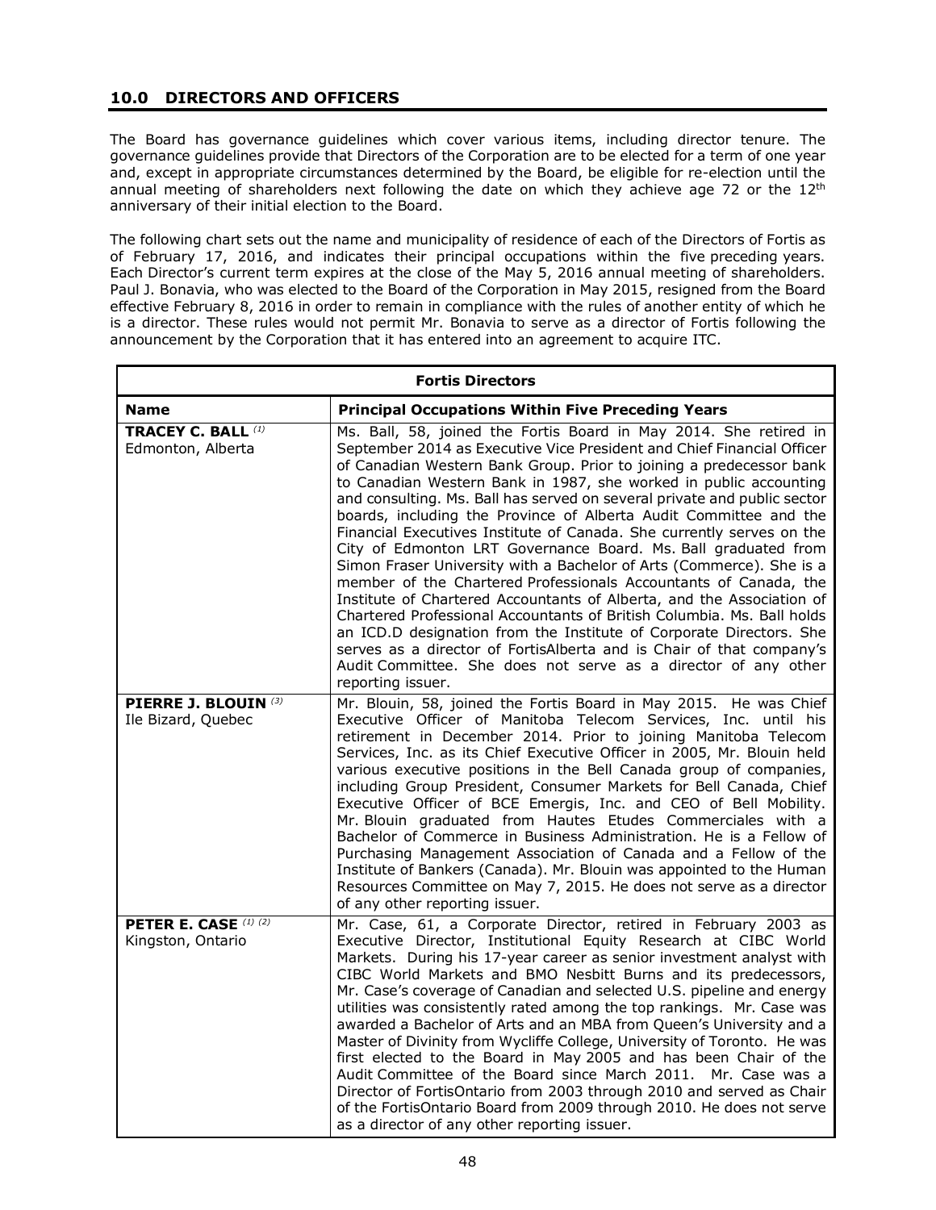## 10.0 DIRECTORS AND OFFICERS

The Board has governance guidelines which cover various items, including director tenure. The governance guidelines provide that Directors of the Corporation are to be elected for a term of one year and, except in appropriate circumstances determined by the Board, be eligible for re-election until the annual meeting of shareholders next following the date on which they achieve age 72 or the 12th anniversary of their initial election to the Board.

The following chart sets out the name and municipality of residence of each of the Directors of Fortis as of February 17, 2016, and indicates their principal occupations within the five preceding years. Each Director's current term expires at the close of the May 5, 2016 annual meeting of shareholders. Paul J. Bonavia, who was elected to the Board of the Corporation in May 2015, resigned from the Board effective February 8, 2016 in order to remain in compliance with the rules of another entity of which he is a director. These rules would not permit Mr. Bonavia to serve as a director of Fortis following the announcement by the Corporation that it has entered into an agreement to acquire ITC.

| **Fortis Directors** | |
|---|---|
| **Name** | **Principal Occupations Within Five Preceding Years** |
| **TRACEY C. BALL** (1)<br>Edmonton, Alberta | Ms. Ball, 58, joined the Fortis Board in May 2014. She retired in September 2014 as Executive Vice President and Chief Financial Officer of Canadian Western Bank Group. Prior to joining a predecessor bank to Canadian Western Bank in 1987, she worked in public accounting and consulting. Ms. Ball has served on several private and public sector boards, including the Province of Alberta Audit Committee and the Financial Executives Institute of Canada. She currently serves on the City of Edmonton LRT Governance Board. Ms. Ball graduated from Simon Fraser University with a Bachelor of Arts (Commerce). She is a member of the Chartered Professionals Accountants of Canada, the Institute of Chartered Accountants of Alberta, and the Association of Chartered Professional Accountants of British Columbia. Ms. Ball holds an ICD.D designation from the Institute of Corporate Directors. She serves as a director of FortisAlberta and is Chair of that company's Audit Committee. She does not serve as a director of any other reporting issuer. |
| **PIERRE J. BLOUIN** (3)<br>Ile Bizard, Quebec | Mr. Blouin, 58, joined the Fortis Board in May 2015. He was Chief Executive Officer of Manitoba Telecom Services, Inc. until his retirement in December 2014. Prior to joining Manitoba Telecom Services, Inc. as its Chief Executive Officer in 2005, Mr. Blouin held various executive positions in the Bell Canada group of companies, including Group President, Consumer Markets for Bell Canada, Chief Executive Officer of BCE Emergis, Inc. and CEO of Bell Mobility. Mr. Blouin graduated from Hautes Etudes Commerciales with a Bachelor of Commerce in Business Administration. He is a Fellow of Purchasing Management Association of Canada and a Fellow of the Institute of Bankers (Canada). Mr. Blouin was appointed to the Human Resources Committee on May 7, 2015. He does not serve as a director of any other reporting issuer. |
| **PETER E. CASE** (1) (2)<br>Kingston, Ontario | Mr. Case, 61, a Corporate Director, retired in February 2003 as Executive Director, Institutional Equity Research at CIBC World Markets. During his 17-year career as senior investment analyst with CIBC World Markets and BMO Nesbitt Burns and its predecessors, Mr. Case's coverage of Canadian and selected U.S. pipeline and energy utilities was consistently rated among the top rankings. Mr. Case was awarded a Bachelor of Arts and an MBA from Queen's University and a Master of Divinity from Wycliffe College, University of Toronto. He was first elected to the Board in May 2005 and has been Chair of the Audit Committee of the Board since March 2011. Mr. Case was a Director of FortisOntario from 2003 through 2010 and served as Chair of the FortisOntario Board from 2009 through 2010. He does not serve as a director of any other reporting issuer. |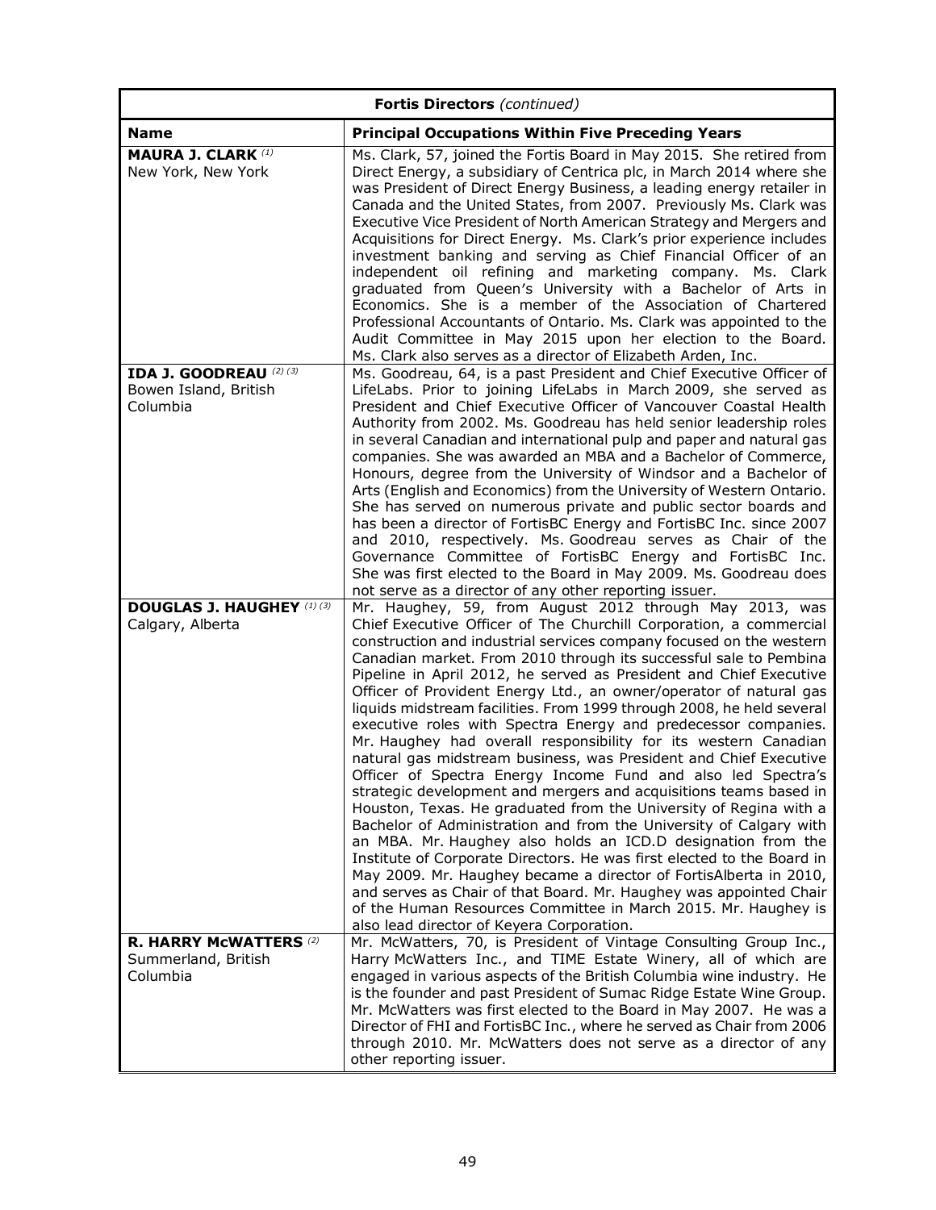| **Fortis Directors** *(continued)* | |
|---|---|
| **Name** | **Principal Occupations Within Five Preceding Years** |
| **MAURA J. CLARK** *(1)*<br>New York, New York | Ms. Clark, 57, joined the Fortis Board in May 2015. She retired from Direct Energy, a subsidiary of Centrica plc, in March 2014 where she was President of Direct Energy Business, a leading energy retailer in Canada and the United States, from 2007. Previously Ms. Clark was Executive Vice President of North American Strategy and Mergers and Acquisitions for Direct Energy. Ms. Clark's prior experience includes investment banking and serving as Chief Financial Officer of an independent oil refining and marketing company. Ms. Clark graduated from Queen's University with a Bachelor of Arts in Economics. She is a member of the Association of Chartered Professional Accountants of Ontario. Ms. Clark was appointed to the Audit Committee in May 2015 upon her election to the Board. Ms. Clark also serves as a director of Elizabeth Arden, Inc. |
| **IDA J. GOODREAU** *(2) (3)*<br>Bowen Island, British Columbia | Ms. Goodreau, 64, is a past President and Chief Executive Officer of LifeLabs. Prior to joining LifeLabs in March 2009, she served as President and Chief Executive Officer of Vancouver Coastal Health Authority from 2002. Ms. Goodreau has held senior leadership roles in several Canadian and international pulp and paper and natural gas companies. She was awarded an MBA and a Bachelor of Commerce, Honours, degree from the University of Windsor and a Bachelor of Arts (English and Economics) from the University of Western Ontario. She has served on numerous private and public sector boards and has been a director of FortisBC Energy and FortisBC Inc. since 2007 and 2010, respectively. Ms. Goodreau serves as Chair of the Governance Committee of FortisBC Energy and FortisBC Inc. She was first elected to the Board in May 2009. Ms. Goodreau does not serve as a director of any other reporting issuer. |
| **DOUGLAS J. HAUGHEY** *(1) (3)*<br>Calgary, Alberta | Mr. Haughey, 59, from August 2012 through May 2013, was Chief Executive Officer of The Churchill Corporation, a commercial construction and industrial services company focused on the western Canadian market. From 2010 through its successful sale to Pembina Pipeline in April 2012, he served as President and Chief Executive Officer of Provident Energy Ltd., an owner/operator of natural gas liquids midstream facilities. From 1999 through 2008, he held several executive roles with Spectra Energy and predecessor companies. Mr. Haughey had overall responsibility for its western Canadian natural gas midstream business, was President and Chief Executive Officer of Spectra Energy Income Fund and also led Spectra's strategic development and mergers and acquisitions teams based in Houston, Texas. He graduated from the University of Regina with a Bachelor of Administration and from the University of Calgary with an MBA. Mr. Haughey also holds an ICD.D designation from the Institute of Corporate Directors. He was first elected to the Board in May 2009. Mr. Haughey became a director of FortisAlberta in 2010, and serves as Chair of that Board. Mr. Haughey was appointed Chair of the Human Resources Committee in March 2015. Mr. Haughey is also lead director of Keyera Corporation. |
| **R. HARRY McWATTERS** *(2)*<br>Summerland, British Columbia | Mr. McWatters, 70, is President of Vintage Consulting Group Inc., Harry McWatters Inc., and TIME Estate Winery, all of which are engaged in various aspects of the British Columbia wine industry. He is the founder and past President of Sumac Ridge Estate Wine Group. Mr. McWatters was first elected to the Board in May 2007. He was a Director of FHI and FortisBC Inc., where he served as Chair from 2006 through 2010. Mr. McWatters does not serve as a director of any other reporting issuer. |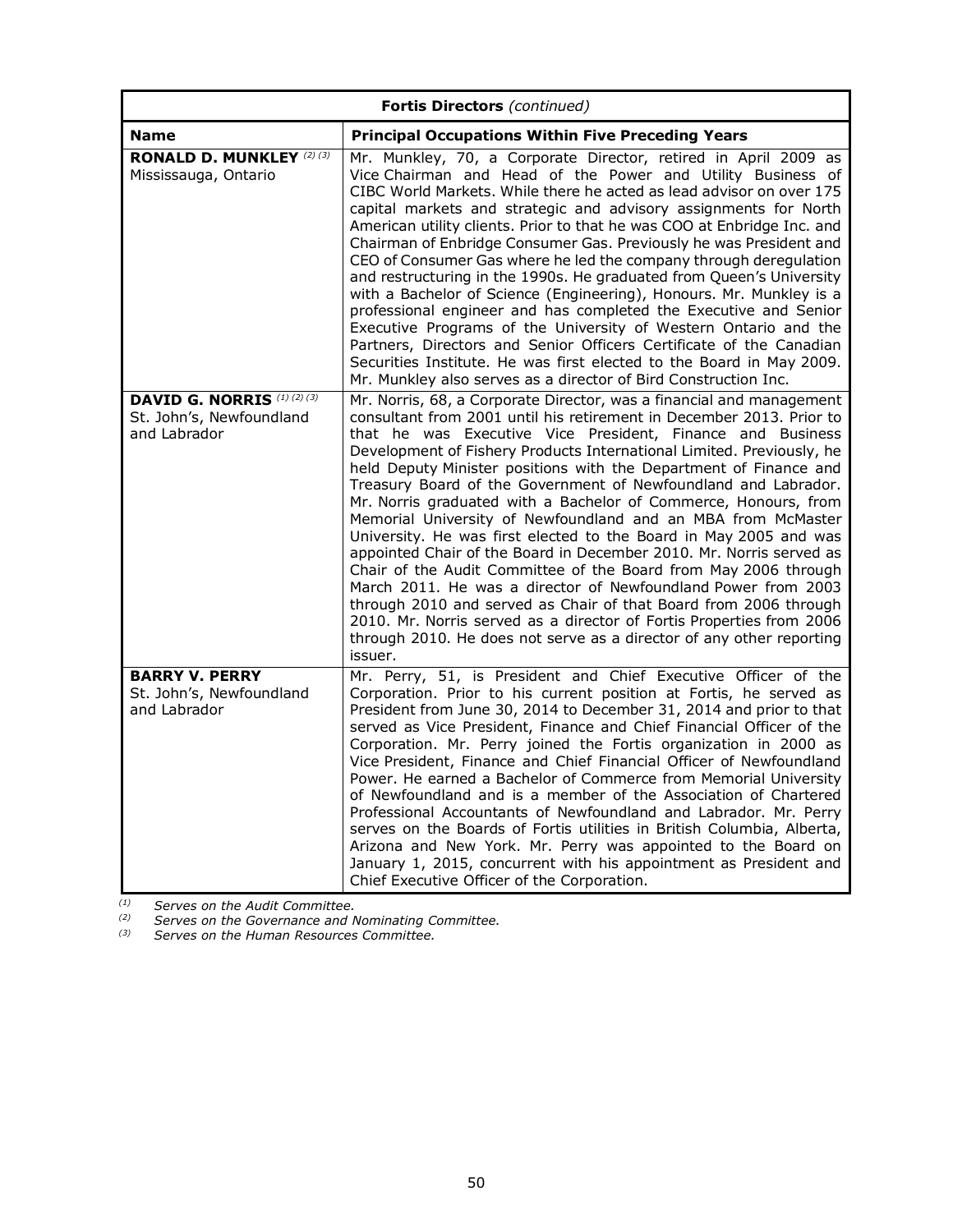| Fortis Directors *(continued)* | |
|---|---|
| **Name** | **Principal Occupations Within Five Preceding Years** |
| **RONALD D. MUNKLEY** (2) (3)<br>Mississauga, Ontario | Mr. Munkley, 70, a Corporate Director, retired in April 2009 as Vice Chairman and Head of the Power and Utility Business of CIBC World Markets. While there he acted as lead advisor on over 175 capital markets and strategic and advisory assignments for North American utility clients. Prior to that he was COO at Enbridge Inc. and Chairman of Enbridge Consumer Gas. Previously he was President and CEO of Consumer Gas where he led the company through deregulation and restructuring in the 1990s. He graduated from Queen's University with a Bachelor of Science (Engineering), Honours. Mr. Munkley is a professional engineer and has completed the Executive and Senior Executive Programs of the University of Western Ontario and the Partners, Directors and Senior Officers Certificate of the Canadian Securities Institute. He was first elected to the Board in May 2009. Mr. Munkley also serves as a director of Bird Construction Inc. |
| **DAVID G. NORRIS** (1) (2) (3)<br>St. John's, Newfoundland and Labrador | Mr. Norris, 68, a Corporate Director, was a financial and management consultant from 2001 until his retirement in December 2013. Prior to that he was Executive Vice President, Finance and Business Development of Fishery Products International Limited. Previously, he held Deputy Minister positions with the Department of Finance and Treasury Board of the Government of Newfoundland and Labrador. Mr. Norris graduated with a Bachelor of Commerce, Honours, from Memorial University of Newfoundland and an MBA from McMaster University. He was first elected to the Board in May 2005 and was appointed Chair of the Board in December 2010. Mr. Norris served as Chair of the Audit Committee of the Board from May 2006 through March 2011. He was a director of Newfoundland Power from 2003 through 2010 and served as Chair of that Board from 2006 through 2010. Mr. Norris served as a director of Fortis Properties from 2006 through 2010. He does not serve as a director of any other reporting issuer. |
| **BARRY V. PERRY**<br>St. John's, Newfoundland and Labrador | Mr. Perry, 51, is President and Chief Executive Officer of the Corporation. Prior to his current position at Fortis, he served as President from June 30, 2014 to December 31, 2014 and prior to that served as Vice President, Finance and Chief Financial Officer of the Corporation. Mr. Perry joined the Fortis organization in 2000 as Vice President, Finance and Chief Financial Officer of Newfoundland Power. He earned a Bachelor of Commerce from Memorial University of Newfoundland and is a member of the Association of Chartered Professional Accountants of Newfoundland and Labrador. Mr. Perry serves on the Boards of Fortis utilities in British Columbia, Alberta, Arizona and New York. Mr. Perry was appointed to the Board on January 1, 2015, concurrent with his appointment as President and Chief Executive Officer of the Corporation. |

(1) *Serves on the Audit Committee.*
(2) *Serves on the Governance and Nominating Committee.*
(3) *Serves on the Human Resources Committee.*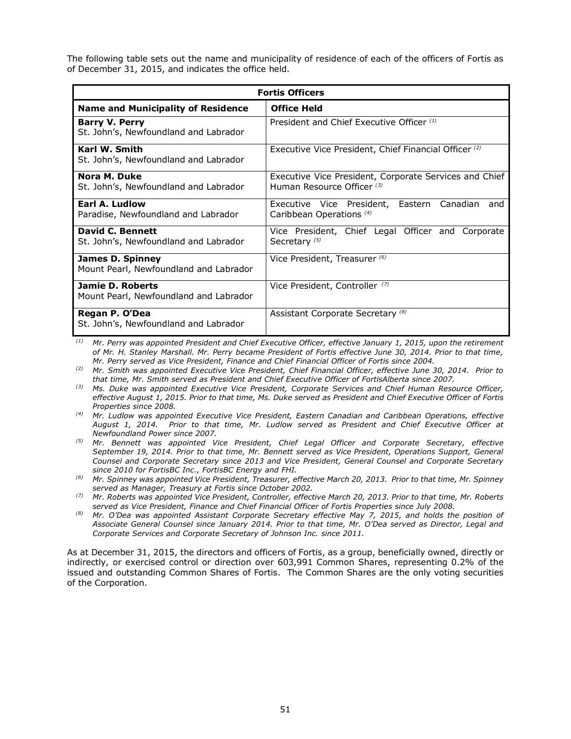The following table sets out the name and municipality of residence of each of the officers of Fortis as of December 31, 2015, and indicates the office held.

| **Fortis Officers** | |
|---|---|
| **Name and Municipality of Residence** | **Office Held** |
| **Barry V. Perry**<br>St. John's, Newfoundland and Labrador | President and Chief Executive Officer [(1)] |
| **Karl W. Smith**<br>St. John's, Newfoundland and Labrador | Executive Vice President, Chief Financial Officer [(2)] |
| **Nora M. Duke**<br>St. John's, Newfoundland and Labrador | Executive Vice President, Corporate Services and Chief Human Resource Officer [(3)] |
| **Earl A. Ludlow**<br>Paradise, Newfoundland and Labrador | Executive Vice President, Eastern Canadian and Caribbean Operations [(4)] |
| **David C. Bennett**<br>St. John's, Newfoundland and Labrador | Vice President, Chief Legal Officer and Corporate Secretary [(5)] |
| **James D. Spinney**<br>Mount Pearl, Newfoundland and Labrador | Vice President, Treasurer [(6)] |
| **Jamie D. Roberts**<br>Mount Pearl, Newfoundland and Labrador | Vice President, Controller [(7)] |
| **Regan P. O'Dea**<br>St. John's, Newfoundland and Labrador | Assistant Corporate Secretary [(8)] |

[(1)] *Mr. Perry was appointed President and Chief Executive Officer, effective January 1, 2015, upon the retirement of Mr. H. Stanley Marshall. Mr. Perry became President of Fortis effective June 30, 2014. Prior to that time, Mr. Perry served as Vice President, Finance and Chief Financial Officer of Fortis since 2004.*

[(2)] *Mr. Smith was appointed Executive Vice President, Chief Financial Officer, effective June 30, 2014. Prior to that time, Mr. Smith served as President and Chief Executive Officer of FortisAlberta since 2007.*

[(3)] *Ms. Duke was appointed Executive Vice President, Corporate Services and Chief Human Resource Officer, effective August 1, 2015. Prior to that time, Ms. Duke served as President and Chief Executive Officer of Fortis Properties since 2008.*

[(4)] *Mr. Ludlow was appointed Executive Vice President, Eastern Canadian and Caribbean Operations, effective August 1, 2014. Prior to that time, Mr. Ludlow served as President and Chief Executive Officer at Newfoundland Power since 2007.*

[(5)] *Mr. Bennett was appointed Vice President, Chief Legal Officer and Corporate Secretary, effective September 19, 2014. Prior to that time, Mr. Bennett served as Vice President, Operations Support, General Counsel and Corporate Secretary since 2013 and Vice President, General Counsel and Corporate Secretary since 2010 for FortisBC Inc., FortisBC Energy and FHI.*

[(6)] *Mr. Spinney was appointed Vice President, Treasurer, effective March 20, 2013. Prior to that time, Mr. Spinney served as Manager, Treasury at Fortis since October 2002.*

[(7)] *Mr. Roberts was appointed Vice President, Controller, effective March 20, 2013. Prior to that time, Mr. Roberts served as Vice President, Finance and Chief Financial Officer of Fortis Properties since July 2008.*

[(8)] *Mr. O'Dea was appointed Assistant Corporate Secretary effective May 7, 2015, and holds the position of Associate General Counsel since January 2014. Prior to that time, Mr. O'Dea served as Director, Legal and Corporate Services and Corporate Secretary of Johnson Inc. since 2011.*

As at December 31, 2015, the directors and officers of Fortis, as a group, beneficially owned, directly or indirectly, or exercised control or direction over 603,991 Common Shares, representing 0.2% of the issued and outstanding Common Shares of Fortis. The Common Shares are the only voting securities of the Corporation.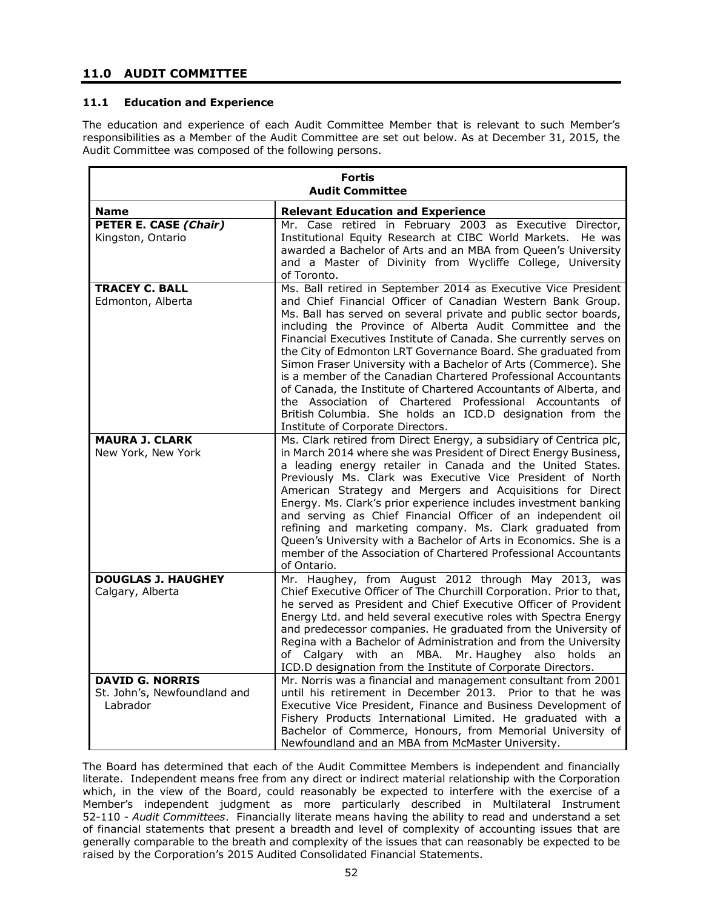## 11.0 AUDIT COMMITTEE

### 11.1 Education and Experience

The education and experience of each Audit Committee Member that is relevant to such Member's responsibilities as a Member of the Audit Committee are set out below. As at December 31, 2015, the Audit Committee was composed of the following persons.

| **Fortis Audit Committee** | |
|---|---|
| **Name** | **Relevant Education and Experience** |
| **PETER E. CASE *(Chair)*** Kingston, Ontario | Mr. Case retired in February 2003 as Executive Director, Institutional Equity Research at CIBC World Markets. He was awarded a Bachelor of Arts and an MBA from Queen's University and a Master of Divinity from Wycliffe College, University of Toronto. |
| **TRACEY C. BALL** Edmonton, Alberta | Ms. Ball retired in September 2014 as Executive Vice President and Chief Financial Officer of Canadian Western Bank Group. Ms. Ball has served on several private and public sector boards, including the Province of Alberta Audit Committee and the Financial Executives Institute of Canada. She currently serves on the City of Edmonton LRT Governance Board. She graduated from Simon Fraser University with a Bachelor of Arts (Commerce). She is a member of the Canadian Chartered Professional Accountants of Canada, the Institute of Chartered Accountants of Alberta, and the Association of Chartered Professional Accountants of British Columbia. She holds an ICD.D designation from the Institute of Corporate Directors. |
| **MAURA J. CLARK** New York, New York | Ms. Clark retired from Direct Energy, a subsidiary of Centrica plc, in March 2014 where she was President of Direct Energy Business, a leading energy retailer in Canada and the United States. Previously Ms. Clark was Executive Vice President of North American Strategy and Mergers and Acquisitions for Direct Energy. Ms. Clark's prior experience includes investment banking and serving as Chief Financial Officer of an independent oil refining and marketing company. Ms. Clark graduated from Queen's University with a Bachelor of Arts in Economics. She is a member of the Association of Chartered Professional Accountants of Ontario. |
| **DOUGLAS J. HAUGHEY** Calgary, Alberta | Mr. Haughey, from August 2012 through May 2013, was Chief Executive Officer of The Churchill Corporation. Prior to that, he served as President and Chief Executive Officer of Provident Energy Ltd. and held several executive roles with Spectra Energy and predecessor companies. He graduated from the University of Regina with a Bachelor of Administration and from the University of Calgary with an MBA. Mr. Haughey also holds an ICD.D designation from the Institute of Corporate Directors. |
| **DAVID G. NORRIS** St. John's, Newfoundland and Labrador | Mr. Norris was a financial and management consultant from 2001 until his retirement in December 2013. Prior to that he was Executive Vice President, Finance and Business Development of Fishery Products International Limited. He graduated with a Bachelor of Commerce, Honours, from Memorial University of Newfoundland and an MBA from McMaster University. |

The Board has determined that each of the Audit Committee Members is independent and financially literate. Independent means free from any direct or indirect material relationship with the Corporation which, in the view of the Board, could reasonably be expected to interfere with the exercise of a Member's independent judgment as more particularly described in Multilateral Instrument 52-110 - *Audit Committees*. Financially literate means having the ability to read and understand a set of financial statements that present a breadth and level of complexity of accounting issues that are generally comparable to the breath and complexity of the issues that can reasonably be expected to be raised by the Corporation's 2015 Audited Consolidated Financial Statements.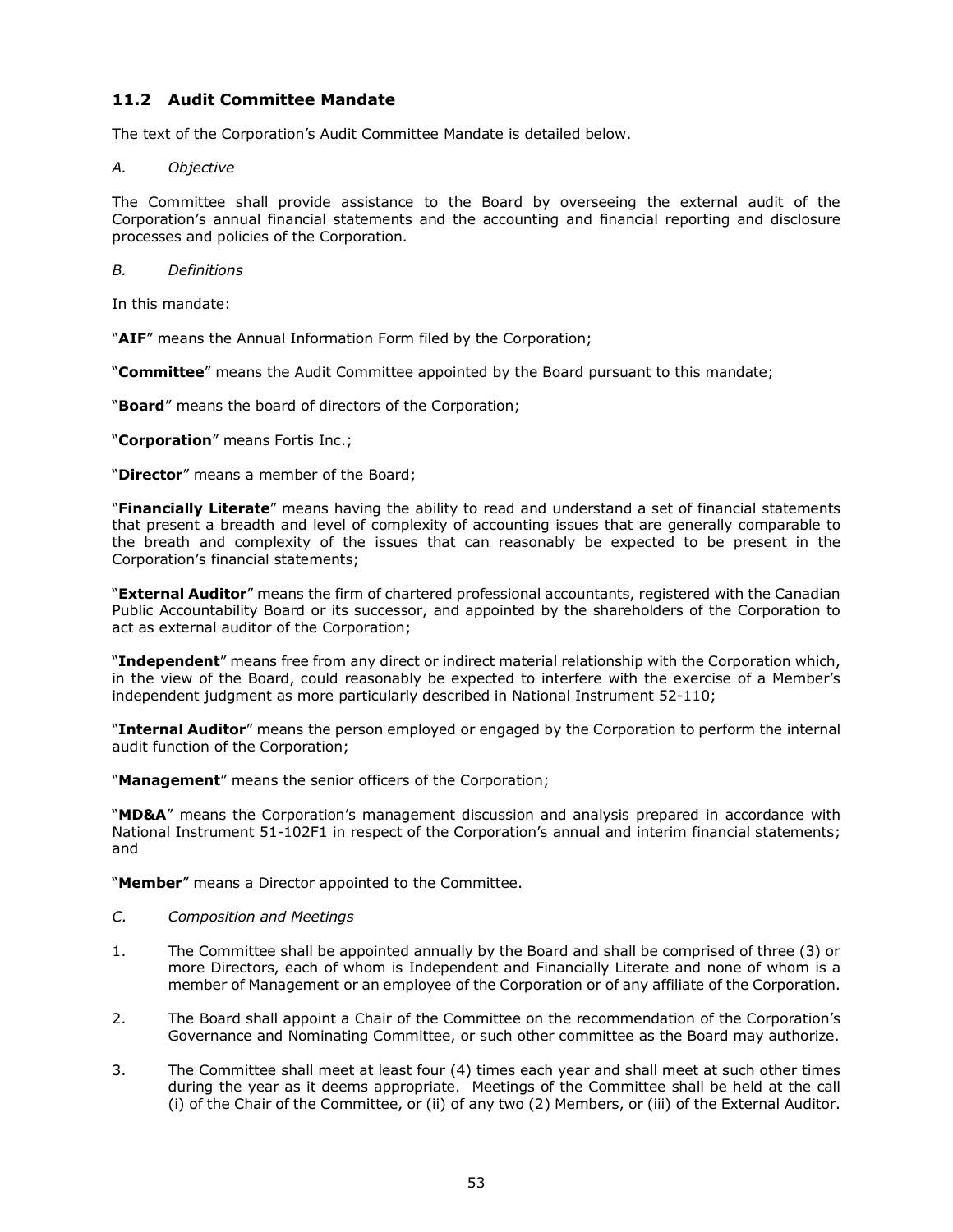## 11.2 Audit Committee Mandate

The text of the Corporation's Audit Committee Mandate is detailed below.

*A. Objective*

The Committee shall provide assistance to the Board by overseeing the external audit of the Corporation's annual financial statements and the accounting and financial reporting and disclosure processes and policies of the Corporation.

*B. Definitions*

In this mandate:

"**AIF**" means the Annual Information Form filed by the Corporation;

"**Committee**" means the Audit Committee appointed by the Board pursuant to this mandate;

"**Board**" means the board of directors of the Corporation;

"**Corporation**" means Fortis Inc.;

"**Director**" means a member of the Board;

"**Financially Literate**" means having the ability to read and understand a set of financial statements that present a breadth and level of complexity of accounting issues that are generally comparable to the breath and complexity of the issues that can reasonably be expected to be present in the Corporation's financial statements;

"**External Auditor**" means the firm of chartered professional accountants, registered with the Canadian Public Accountability Board or its successor, and appointed by the shareholders of the Corporation to act as external auditor of the Corporation;

"**Independent**" means free from any direct or indirect material relationship with the Corporation which, in the view of the Board, could reasonably be expected to interfere with the exercise of a Member's independent judgment as more particularly described in National Instrument 52-110;

"**Internal Auditor**" means the person employed or engaged by the Corporation to perform the internal audit function of the Corporation;

"**Management**" means the senior officers of the Corporation;

"**MD&A**" means the Corporation's management discussion and analysis prepared in accordance with National Instrument 51-102F1 in respect of the Corporation's annual and interim financial statements; and

"**Member**" means a Director appointed to the Committee.

*C. Composition and Meetings*

1. The Committee shall be appointed annually by the Board and shall be comprised of three (3) or more Directors, each of whom is Independent and Financially Literate and none of whom is a member of Management or an employee of the Corporation or of any affiliate of the Corporation.

2. The Board shall appoint a Chair of the Committee on the recommendation of the Corporation's Governance and Nominating Committee, or such other committee as the Board may authorize.

3. The Committee shall meet at least four (4) times each year and shall meet at such other times during the year as it deems appropriate. Meetings of the Committee shall be held at the call (i) of the Chair of the Committee, or (ii) of any two (2) Members, or (iii) of the External Auditor.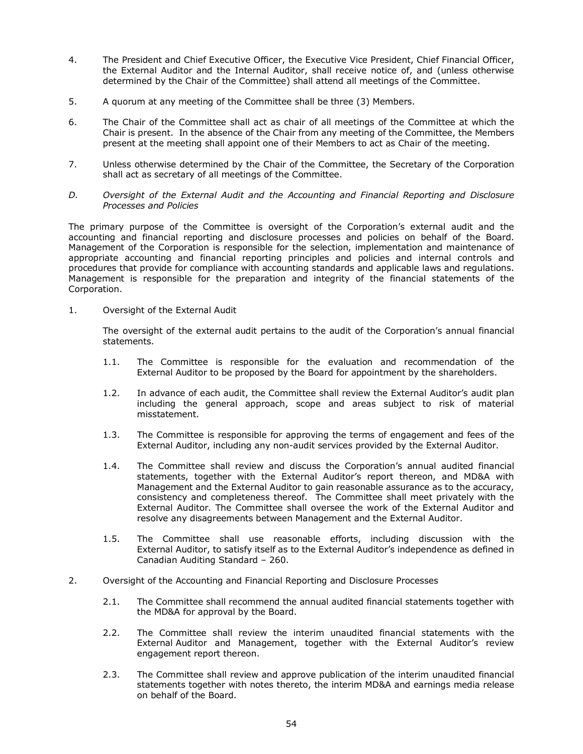4. The President and Chief Executive Officer, the Executive Vice President, Chief Financial Officer, the External Auditor and the Internal Auditor, shall receive notice of, and (unless otherwise determined by the Chair of the Committee) shall attend all meetings of the Committee.

5. A quorum at any meeting of the Committee shall be three (3) Members.

6. The Chair of the Committee shall act as chair of all meetings of the Committee at which the Chair is present. In the absence of the Chair from any meeting of the Committee, the Members present at the meeting shall appoint one of their Members to act as Chair of the meeting.

7. Unless otherwise determined by the Chair of the Committee, the Secretary of the Corporation shall act as secretary of all meetings of the Committee.

*D. Oversight of the External Audit and the Accounting and Financial Reporting and Disclosure Processes and Policies*

The primary purpose of the Committee is oversight of the Corporation's external audit and the accounting and financial reporting and disclosure processes and policies on behalf of the Board. Management of the Corporation is responsible for the selection, implementation and maintenance of appropriate accounting and financial reporting principles and policies and internal controls and procedures that provide for compliance with accounting standards and applicable laws and regulations. Management is responsible for the preparation and integrity of the financial statements of the Corporation.

1. Oversight of the External Audit

   The oversight of the external audit pertains to the audit of the Corporation's annual financial statements.

   1.1. The Committee is responsible for the evaluation and recommendation of the External Auditor to be proposed by the Board for appointment by the shareholders.

   1.2. In advance of each audit, the Committee shall review the External Auditor's audit plan including the general approach, scope and areas subject to risk of material misstatement.

   1.3. The Committee is responsible for approving the terms of engagement and fees of the External Auditor, including any non-audit services provided by the External Auditor.

   1.4. The Committee shall review and discuss the Corporation's annual audited financial statements, together with the External Auditor's report thereon, and MD&A with Management and the External Auditor to gain reasonable assurance as to the accuracy, consistency and completeness thereof. The Committee shall meet privately with the External Auditor. The Committee shall oversee the work of the External Auditor and resolve any disagreements between Management and the External Auditor.

   1.5. The Committee shall use reasonable efforts, including discussion with the External Auditor, to satisfy itself as to the External Auditor's independence as defined in Canadian Auditing Standard – 260.

2. Oversight of the Accounting and Financial Reporting and Disclosure Processes

   2.1. The Committee shall recommend the annual audited financial statements together with the MD&A for approval by the Board.

   2.2. The Committee shall review the interim unaudited financial statements with the External Auditor and Management, together with the External Auditor's review engagement report thereon.

   2.3. The Committee shall review and approve publication of the interim unaudited financial statements together with notes thereto, the interim MD&A and earnings media release on behalf of the Board.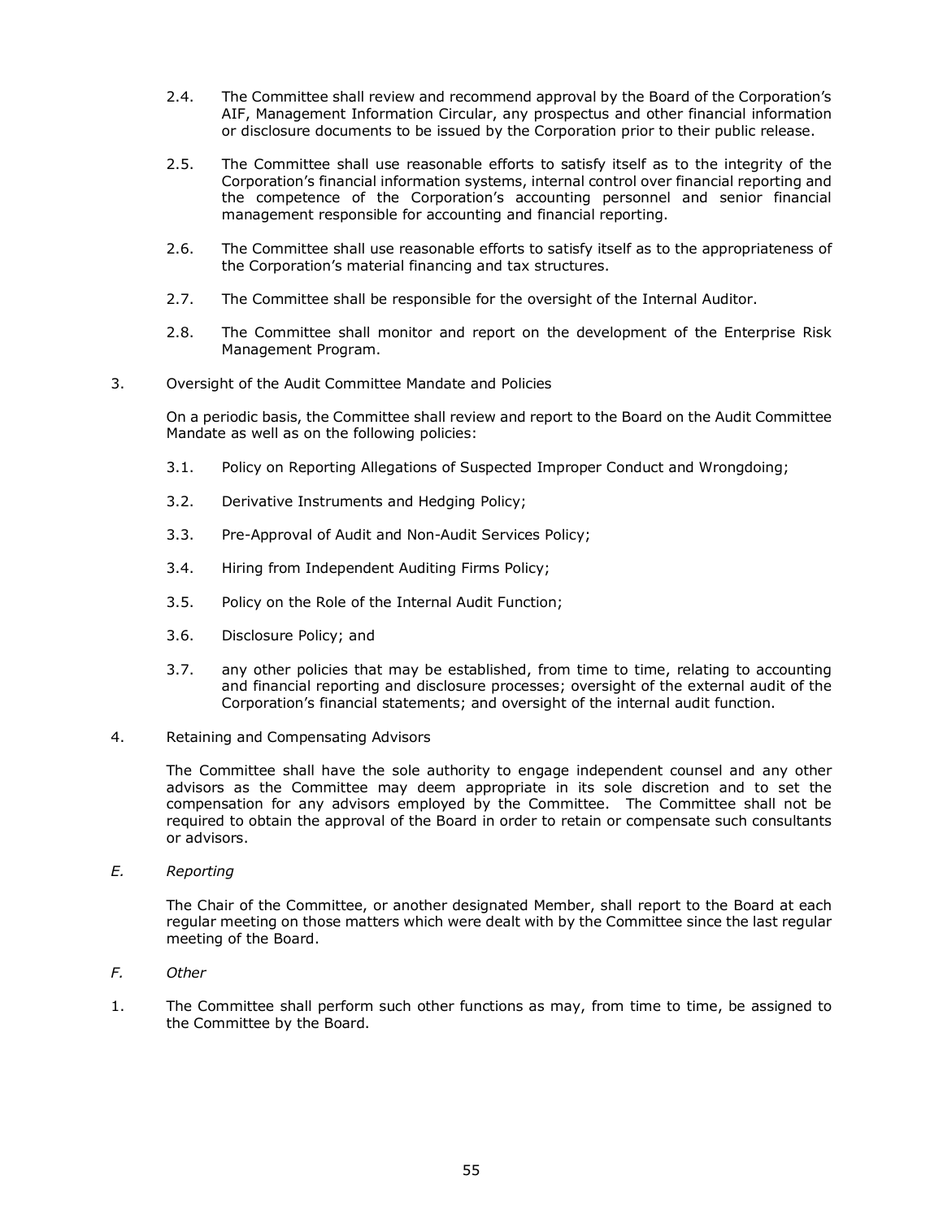2.4. The Committee shall review and recommend approval by the Board of the Corporation's AIF, Management Information Circular, any prospectus and other financial information or disclosure documents to be issued by the Corporation prior to their public release.

2.5. The Committee shall use reasonable efforts to satisfy itself as to the integrity of the Corporation's financial information systems, internal control over financial reporting and the competence of the Corporation's accounting personnel and senior financial management responsible for accounting and financial reporting.

2.6. The Committee shall use reasonable efforts to satisfy itself as to the appropriateness of the Corporation's material financing and tax structures.

2.7. The Committee shall be responsible for the oversight of the Internal Auditor.

2.8. The Committee shall monitor and report on the development of the Enterprise Risk Management Program.

3. Oversight of the Audit Committee Mandate and Policies

On a periodic basis, the Committee shall review and report to the Board on the Audit Committee Mandate as well as on the following policies:

3.1. Policy on Reporting Allegations of Suspected Improper Conduct and Wrongdoing;

3.2. Derivative Instruments and Hedging Policy;

3.3. Pre-Approval of Audit and Non-Audit Services Policy;

3.4. Hiring from Independent Auditing Firms Policy;

3.5. Policy on the Role of the Internal Audit Function;

3.6. Disclosure Policy; and

3.7. any other policies that may be established, from time to time, relating to accounting and financial reporting and disclosure processes; oversight of the external audit of the Corporation's financial statements; and oversight of the internal audit function.

4. Retaining and Compensating Advisors

The Committee shall have the sole authority to engage independent counsel and any other advisors as the Committee may deem appropriate in its sole discretion and to set the compensation for any advisors employed by the Committee. The Committee shall not be required to obtain the approval of the Board in order to retain or compensate such consultants or advisors.

*E. Reporting*

The Chair of the Committee, or another designated Member, shall report to the Board at each regular meeting on those matters which were dealt with by the Committee since the last regular meeting of the Board.

*F. Other*

1. The Committee shall perform such other functions as may, from time to time, be assigned to the Committee by the Board.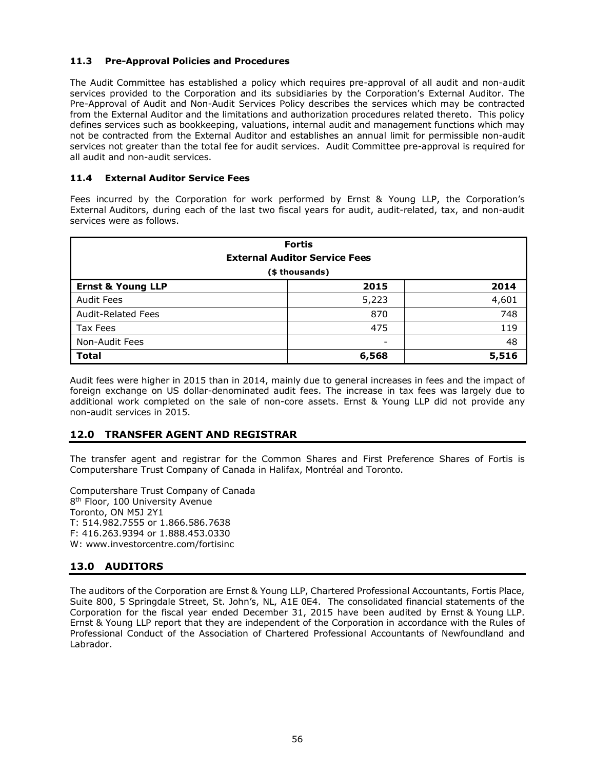### 11.3 Pre-Approval Policies and Procedures

The Audit Committee has established a policy which requires pre-approval of all audit and non-audit services provided to the Corporation and its subsidiaries by the Corporation's External Auditor. The Pre-Approval of Audit and Non-Audit Services Policy describes the services which may be contracted from the External Auditor and the limitations and authorization procedures related thereto. This policy defines services such as bookkeeping, valuations, internal audit and management functions which may not be contracted from the External Auditor and establishes an annual limit for permissible non-audit services not greater than the total fee for audit services. Audit Committee pre-approval is required for all audit and non-audit services.

### 11.4 External Auditor Service Fees

Fees incurred by the Corporation for work performed by Ernst & Young LLP, the Corporation's External Auditors, during each of the last two fiscal years for audit, audit-related, tax, and non-audit services were as follows.

| Fortis External Auditor Service Fees ($ thousands) | | |
|---|---|---|
| **Ernst & Young LLP** | **2015** | **2014** |
| Audit Fees | 5,223 | 4,601 |
| Audit-Related Fees | 870 | 748 |
| Tax Fees | 475 | 119 |
| Non-Audit Fees | - | 48 |
| **Total** | **6,568** | **5,516** |

Audit fees were higher in 2015 than in 2014, mainly due to general increases in fees and the impact of foreign exchange on US dollar-denominated audit fees. The increase in tax fees was largely due to additional work completed on the sale of non-core assets. Ernst & Young LLP did not provide any non-audit services in 2015.

## 12.0 TRANSFER AGENT AND REGISTRAR

The transfer agent and registrar for the Common Shares and First Preference Shares of Fortis is Computershare Trust Company of Canada in Halifax, Montréal and Toronto.

Computershare Trust Company of Canada
8th Floor, 100 University Avenue
Toronto, ON M5J 2Y1
T: 514.982.7555 or 1.866.586.7638
F: 416.263.9394 or 1.888.453.0330
W: www.investorcentre.com/fortisinc

## 13.0 AUDITORS

The auditors of the Corporation are Ernst & Young LLP, Chartered Professional Accountants, Fortis Place, Suite 800, 5 Springdale Street, St. John's, NL, A1E 0E4. The consolidated financial statements of the Corporation for the fiscal year ended December 31, 2015 have been audited by Ernst & Young LLP. Ernst & Young LLP report that they are independent of the Corporation in accordance with the Rules of Professional Conduct of the Association of Chartered Professional Accountants of Newfoundland and Labrador.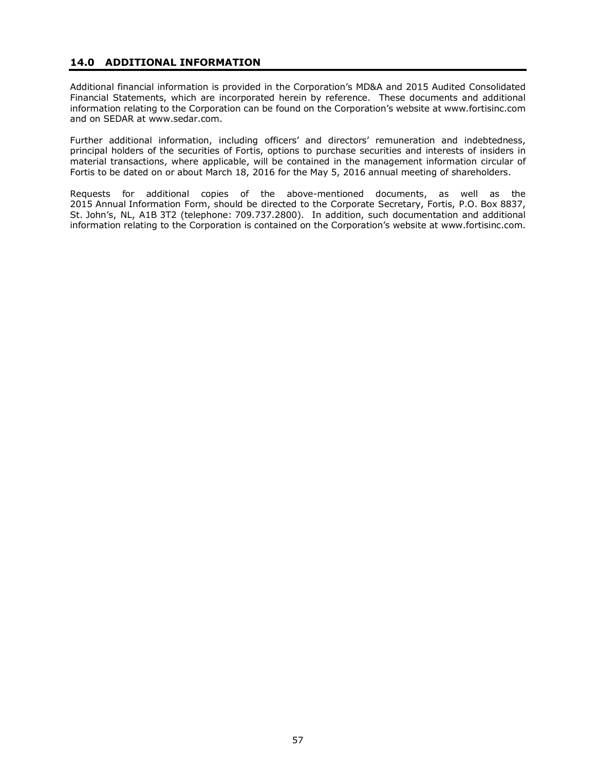## 14.0 ADDITIONAL INFORMATION

Additional financial information is provided in the Corporation's MD&A and 2015 Audited Consolidated Financial Statements, which are incorporated herein by reference. These documents and additional information relating to the Corporation can be found on the Corporation's website at www.fortisinc.com and on SEDAR at www.sedar.com.

Further additional information, including officers' and directors' remuneration and indebtedness, principal holders of the securities of Fortis, options to purchase securities and interests of insiders in material transactions, where applicable, will be contained in the management information circular of Fortis to be dated on or about March 18, 2016 for the May 5, 2016 annual meeting of shareholders.

Requests for additional copies of the above-mentioned documents, as well as the 2015 Annual Information Form, should be directed to the Corporate Secretary, Fortis, P.O. Box 8837, St. John's, NL, A1B 3T2 (telephone: 709.737.2800). In addition, such documentation and additional information relating to the Corporation is contained on the Corporation's website at www.fortisinc.com.